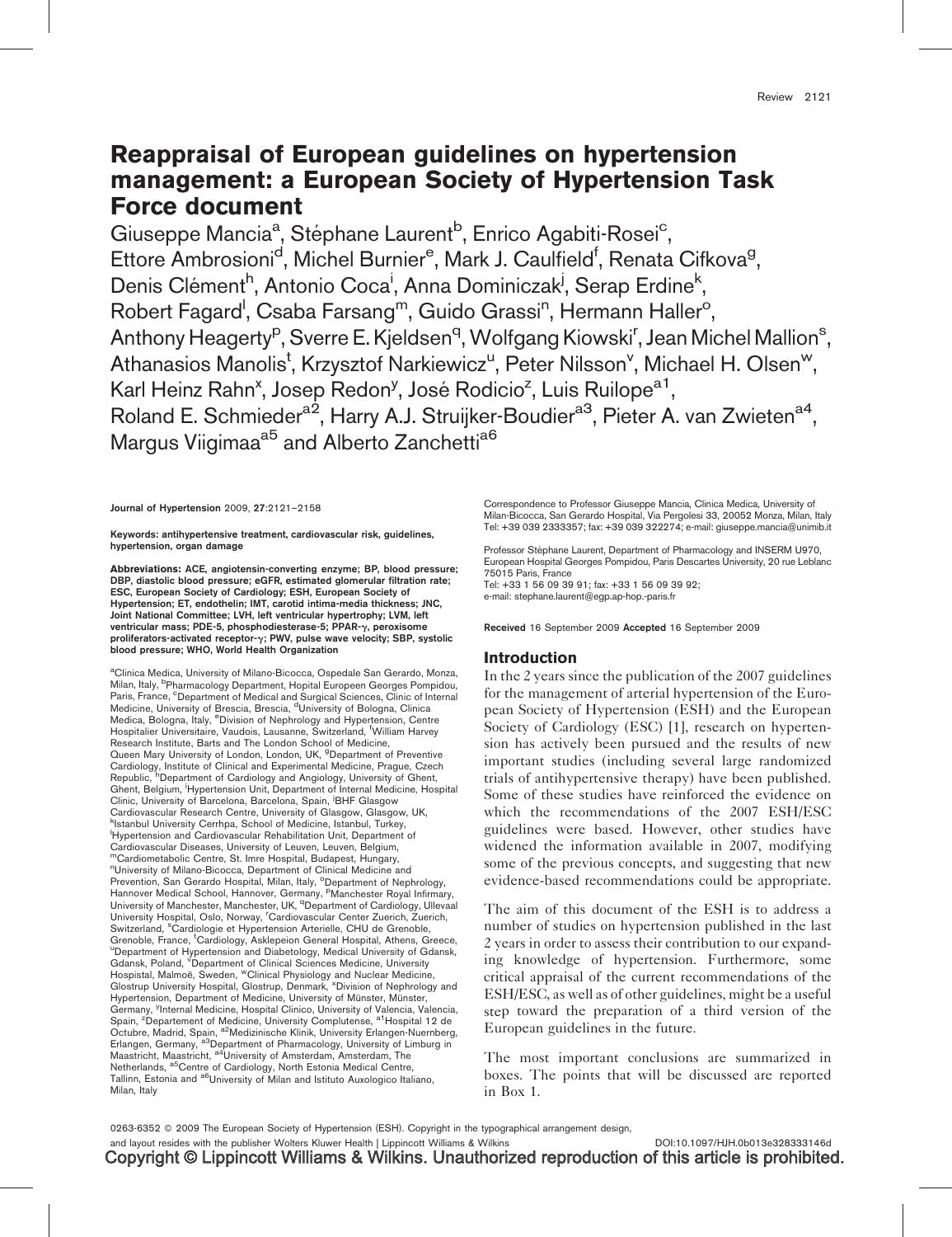# Reappraisal of European guidelines on hypertension management: a European Society of Hypertension Task Force document

Giuseppe Mancia[a], Stéphane Laurent[b], Enrico Agabiti-Rosei[c], Ettore Ambrosioni[d], Michel Burnier[e], Mark J. Caulfield[f], Renata Cifkova[g], Denis Clément[h], Antonio Coca[i], Anna Dominiczak[j], Serap Erdine[k], Robert Fagard[l], Csaba Farsang[m], Guido Grassi[n], Hermann Haller[o], Anthony Heagerty[p], Sverre E. Kjeldsen[q], Wolfgang Kiowski[r], Jean Michel Mallion[s], Athanasios Manolis[t], Krzysztof Narkiewicz[u], Peter Nilsson[v], Michael H. Olsen[w], Karl Heinz Rahn[x], Josep Redon[y], José Rodicio[z], Luis Ruilope[a1], Roland E. Schmieder[a2], Harry A.J. Struijker-Boudier[a3], Pieter A. van Zwieten[a4], Margus Viigimaa[a5] and Alberto Zanchetti[a6]

Journal of Hypertension 2009, 27:2121–2158

**Keywords:** antihypertensive treatment, cardiovascular risk, guidelines, hypertension, organ damage

**Abbreviations:** ACE, angiotensin-converting enzyme; BP, blood pressure; DBP, diastolic blood pressure; eGFR, estimated glomerular filtration rate; ESC, European Society of Cardiology; ESH, European Society of Hypertension; ET, endothelin; IMT, carotid intima-media thickness; JNC, Joint National Committee; LVH, left ventricular hypertrophy; LVM, left ventricular mass; PDE-5, phosphodiesterase-5; PPAR-γ, peroxisome proliferators-activated receptor-γ; PWV, pulse wave velocity; SBP, systolic blood pressure; WHO, World Health Organization

[a]Clinica Medica, University of Milano-Bicocca, Ospedale San Gerardo, Monza, Milan, Italy, [b]Pharmacology Department, Hopital Europeen Georges Pompidou, Paris, France, [c]Department of Medical and Surgical Sciences, Clinic of Internal Medicine, University of Brescia, Brescia, [d]University of Bologna, Clinica Medica, Bologna, Italy, [e]Division of Nephrology and Hypertension, Centre Hospitalier Universitaire, Vaudois, Lausanne, Switzerland, [f]William Harvey Research Institute, Barts and The London School of Medicine, Queen Mary University of London, London, UK, [g]Department of Preventive Cardiology, Institute of Clinical and Experimental Medicine, Prague, Czech Republic, [h]Department of Cardiology and Angiology, University of Ghent, Ghent, Belgium, [i]Hypertension Unit, Department of Internal Medicine, Hospital Clinic, University of Barcelona, Barcelona, Spain, [j]BHF Glasgow Cardiovascular Research Centre, University of Glasgow, Glasgow, UK, [k]Istanbul University Cerrhpa, School of Medicine, Istanbul, Turkey, [l]Hypertension and Cardiovascular Rehabilitation Unit, Department of Cardiovascular Diseases, University of Leuven, Leuven, Belgium, [m]Cardiometabolic Centre, St. Imre Hospital, Budapest, Hungary, [n]University of Milano-Bicocca, Department of Clinical Medicine and Prevention, San Gerardo Hospital, Milan, Italy, [o]Department of Nephrology, Hannover Medical School, Hannover, Germany, [p]Manchester Royal Infirmary, University of Manchester, Manchester, UK, [q]Department of Cardiology, Ullevaal University Hospital, Oslo, Norway, [r]Cardiovascular Center Zuerich, Zuerich, Switzerland, [s]Cardiologie et Hypertension Arterielle, CHU de Grenoble, Grenoble, France, [t]Cardiology, Asklepeion General Hospital, Athens, Greece, [u]Department of Hypertension and Diabetology, Medical University of Gdansk, Gdansk, Poland, [v]Department of Clinical Sciences Medicine, University Hospital, Malmoë, Sweden, [w]Clinical Physiology and Nuclear Medicine, Glostrup University Hospital, Glostrup, Denmark, [x]Division of Nephrology and Hypertension, Department of Medicine, University of Münster, Münster, Germany, [y]Internal Medicine, Hospital Clinico, University of Valencia, Valencia, Spain, [z]Departement of Medicine, University Complutense, [a1]Hospital 12 de Octubre, Madrid, Spain, [a2]Medizinische Klinik, University Erlangen-Nuernberg, Erlangen, Germany, [a3]Department of Pharmacology, University of Limburg in Maastricht, Maastricht, [a4]University of Amsterdam, Amsterdam, The Netherlands, [a5]Centre of Cardiology, North Estonia Medical Centre, Tallinn, Estonia and [a6]University of Milan and Istituto Auxologico Italiano, Milan, Italy

Correspondence to Professor Giuseppe Mancia, Clinica Medica, University of Milan-Bicocca, San Gerardo Hospital, Via Pergolesi 33, 20052 Monza, Milan, Italy Tel: +39 039 2333357; fax: +39 039 322274; e-mail: giuseppe.mancia@unimib.it

Professor Stéphane Laurent, Department of Pharmacology and INSERM U970, European Hospital Georges Pompidou, Paris Descartes University, 20 rue Leblanc 75015 Paris, France
Tel: +33 1 56 09 39 91; fax: +33 1 56 09 39 92;
e-mail: stephane.laurent@egp.ap-hop.-paris.fr

Received 16 September 2009 Accepted 16 September 2009

## Introduction

In the 2 years since the publication of the 2007 guidelines for the management of arterial hypertension of the European Society of Hypertension (ESH) and the European Society of Cardiology (ESC) [1], research on hypertension has actively been pursued and the results of new important studies (including several large randomized trials of antihypertensive therapy) have been published. Some of these studies have reinforced the evidence on which the recommendations of the 2007 ESH/ESC guidelines were based. However, other studies have widened the information available in 2007, modifying some of the previous concepts, and suggesting that new evidence-based recommendations could be appropriate.

The aim of this document of the ESH is to address a number of studies on hypertension published in the last 2 years in order to assess their contribution to our expanding knowledge of hypertension. Furthermore, some critical appraisal of the current recommendations of the ESH/ESC, as well as of other guidelines, might be a useful step toward the preparation of a third version of the European guidelines in the future.

The most important conclusions are summarized in boxes. The points that will be discussed are reported in Box 1.

0263-6352 © 2009 The European Society of Hypertension (ESH). Copyright in the typographical arrangement design, and layout resides with the publisher Wolters Kluwer Health | Lippincott Williams & Wilkins DOI:10.1097/HJH.0b013e328333146d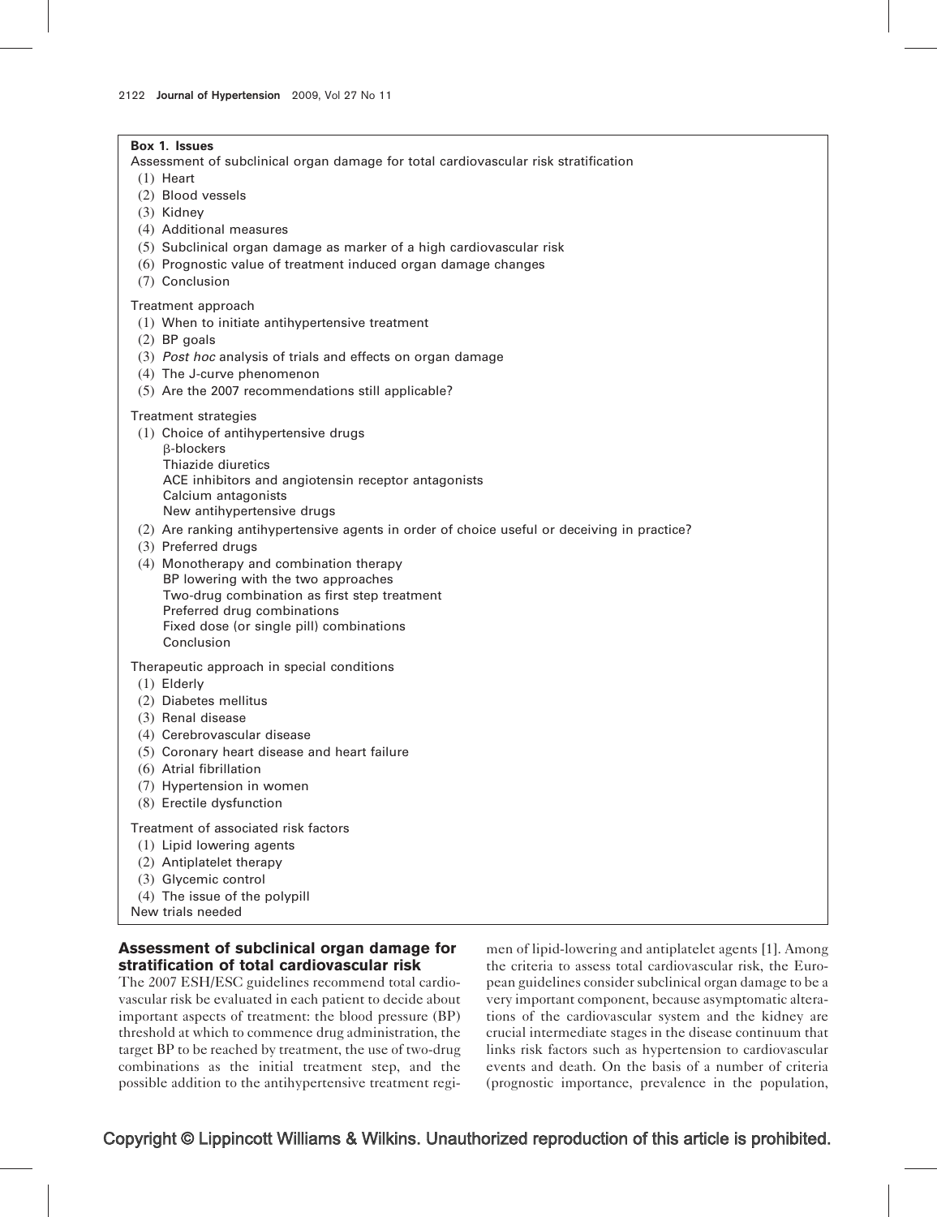**Box 1. Issues**

Assessment of subclinical organ damage for total cardiovascular risk stratification

(1) Heart
(2) Blood vessels
(3) Kidney
(4) Additional measures
(5) Subclinical organ damage as marker of a high cardiovascular risk
(6) Prognostic value of treatment induced organ damage changes
(7) Conclusion

Treatment approach

(1) When to initiate antihypertensive treatment
(2) BP goals
(3) *Post hoc* analysis of trials and effects on organ damage
(4) The J-curve phenomenon
(5) Are the 2007 recommendations still applicable?

Treatment strategies

(1) Choice of antihypertensive drugs
  - β-blockers
  - Thiazide diuretics
  - ACE inhibitors and angiotensin receptor antagonists
  - Calcium antagonists
  - New antihypertensive drugs
(2) Are ranking antihypertensive agents in order of choice useful or deceiving in practice?
(3) Preferred drugs
(4) Monotherapy and combination therapy
  - BP lowering with the two approaches
  - Two-drug combination as first step treatment
  - Preferred drug combinations
  - Fixed dose (or single pill) combinations
  - Conclusion

Therapeutic approach in special conditions

(1) Elderly
(2) Diabetes mellitus
(3) Renal disease
(4) Cerebrovascular disease
(5) Coronary heart disease and heart failure
(6) Atrial fibrillation
(7) Hypertension in women
(8) Erectile dysfunction

Treatment of associated risk factors

(1) Lipid lowering agents
(2) Antiplatelet therapy
(3) Glycemic control
(4) The issue of the polypill

New trials needed

## Assessment of subclinical organ damage for stratification of total cardiovascular risk

The 2007 ESH/ESC guidelines recommend total cardiovascular risk be evaluated in each patient to decide about important aspects of treatment: the blood pressure (BP) threshold at which to commence drug administration, the target BP to be reached by treatment, the use of two-drug combinations as the initial treatment step, and the possible addition to the antihypertensive treatment regimen of lipid-lowering and antiplatelet agents [1]. Among the criteria to assess total cardiovascular risk, the European guidelines consider subclinical organ damage to be a very important component, because asymptomatic alterations of the cardiovascular system and the kidney are crucial intermediate stages in the disease continuum that links risk factors such as hypertension to cardiovascular events and death. On the basis of a number of criteria (prognostic importance, prevalence in the population,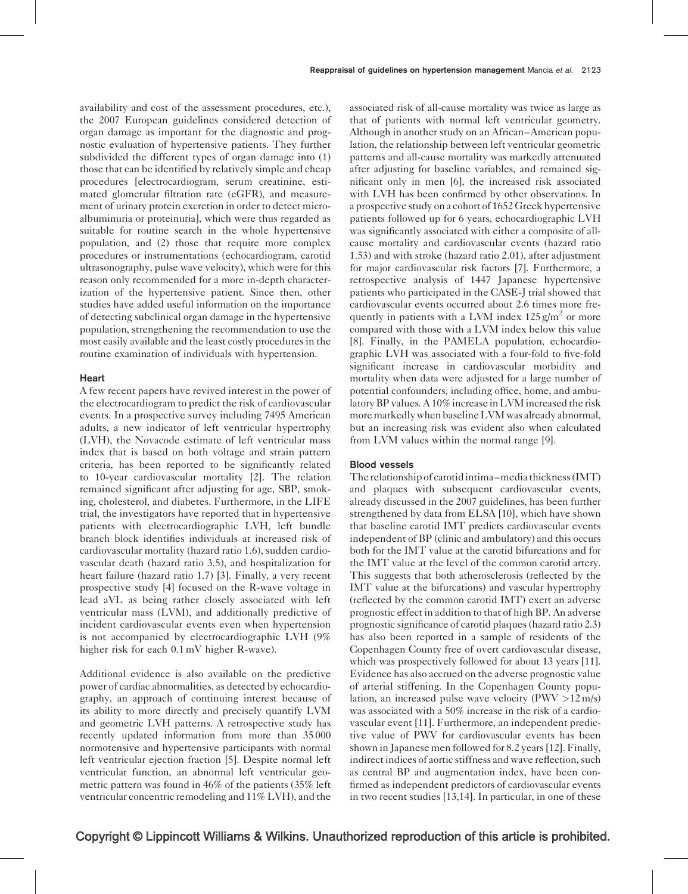availability and cost of the assessment procedures, etc.), the 2007 European guidelines considered detection of organ damage as important for the diagnostic and prognostic evaluation of hypertensive patients. They further subdivided the different types of organ damage into (1) those that can be identified by relatively simple and cheap procedures [electrocardiogram, serum creatinine, estimated glomerular filtration rate (eGFR), and measurement of urinary protein excretion in order to detect microalbuminuria or proteinuria], which were thus regarded as suitable for routine search in the whole hypertensive population, and (2) those that require more complex procedures or instrumentations (echocardiogram, carotid ultrasonography, pulse wave velocity), which were for this reason only recommended for a more in-depth characterization of the hypertensive patient. Since then, other studies have added useful information on the importance of detecting subclinical organ damage in the hypertensive population, strengthening the recommendation to use the most easily available and the least costly procedures in the routine examination of individuals with hypertension.

### Heart

A few recent papers have revived interest in the power of the electrocardiogram to predict the risk of cardiovascular events. In a prospective survey including 7495 American adults, a new indicator of left ventricular hypertrophy (LVH), the Novacode estimate of left ventricular mass index that is based on both voltage and strain pattern criteria, has been reported to be significantly related to 10-year cardiovascular mortality [2]. The relation remained significant after adjusting for age, SBP, smoking, cholesterol, and diabetes. Furthermore, in the LIFE trial, the investigators have reported that in hypertensive patients with electrocardiographic LVH, left bundle branch block identifies individuals at increased risk of cardiovascular mortality (hazard ratio 1.6), sudden cardiovascular death (hazard ratio 3.5), and hospitalization for heart failure (hazard ratio 1.7) [3]. Finally, a very recent prospective study [4] focused on the R-wave voltage in lead aVL as being rather closely associated with left ventricular mass (LVM), and additionally predictive of incident cardiovascular events even when hypertension is not accompanied by electrocardiographic LVH (9% higher risk for each 0.1 mV higher R-wave).

Additional evidence is also available on the predictive power of cardiac abnormalities, as detected by echocardiography, an approach of continuing interest because of its ability to more directly and precisely quantify LVM and geometric LVH patterns. A retrospective study has recently updated information from more than 35 000 normotensive and hypertensive participants with normal left ventricular ejection fraction [5]. Despite normal left ventricular function, an abnormal left ventricular geometric pattern was found in 46% of the patients (35% left ventricular concentric remodeling and 11% LVH), and the associated risk of all-cause mortality was twice as large as that of patients with normal left ventricular geometry. Although in another study on an African–American population, the relationship between left ventricular geometric patterns and all-cause mortality was markedly attenuated after adjusting for baseline variables, and remained significant only in men [6], the increased risk associated with LVH has been confirmed by other observations. In a prospective study on a cohort of 1652 Greek hypertensive patients followed up for 6 years, echocardiographic LVH was significantly associated with either a composite of all-cause mortality and cardiovascular events (hazard ratio 1.53) and with stroke (hazard ratio 2.01), after adjustment for major cardiovascular risk factors [7]. Furthermore, a retrospective analysis of 1447 Japanese hypertensive patients who participated in the CASE-J trial showed that cardiovascular events occurred about 2.6 times more frequently in patients with a LVM index 125 g/m$^2$ or more compared with those with a LVM index below this value [8]. Finally, in the PAMELA population, echocardiographic LVH was associated with a four-fold to five-fold significant increase in cardiovascular morbidity and mortality when data were adjusted for a large number of potential confounders, including office, home, and ambulatory BP values. A 10% increase in LVM increased the risk more markedly when baseline LVM was already abnormal, but an increasing risk was evident also when calculated from LVM values within the normal range [9].

### Blood vessels

The relationship of carotid intima–media thickness (IMT) and plaques with subsequent cardiovascular events, already discussed in the 2007 guidelines, has been further strengthened by data from ELSA [10], which have shown that baseline carotid IMT predicts cardiovascular events independent of BP (clinic and ambulatory) and this occurs both for the IMT value at the carotid bifurcations and for the IMT value at the level of the common carotid artery. This suggests that both atherosclerosis (reflected by the IMT value at the bifurcations) and vascular hypertrophy (reflected by the common carotid IMT) exert an adverse prognostic effect in addition to that of high BP. An adverse prognostic significance of carotid plaques (hazard ratio 2.3) has also been reported in a sample of residents of the Copenhagen County free of overt cardiovascular disease, which was prospectively followed for about 13 years [11]. Evidence has also accrued on the adverse prognostic value of arterial stiffening. In the Copenhagen County population, an increased pulse wave velocity (PWV >12 m/s) was associated with a 50% increase in the risk of a cardiovascular event [11]. Furthermore, an independent predictive value of PWV for cardiovascular events has been shown in Japanese men followed for 8.2 years [12]. Finally, indirect indices of aortic stiffness and wave reflection, such as central BP and augmentation index, have been confirmed as independent predictors of cardiovascular events in two recent studies [13,14]. In particular, in one of these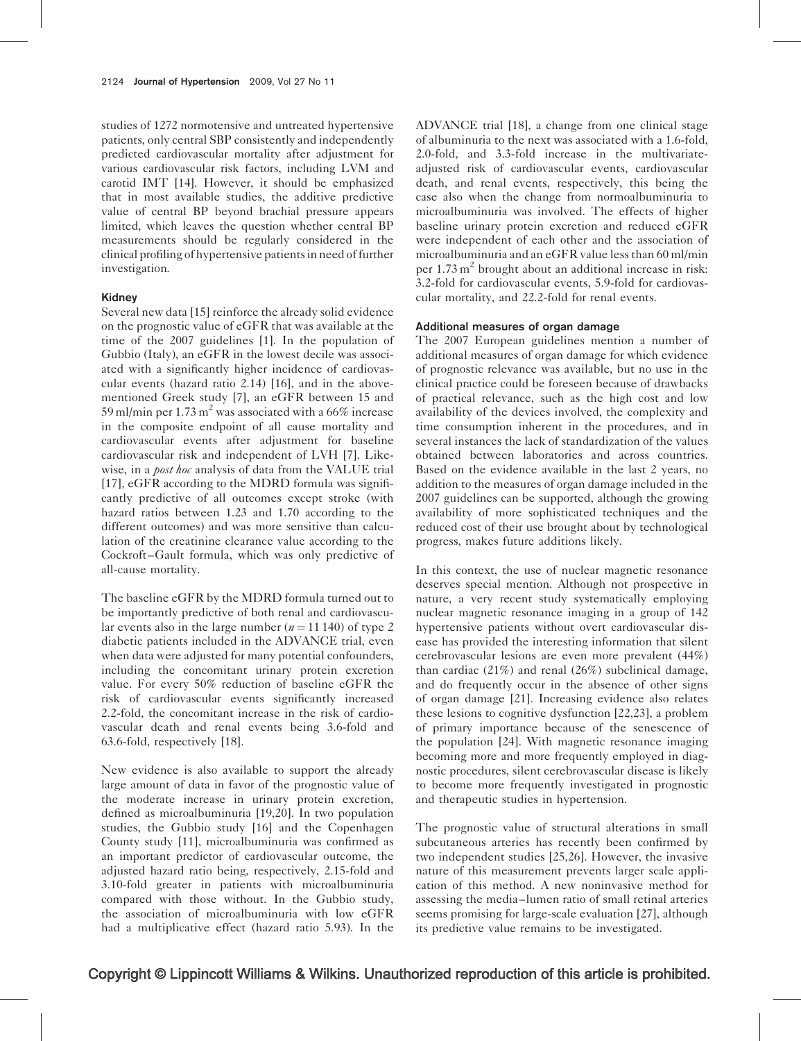studies of 1272 normotensive and untreated hypertensive patients, only central SBP consistently and independently predicted cardiovascular mortality after adjustment for various cardiovascular risk factors, including LVM and carotid IMT [14]. However, it should be emphasized that in most available studies, the additive predictive value of central BP beyond brachial pressure appears limited, which leaves the question whether central BP measurements should be regularly considered in the clinical profiling of hypertensive patients in need of further investigation.

### Kidney

Several new data [15] reinforce the already solid evidence on the prognostic value of eGFR that was available at the time of the 2007 guidelines [1]. In the population of Gubbio (Italy), an eGFR in the lowest decile was associated with a significantly higher incidence of cardiovascular events (hazard ratio 2.14) [16], and in the above-mentioned Greek study [7], an eGFR between 15 and 59 ml/min per 1.73 $m^2$ was associated with a 66% increase in the composite endpoint of all cause mortality and cardiovascular events after adjustment for baseline cardiovascular risk and independent of LVH [7]. Likewise, in a *post hoc* analysis of data from the VALUE trial [17], eGFR according to the MDRD formula was significantly predictive of all outcomes except stroke (with hazard ratios between 1.23 and 1.70 according to the different outcomes) and was more sensitive than calculation of the creatinine clearance value according to the Cockroft–Gault formula, which was only predictive of all-cause mortality.

The baseline eGFR by the MDRD formula turned out to be importantly predictive of both renal and cardiovascular events also in the large number ($n = 11\,140$) of type 2 diabetic patients included in the ADVANCE trial, even when data were adjusted for many potential confounders, including the concomitant urinary protein excretion value. For every 50% reduction of baseline eGFR the risk of cardiovascular events significantly increased 2.2-fold, the concomitant increase in the risk of cardiovascular death and renal events being 3.6-fold and 63.6-fold, respectively [18].

New evidence is also available to support the already large amount of data in favor of the prognostic value of the moderate increase in urinary protein excretion, defined as microalbuminuria [19,20]. In two population studies, the Gubbio study [16] and the Copenhagen County study [11], microalbuminuria was confirmed as an important predictor of cardiovascular outcome, the adjusted hazard ratio being, respectively, 2.15-fold and 3.10-fold greater in patients with microalbuminuria compared with those without. In the Gubbio study, the association of microalbuminuria with low eGFR had a multiplicative effect (hazard ratio 5.93). In the ADVANCE trial [18], a change from one clinical stage of albuminuria to the next was associated with a 1.6-fold, 2.0-fold, and 3.3-fold increase in the multivariate-adjusted risk of cardiovascular events, cardiovascular death, and renal events, respectively, this being the case also when the change from normoalbuminuria to microalbuminuria was involved. The effects of higher baseline urinary protein excretion and reduced eGFR were independent of each other and the association of microalbuminuria and an eGFR value less than 60 ml/min per 1.73 $m^2$ brought about an additional increase in risk: 3.2-fold for cardiovascular events, 5.9-fold for cardiovascular mortality, and 22.2-fold for renal events.

### Additional measures of organ damage

The 2007 European guidelines mention a number of additional measures of organ damage for which evidence of prognostic relevance was available, but no use in the clinical practice could be foreseen because of drawbacks of practical relevance, such as the high cost and low availability of the devices involved, the complexity and time consumption inherent in the procedures, and in several instances the lack of standardization of the values obtained between laboratories and across countries. Based on the evidence available in the last 2 years, no addition to the measures of organ damage included in the 2007 guidelines can be supported, although the growing availability of more sophisticated techniques and the reduced cost of their use brought about by technological progress, makes future additions likely.

In this context, the use of nuclear magnetic resonance deserves special mention. Although not prospective in nature, a very recent study systematically employing nuclear magnetic resonance imaging in a group of 142 hypertensive patients without overt cardiovascular disease has provided the interesting information that silent cerebrovascular lesions are even more prevalent (44%) than cardiac (21%) and renal (26%) subclinical damage, and do frequently occur in the absence of other signs of organ damage [21]. Increasing evidence also relates these lesions to cognitive dysfunction [22,23], a problem of primary importance because of the senescence of the population [24]. With magnetic resonance imaging becoming more and more frequently employed in diagnostic procedures, silent cerebrovascular disease is likely to become more frequently investigated in prognostic and therapeutic studies in hypertension.

The prognostic value of structural alterations in small subcutaneous arteries has recently been confirmed by two independent studies [25,26]. However, the invasive nature of this measurement prevents larger scale application of this method. A new noninvasive method for assessing the media–lumen ratio of small retinal arteries seems promising for large-scale evaluation [27], although its predictive value remains to be investigated.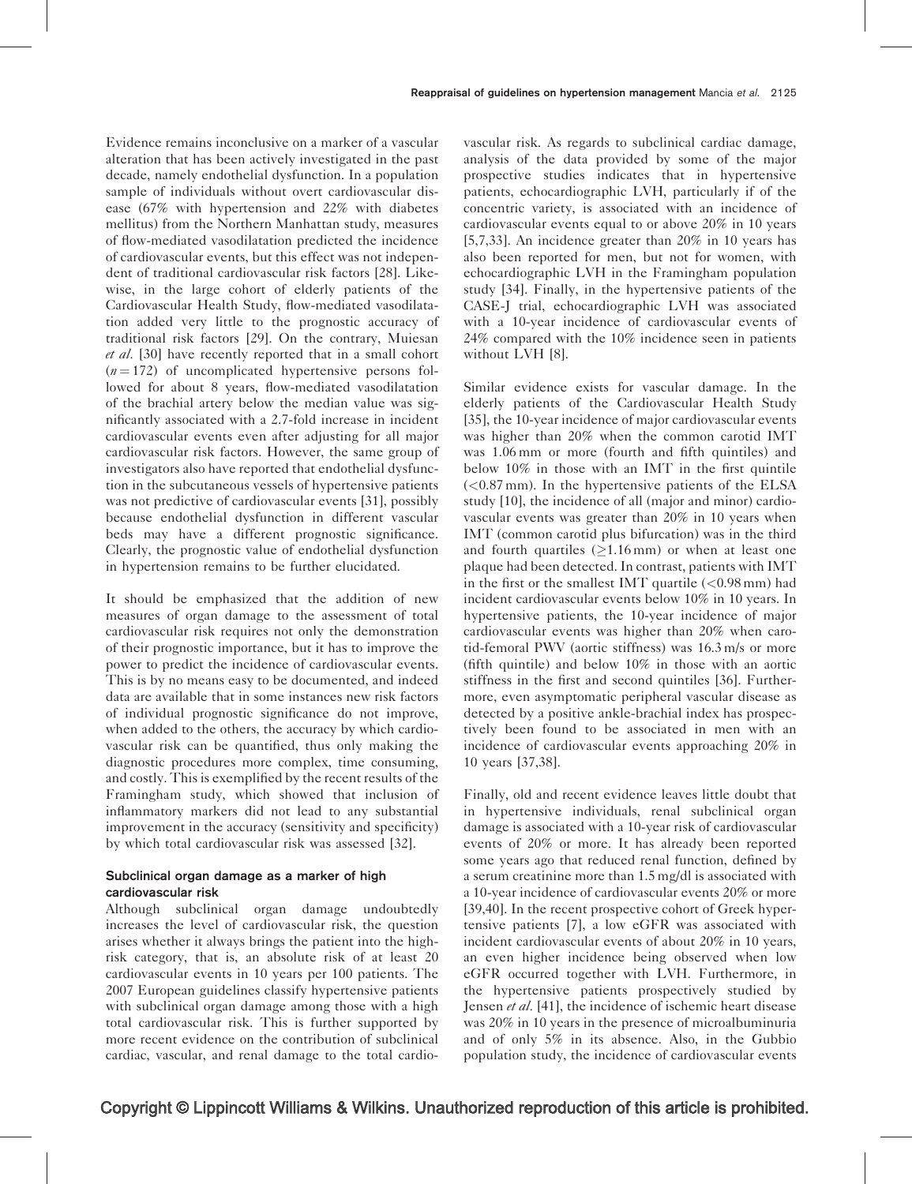Evidence remains inconclusive on a marker of a vascular alteration that has been actively investigated in the past decade, namely endothelial dysfunction. In a population sample of individuals without overt cardiovascular disease (67% with hypertension and 22% with diabetes mellitus) from the Northern Manhattan study, measures of flow-mediated vasodilatation predicted the incidence of cardiovascular events, but this effect was not independent of traditional cardiovascular risk factors [28]. Likewise, in the large cohort of elderly patients of the Cardiovascular Health Study, flow-mediated vasodilatation added very little to the prognostic accuracy of traditional risk factors [29]. On the contrary, Muiesan *et al.* [30] have recently reported that in a small cohort ($n = 172$) of uncomplicated hypertensive persons followed for about 8 years, flow-mediated vasodilatation of the brachial artery below the median value was significantly associated with a 2.7-fold increase in incident cardiovascular events even after adjusting for all major cardiovascular risk factors. However, the same group of investigators also have reported that endothelial dysfunction in the subcutaneous vessels of hypertensive patients was not predictive of cardiovascular events [31], possibly because endothelial dysfunction in different vascular beds may have a different prognostic significance. Clearly, the prognostic value of endothelial dysfunction in hypertension remains to be further elucidated.

It should be emphasized that the addition of new measures of organ damage to the assessment of total cardiovascular risk requires not only the demonstration of their prognostic importance, but it has to improve the power to predict the incidence of cardiovascular events. This is by no means easy to be documented, and indeed data are available that in some instances new risk factors of individual prognostic significance do not improve, when added to the others, the accuracy by which cardiovascular risk can be quantified, thus only making the diagnostic procedures more complex, time consuming, and costly. This is exemplified by the recent results of the Framingham study, which showed that inclusion of inflammatory markers did not lead to any substantial improvement in the accuracy (sensitivity and specificity) by which total cardiovascular risk was assessed [32].

### Subclinical organ damage as a marker of high cardiovascular risk

Although subclinical organ damage undoubtedly increases the level of cardiovascular risk, the question arises whether it always brings the patient into the high-risk category, that is, an absolute risk of at least 20 cardiovascular events in 10 years per 100 patients. The 2007 European guidelines classify hypertensive patients with subclinical organ damage among those with a high total cardiovascular risk. This is further supported by more recent evidence on the contribution of subclinical cardiac, vascular, and renal damage to the total cardiovascular risk. As regards to subclinical cardiac damage, analysis of the data provided by some of the major prospective studies indicates that in hypertensive patients, echocardiographic LVH, particularly if of the concentric variety, is associated with an incidence of cardiovascular events equal to or above 20% in 10 years [5,7,33]. An incidence greater than 20% in 10 years has also been reported for men, but not for women, with echocardiographic LVH in the Framingham population study [34]. Finally, in the hypertensive patients of the CASE-J trial, echocardiographic LVH was associated with a 10-year incidence of cardiovascular events of 24% compared with the 10% incidence seen in patients without LVH [8].

Similar evidence exists for vascular damage. In the elderly patients of the Cardiovascular Health Study [35], the 10-year incidence of major cardiovascular events was higher than 20% when the common carotid IMT was 1.06 mm or more (fourth and fifth quintiles) and below 10% in those with an IMT in the first quintile ($<$0.87 mm). In the hypertensive patients of the ELSA study [10], the incidence of all (major and minor) cardiovascular events was greater than 20% in 10 years when IMT (common carotid plus bifurcation) was in the third and fourth quartiles ($\geq$1.16 mm) or when at least one plaque had been detected. In contrast, patients with IMT in the first or the smallest IMT quartile ($<$0.98 mm) had incident cardiovascular events below 10% in 10 years. In hypertensive patients, the 10-year incidence of major cardiovascular events was higher than 20% when carotid-femoral PWV (aortic stiffness) was 16.3 m/s or more (fifth quintile) and below 10% in those with an aortic stiffness in the first and second quintiles [36]. Furthermore, even asymptomatic peripheral vascular disease as detected by a positive ankle-brachial index has prospectively been found to be associated in men with an incidence of cardiovascular events approaching 20% in 10 years [37,38].

Finally, old and recent evidence leaves little doubt that in hypertensive individuals, renal subclinical organ damage is associated with a 10-year risk of cardiovascular events of 20% or more. It has already been reported some years ago that reduced renal function, defined by a serum creatinine more than 1.5 mg/dl is associated with a 10-year incidence of cardiovascular events 20% or more [39,40]. In the recent prospective cohort of Greek hypertensive patients [7], a low eGFR was associated with incident cardiovascular events of about 20% in 10 years, an even higher incidence being observed when low eGFR occurred together with LVH. Furthermore, in the hypertensive patients prospectively studied by Jensen *et al.* [41], the incidence of ischemic heart disease was 20% in 10 years in the presence of microalbuminuria and of only 5% in its absence. Also, in the Gubbio population study, the incidence of cardiovascular events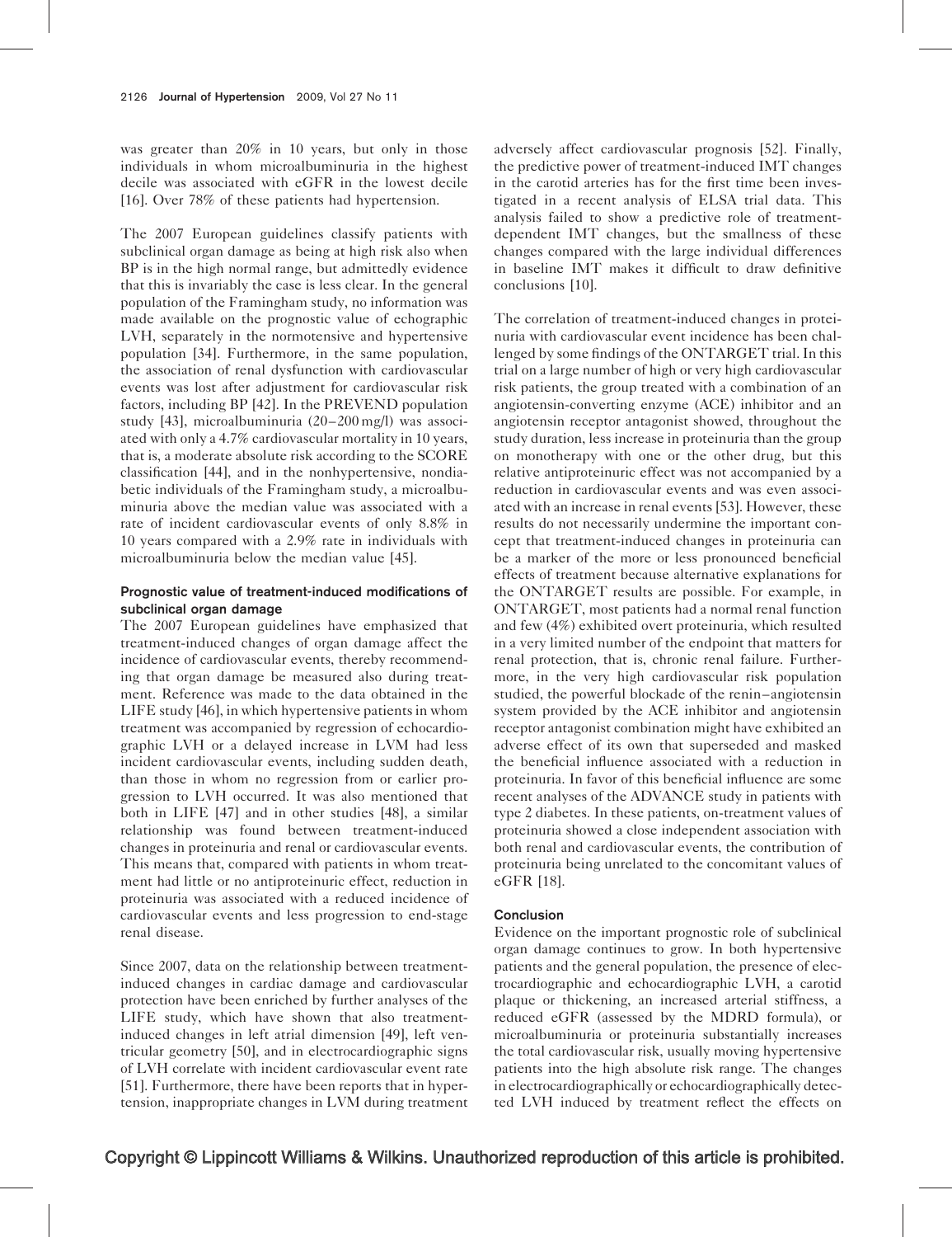was greater than 20% in 10 years, but only in those individuals in whom microalbuminuria in the highest decile was associated with eGFR in the lowest decile [16]. Over 78% of these patients had hypertension.

The 2007 European guidelines classify patients with subclinical organ damage as being at high risk also when BP is in the high normal range, but admittedly evidence that this is invariably the case is less clear. In the general population of the Framingham study, no information was made available on the prognostic value of echographic LVH, separately in the normotensive and hypertensive population [34]. Furthermore, in the same population, the association of renal dysfunction with cardiovascular events was lost after adjustment for cardiovascular risk factors, including BP [42]. In the PREVEND population study [43], microalbuminuria (20–200 mg/l) was associated with only a 4.7% cardiovascular mortality in 10 years, that is, a moderate absolute risk according to the SCORE classification [44], and in the nonhypertensive, nondiabetic individuals of the Framingham study, a microalbuminuria above the median value was associated with a rate of incident cardiovascular events of only 8.8% in 10 years compared with a 2.9% rate in individuals with microalbuminuria below the median value [45].

### Prognostic value of treatment-induced modifications of subclinical organ damage

The 2007 European guidelines have emphasized that treatment-induced changes of organ damage affect the incidence of cardiovascular events, thereby recommending that organ damage be measured also during treatment. Reference was made to the data obtained in the LIFE study [46], in which hypertensive patients in whom treatment was accompanied by regression of echocardiographic LVH or a delayed increase in LVM had less incident cardiovascular events, including sudden death, than those in whom no regression from or earlier progression to LVH occurred. It was also mentioned that both in LIFE [47] and in other studies [48], a similar relationship was found between treatment-induced changes in proteinuria and renal or cardiovascular events. This means that, compared with patients in whom treatment had little or no antiproteinuric effect, reduction in proteinuria was associated with a reduced incidence of cardiovascular events and less progression to end-stage renal disease.

Since 2007, data on the relationship between treatment-induced changes in cardiac damage and cardiovascular protection have been enriched by further analyses of the LIFE study, which have shown that also treatment-induced changes in left atrial dimension [49], left ventricular geometry [50], and in electrocardiographic signs of LVH correlate with incident cardiovascular event rate [51]. Furthermore, there have been reports that in hypertension, inappropriate changes in LVM during treatment adversely affect cardiovascular prognosis [52]. Finally, the predictive power of treatment-induced IMT changes in the carotid arteries has for the first time been investigated in a recent analysis of ELSA trial data. This analysis failed to show a predictive role of treatment-dependent IMT changes, but the smallness of these changes compared with the large individual differences in baseline IMT makes it difficult to draw definitive conclusions [10].

The correlation of treatment-induced changes in proteinuria with cardiovascular event incidence has been challenged by some findings of the ONTARGET trial. In this trial on a large number of high or very high cardiovascular risk patients, the group treated with a combination of an angiotensin-converting enzyme (ACE) inhibitor and an angiotensin receptor antagonist showed, throughout the study duration, less increase in proteinuria than the group on monotherapy with one or the other drug, but this relative antiproteinuric effect was not accompanied by a reduction in cardiovascular events and was even associated with an increase in renal events [53]. However, these results do not necessarily undermine the important concept that treatment-induced changes in proteinuria can be a marker of the more or less pronounced beneficial effects of treatment because alternative explanations for the ONTARGET results are possible. For example, in ONTARGET, most patients had a normal renal function and few (4%) exhibited overt proteinuria, which resulted in a very limited number of the endpoint that matters for renal protection, that is, chronic renal failure. Furthermore, in the very high cardiovascular risk population studied, the powerful blockade of the renin–angiotensin system provided by the ACE inhibitor and angiotensin receptor antagonist combination might have exhibited an adverse effect of its own that superseded and masked the beneficial influence associated with a reduction in proteinuria. In favor of this beneficial influence are some recent analyses of the ADVANCE study in patients with type 2 diabetes. In these patients, on-treatment values of proteinuria showed a close independent association with both renal and cardiovascular events, the contribution of proteinuria being unrelated to the concomitant values of eGFR [18].

### Conclusion

Evidence on the important prognostic role of subclinical organ damage continues to grow. In both hypertensive patients and the general population, the presence of electrocardiographic and echocardiographic LVH, a carotid plaque or thickening, an increased arterial stiffness, a reduced eGFR (assessed by the MDRD formula), or microalbuminuria or proteinuria substantially increases the total cardiovascular risk, usually moving hypertensive patients into the high absolute risk range. The changes in electrocardiographically or echocardiographically detected LVH induced by treatment reflect the effects on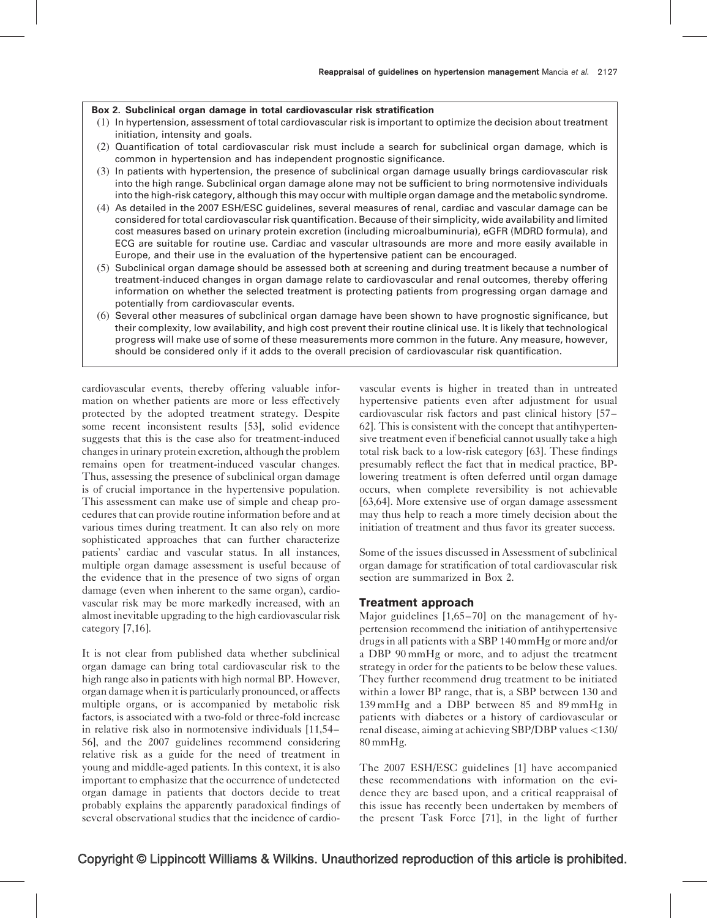**Box 2. Subclinical organ damage in total cardiovascular risk stratification**

(1) In hypertension, assessment of total cardiovascular risk is important to optimize the decision about treatment initiation, intensity and goals.
(2) Quantification of total cardiovascular risk must include a search for subclinical organ damage, which is common in hypertension and has independent prognostic significance.
(3) In patients with hypertension, the presence of subclinical organ damage usually brings cardiovascular risk into the high range. Subclinical organ damage alone may not be sufficient to bring normotensive individuals into the high-risk category, although this may occur with multiple organ damage and the metabolic syndrome.
(4) As detailed in the 2007 ESH/ESC guidelines, several measures of renal, cardiac and vascular damage can be considered for total cardiovascular risk quantification. Because of their simplicity, wide availability and limited cost measures based on urinary protein excretion (including microalbuminuria), eGFR (MDRD formula), and ECG are suitable for routine use. Cardiac and vascular ultrasounds are more and more easily available in Europe, and their use in the evaluation of the hypertensive patient can be encouraged.
(5) Subclinical organ damage should be assessed both at screening and during treatment because a number of treatment-induced changes in organ damage relate to cardiovascular and renal outcomes, thereby offering information on whether the selected treatment is protecting patients from progressing organ damage and potentially from cardiovascular events.
(6) Several other measures of subclinical organ damage have been shown to have prognostic significance, but their complexity, low availability, and high cost prevent their routine clinical use. It is likely that technological progress will make use of some of these measurements more common in the future. Any measure, however, should be considered only if it adds to the overall precision of cardiovascular risk quantification.

cardiovascular events, thereby offering valuable information on whether patients are more or less effectively protected by the adopted treatment strategy. Despite some recent inconsistent results [53], solid evidence suggests that this is the case also for treatment-induced changes in urinary protein excretion, although the problem remains open for treatment-induced vascular changes. Thus, assessing the presence of subclinical organ damage is of crucial importance in the hypertensive population. This assessment can make use of simple and cheap procedures that can provide routine information before and at various times during treatment. It can also rely on more sophisticated approaches that can further characterize patients' cardiac and vascular status. In all instances, multiple organ damage assessment is useful because of the evidence that in the presence of two signs of organ damage (even when inherent to the same organ), cardiovascular risk may be more markedly increased, with an almost inevitable upgrading to the high cardiovascular risk category [7,16].

It is not clear from published data whether subclinical organ damage can bring total cardiovascular risk to the high range also in patients with high normal BP. However, organ damage when it is particularly pronounced, or affects multiple organs, or is accompanied by metabolic risk factors, is associated with a two-fold or three-fold increase in relative risk also in normotensive individuals [11,54–56], and the 2007 guidelines recommend considering relative risk as a guide for the need of treatment in young and middle-aged patients. In this context, it is also important to emphasize that the occurrence of undetected organ damage in patients that doctors decide to treat probably explains the apparently paradoxical findings of several observational studies that the incidence of cardiovascular events is higher in treated than in untreated hypertensive patients even after adjustment for usual cardiovascular risk factors and past clinical history [57–62]. This is consistent with the concept that antihypertensive treatment even if beneficial cannot usually take a high total risk back to a low-risk category [63]. These findings presumably reflect the fact that in medical practice, BP-lowering treatment is often deferred until organ damage occurs, when complete reversibility is not achievable [63,64]. More extensive use of organ damage assessment may thus help to reach a more timely decision about the initiation of treatment and thus favor its greater success.

Some of the issues discussed in Assessment of subclinical organ damage for stratification of total cardiovascular risk section are summarized in Box 2.

## Treatment approach

Major guidelines [1,65–70] on the management of hypertension recommend the initiation of antihypertensive drugs in all patients with a SBP 140 mmHg or more and/or a DBP 90 mmHg or more, and to adjust the treatment strategy in order for the patients to be below these values. They further recommend drug treatment to be initiated within a lower BP range, that is, a SBP between 130 and 139 mmHg and a DBP between 85 and 89 mmHg in patients with diabetes or a history of cardiovascular or renal disease, aiming at achieving SBP/DBP values <130/80 mmHg.

The 2007 ESH/ESC guidelines [1] have accompanied these recommendations with information on the evidence they are based upon, and a critical reappraisal of this issue has recently been undertaken by members of the present Task Force [71], in the light of further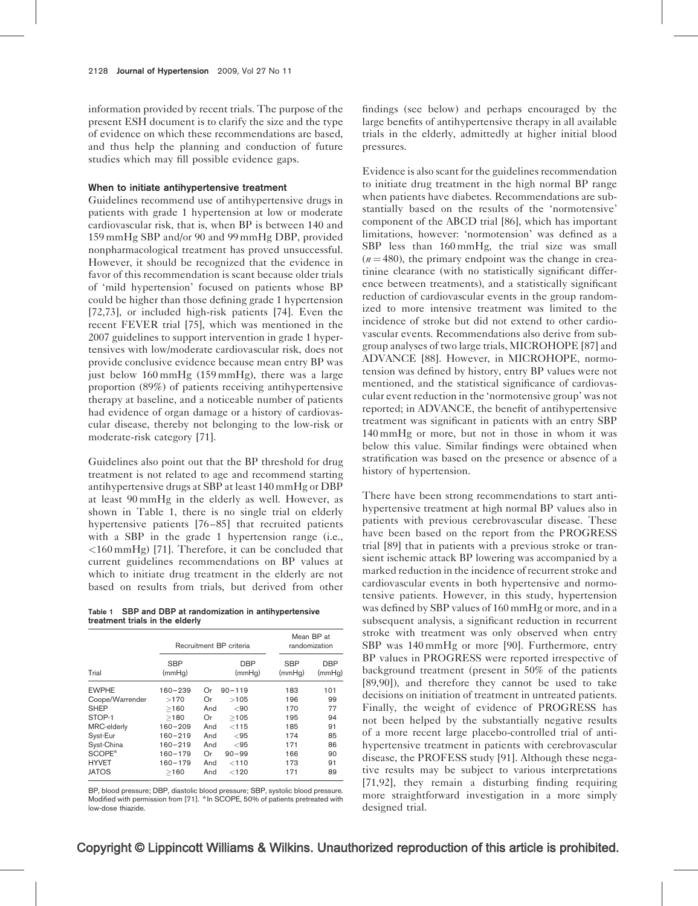information provided by recent trials. The purpose of the present ESH document is to clarify the size and the type of evidence on which these recommendations are based, and thus help the planning and conduction of future studies which may fill possible evidence gaps.

### When to initiate antihypertensive treatment

Guidelines recommend use of antihypertensive drugs in patients with grade 1 hypertension at low or moderate cardiovascular risk, that is, when BP is between 140 and 159 mmHg SBP and/or 90 and 99 mmHg DBP, provided nonpharmacological treatment has proved unsuccessful. However, it should be recognized that the evidence in favor of this recommendation is scant because older trials of 'mild hypertension' focused on patients whose BP could be higher than those defining grade 1 hypertension [72,73], or included high-risk patients [74]. Even the recent FEVER trial [75], which was mentioned in the 2007 guidelines to support intervention in grade 1 hypertensives with low/moderate cardiovascular risk, does not provide conclusive evidence because mean entry BP was just below 160 mmHg (159 mmHg), there was a large proportion (89%) of patients receiving antihypertensive therapy at baseline, and a noticeable number of patients had evidence of organ damage or a history of cardiovascular disease, thereby not belonging to the low-risk or moderate-risk category [71].

Guidelines also point out that the BP threshold for drug treatment is not related to age and recommend starting antihypertensive drugs at SBP at least 140 mmHg or DBP at least 90 mmHg in the elderly as well. However, as shown in Table 1, there is no single trial on elderly hypertensive patients [76–85] that recruited patients with a SBP in the grade 1 hypertension range (i.e., <160 mmHg) [71]. Therefore, it can be concluded that current guidelines recommendations on BP values at which to initiate drug treatment in the elderly are not based on results from trials, but derived from other findings (see below) and perhaps encouraged by the large benefits of antihypertensive therapy in all available trials in the elderly, admittedly at higher initial blood pressures.

**Table 1 SBP and DBP at randomization in antihypertensive treatment trials in the elderly**

| Trial | Recruitment BP criteria | | | Mean BP at randomization | |
|---|---|---|---|---|---|
| | SBP (mmHg) | | DBP (mmHg) | SBP (mmHg) | DBP (mmHg) |
| EWPHE | 160–239 | Or | 90–119 | 183 | 101 |
| Coope/Warrender | >170 | Or | >105 | 196 | 99 |
| SHEP | ≥160 | And | <90 | 170 | 77 |
| STOP-1 | ≥180 | Or | ≥105 | 195 | 94 |
| MRC-elderly | 160–209 | And | <115 | 185 | 91 |
| Syst-Eur | 160–219 | And | <95 | 174 | 85 |
| Syst-China | 160–219 | And | <95 | 171 | 86 |
| SCOPE[a] | 160–179 | Or | 90–99 | 166 | 90 |
| HYVET | 160–179 | And | <110 | 173 | 91 |
| JATOS | ≥160 | And | <120 | 171 | 89 |

BP, blood pressure; DBP, diastolic blood pressure; SBP, systolic blood pressure. Modified with permission from [71]. [a] In SCOPE, 50% of patients pretreated with low-dose thiazide.

Evidence is also scant for the guidelines recommendation to initiate drug treatment in the high normal BP range when patients have diabetes. Recommendations are substantially based on the results of the 'normotensive' component of the ABCD trial [86], which has important limitations, however: 'normotension' was defined as a SBP less than 160 mmHg, the trial size was small ($n = 480$), the primary endpoint was the change in creatinine clearance (with no statistically significant difference between treatments), and a statistically significant reduction of cardiovascular events in the group randomized to more intensive treatment was limited to the incidence of stroke but did not extend to other cardiovascular events. Recommendations also derive from subgroup analyses of two large trials, MICROHOPE [87] and ADVANCE [88]. However, in MICROHOPE, normotension was defined by history, entry BP values were not mentioned, and the statistical significance of cardiovascular event reduction in the 'normotensive group' was not reported; in ADVANCE, the benefit of antihypertensive treatment was significant in patients with an entry SBP 140 mmHg or more, but not in those in whom it was below this value. Similar findings were obtained when stratification was based on the presence or absence of a history of hypertension.

There have been strong recommendations to start antihypertensive treatment at high normal BP values also in patients with previous cerebrovascular disease. These have been based on the report from the PROGRESS trial [89] that in patients with a previous stroke or transient ischemic attack BP lowering was accompanied by a marked reduction in the incidence of recurrent stroke and cardiovascular events in both hypertensive and normotensive patients. However, in this study, hypertension was defined by SBP values of 160 mmHg or more, and in a subsequent analysis, a significant reduction in recurrent stroke with treatment was only observed when entry SBP was 140 mmHg or more [90]. Furthermore, entry BP values in PROGRESS were reported irrespective of background treatment (present in 50% of the patients [89,90]), and therefore they cannot be used to take decisions on initiation of treatment in untreated patients. Finally, the weight of evidence of PROGRESS has not been helped by the substantially negative results of a more recent large placebo-controlled trial of antihypertensive treatment in patients with cerebrovascular disease, the PROFESS study [91]. Although these negative results may be subject to various interpretations [71,92], they remain a disturbing finding requiring more straightforward investigation in a more simply designed trial.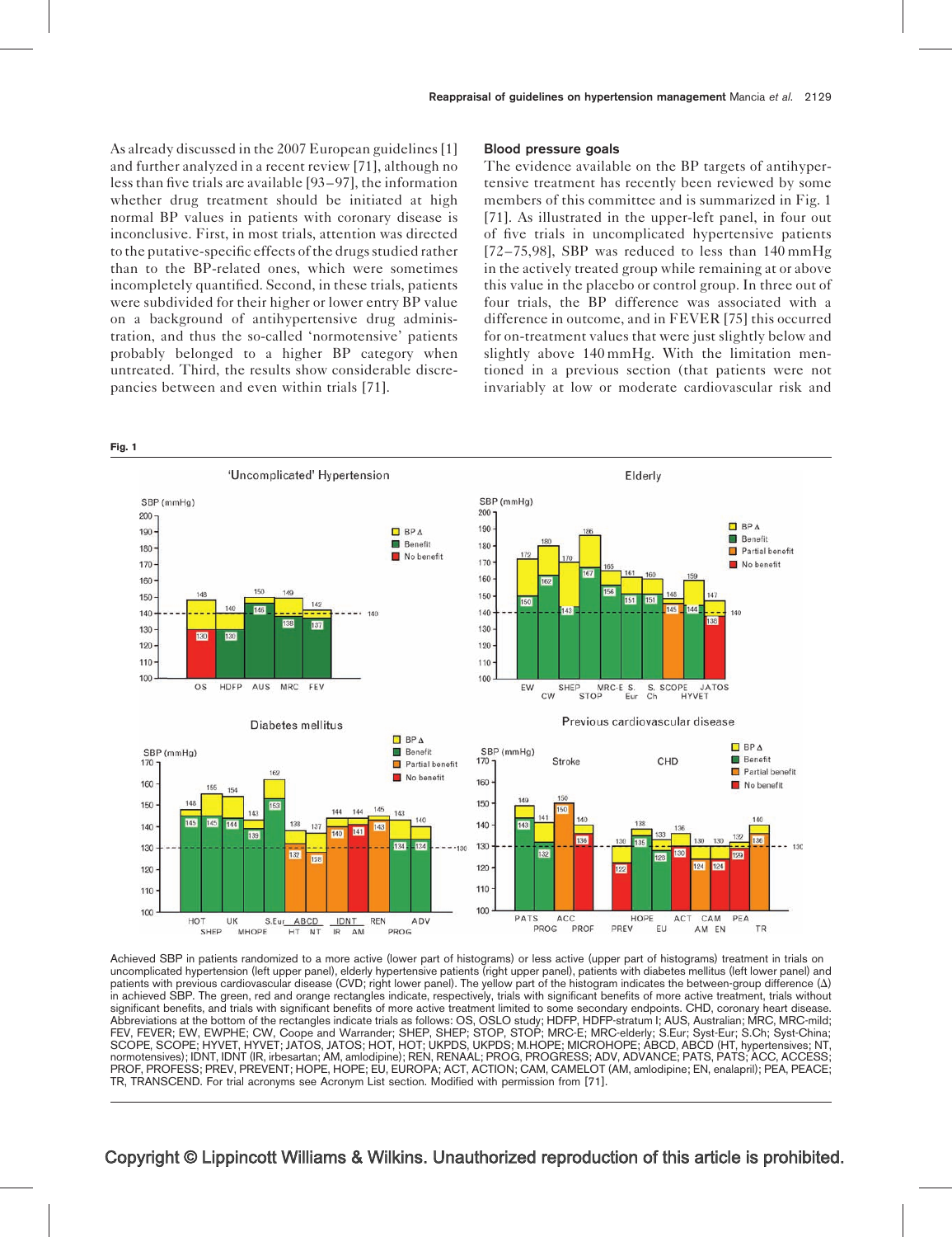As already discussed in the 2007 European guidelines [1] and further analyzed in a recent review [71], although no less than five trials are available [93–97], the information whether drug treatment should be initiated at high normal BP values in patients with coronary disease is inconclusive. First, in most trials, attention was directed to the putative-specific effects of the drugs studied rather than to the BP-related ones, which were sometimes incompletely quantified. Second, in these trials, patients were subdivided for their higher or lower entry BP value on a background of antihypertensive drug administration, and thus the so-called 'normotensive' patients probably belonged to a higher BP category when untreated. Third, the results show considerable discrepancies between and even within trials [71].

### Blood pressure goals

The evidence available on the BP targets of antihypertensive treatment has recently been reviewed by some members of this committee and is summarized in Fig. 1 [71]. As illustrated in the upper-left panel, in four out of five trials in uncomplicated hypertensive patients [72–75,98], SBP was reduced to less than 140 mmHg in the actively treated group while remaining at or above this value in the placebo or control group. In three out of four trials, the BP difference was associated with a difference in outcome, and in FEVER [75] this occurred for on-treatment values that were just slightly below and slightly above 140 mmHg. With the limitation mentioned in a previous section (that patients were not invariably at low or moderate cardiovascular risk and

**Fig. 1**

Achieved SBP in patients randomized to a more active (lower part of histograms) or less active (upper part of histograms) treatment in trials on uncomplicated hypertension (left upper panel), elderly hypertensive patients (right upper panel), patients with diabetes mellitus (left lower panel) and patients with previous cardiovascular disease (CVD; right lower panel). The yellow part of the histogram indicates the between-group difference (Δ) in achieved SBP. The green, red and orange rectangles indicate, respectively, trials with significant benefits of more active treatment, trials without significant benefits, and trials with significant benefits of more active treatment limited to some secondary endpoints. CHD, coronary heart disease. Abbreviations at the bottom of the rectangles indicate trials as follows: OS, OSLO study; HDFP, HDFP-stratum I; AUS, Australian; MRC, MRC-mild; FEV, FEVER; EW, EWPHE; CW, Coope and Warrander; SHEP, SHEP; STOP, STOP; MRC-E; MRC-elderly; S.Eur; Syst-Eur; S.Ch; Syst-China; SCOPE, SCOPE; HYVET, HYVET; JATOS, JATOS; HOT, HOT; UKPDS, UKPDS; M.HOPE; MICROHOPE; ABCD, ABCD (HT, hypertensives; NT, normotensives); IDNT, IDNT (IR, irbesartan; AM, amlodipine); REN, RENAAL; PROG, PROGRESS; ADV, ADVANCE; PATS, PATS; ACC, ACCESS; PROF, PROFESS; PREV, PREVENT; HOPE, HOPE; EU, EUROPA; ACT, ACTION; CAM, CAMELOT (AM, amlodipine; EN, enalapril); PEA, PEACE; TR, TRANSCEND. For trial acronyms see Acronym List section. Modified with permission from [71].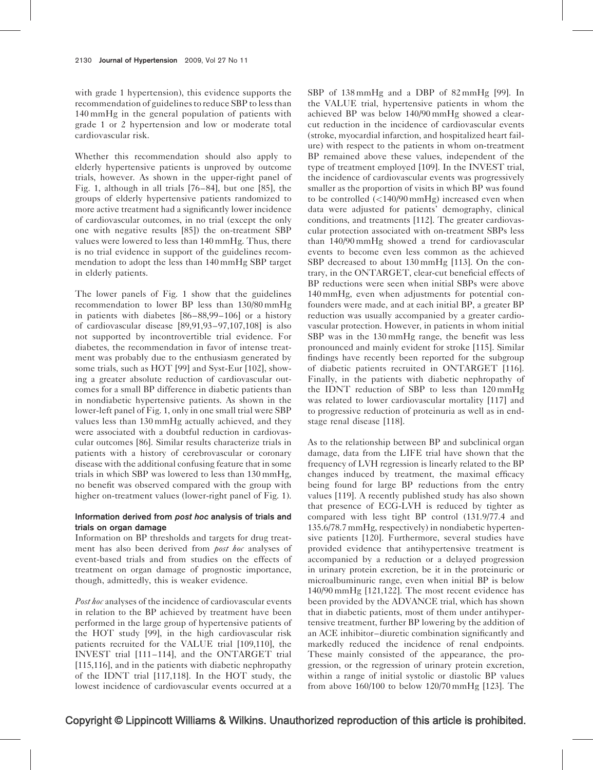with grade 1 hypertension), this evidence supports the recommendation of guidelines to reduce SBP to less than 140 mmHg in the general population of patients with grade 1 or 2 hypertension and low or moderate total cardiovascular risk.

Whether this recommendation should also apply to elderly hypertensive patients is unproved by outcome trials, however. As shown in the upper-right panel of Fig. 1, although in all trials [76–84], but one [85], the groups of elderly hypertensive patients randomized to more active treatment had a significantly lower incidence of cardiovascular outcomes, in no trial (except the only one with negative results [85]) the on-treatment SBP values were lowered to less than 140 mmHg. Thus, there is no trial evidence in support of the guidelines recommendation to adopt the less than 140 mmHg SBP target in elderly patients.

The lower panels of Fig. 1 show that the guidelines recommendation to lower BP less than 130/80 mmHg in patients with diabetes [86–88,99–106] or a history of cardiovascular disease [89,91,93–97,107,108] is also not supported by incontrovertible trial evidence. For diabetes, the recommendation in favor of intense treatment was probably due to the enthusiasm generated by some trials, such as HOT [99] and Syst-Eur [102], showing a greater absolute reduction of cardiovascular outcomes for a small BP difference in diabetic patients than in nondiabetic hypertensive patients. As shown in the lower-left panel of Fig. 1, only in one small trial were SBP values less than 130 mmHg actually achieved, and they were associated with a doubtful reduction in cardiovascular outcomes [86]. Similar results characterize trials in patients with a history of cerebrovascular or coronary disease with the additional confusing feature that in some trials in which SBP was lowered to less than 130 mmHg, no benefit was observed compared with the group with higher on-treatment values (lower-right panel of Fig. 1).

### Information derived from *post hoc* analysis of trials and trials on organ damage

Information on BP thresholds and targets for drug treatment has also been derived from *post hoc* analyses of event-based trials and from studies on the effects of treatment on organ damage of prognostic importance, though, admittedly, this is weaker evidence.

*Post hoc* analyses of the incidence of cardiovascular events in relation to the BP achieved by treatment have been performed in the large group of hypertensive patients of the HOT study [99], in the high cardiovascular risk patients recruited for the VALUE trial [109,110], the INVEST trial [111–114], and the ONTARGET trial [115,116], and in the patients with diabetic nephropathy of the IDNT trial [117,118]. In the HOT study, the lowest incidence of cardiovascular events occurred at a SBP of 138 mmHg and a DBP of 82 mmHg [99]. In the VALUE trial, hypertensive patients in whom the achieved BP was below 140/90 mmHg showed a clear-cut reduction in the incidence of cardiovascular events (stroke, myocardial infarction, and hospitalized heart failure) with respect to the patients in whom on-treatment BP remained above these values, independent of the type of treatment employed [109]. In the INVEST trial, the incidence of cardiovascular events was progressively smaller as the proportion of visits in which BP was found to be controlled (<140/90 mmHg) increased even when data were adjusted for patients' demography, clinical conditions, and treatments [112]. The greater cardiovascular protection associated with on-treatment SBPs less than 140/90 mmHg showed a trend for cardiovascular events to become even less common as the achieved SBP decreased to about 130 mmHg [113]. On the contrary, in the ONTARGET, clear-cut beneficial effects of BP reductions were seen when initial SBPs were above 140 mmHg, even when adjustments for potential confounders were made, and at each initial BP, a greater BP reduction was usually accompanied by a greater cardiovascular protection. However, in patients in whom initial SBP was in the 130 mmHg range, the benefit was less pronounced and mainly evident for stroke [115]. Similar findings have recently been reported for the subgroup of diabetic patients recruited in ONTARGET [116]. Finally, in the patients with diabetic nephropathy of the IDNT reduction of SBP to less than 120 mmHg was related to lower cardiovascular mortality [117] and to progressive reduction of proteinuria as well as in end-stage renal disease [118].

As to the relationship between BP and subclinical organ damage, data from the LIFE trial have shown that the frequency of LVH regression is linearly related to the BP changes induced by treatment, the maximal efficacy being found for large BP reductions from the entry values [119]. A recently published study has also shown that presence of ECG-LVH is reduced by tighter as compared with less tight BP control (131.9/77.4 and 135.6/78.7 mmHg, respectively) in nondiabetic hypertensive patients [120]. Furthermore, several studies have provided evidence that antihypertensive treatment is accompanied by a reduction or a delayed progression in urinary protein excretion, be it in the proteinuric or microalbuminuric range, even when initial BP is below 140/90 mmHg [121,122]. The most recent evidence has been provided by the ADVANCE trial, which has shown that in diabetic patients, most of them under antihypertensive treatment, further BP lowering by the addition of an ACE inhibitor–diuretic combination significantly and markedly reduced the incidence of renal endpoints. These mainly consisted of the appearance, the progression, or the regression of urinary protein excretion, within a range of initial systolic or diastolic BP values from above 160/100 to below 120/70 mmHg [123]. The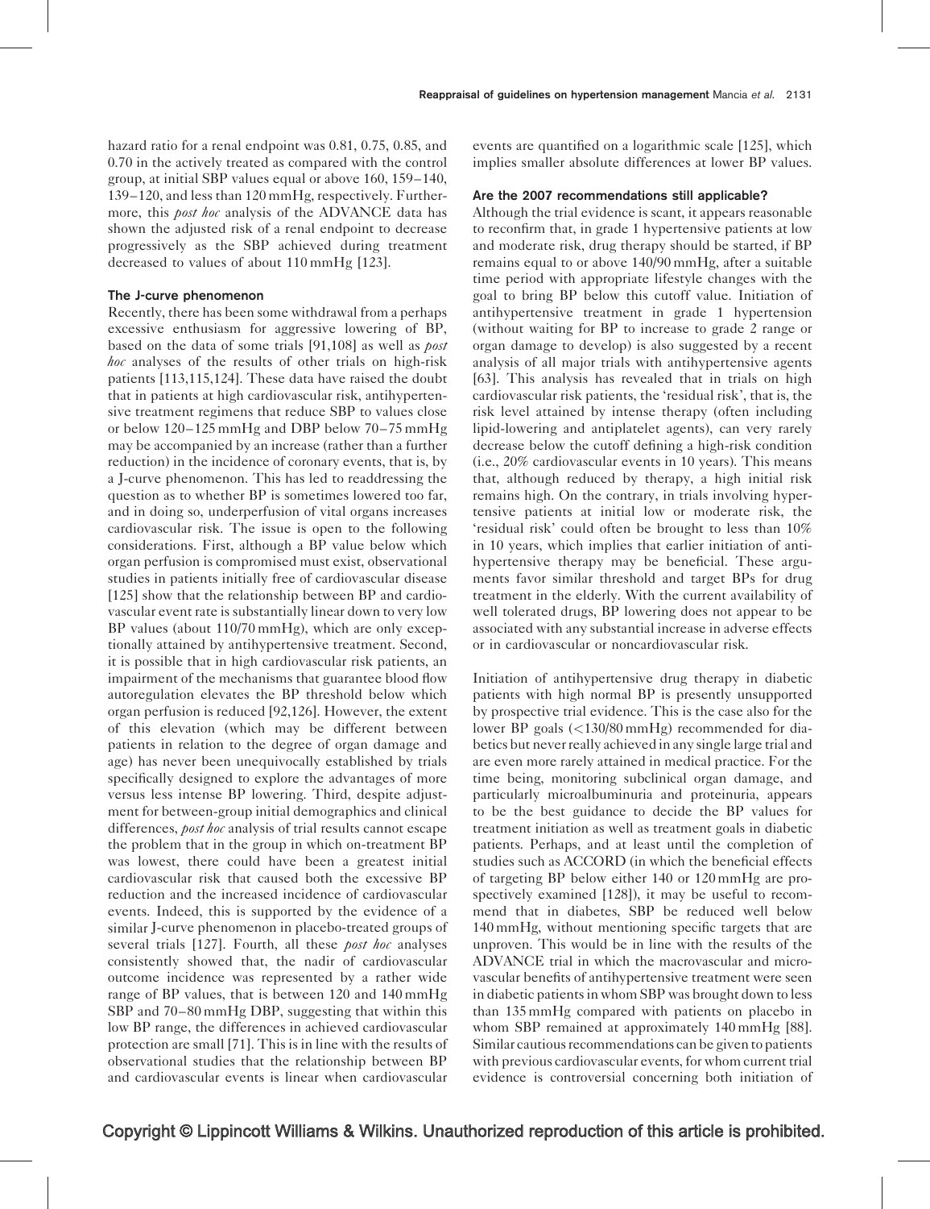hazard ratio for a renal endpoint was 0.81, 0.75, 0.85, and 0.70 in the actively treated as compared with the control group, at initial SBP values equal or above 160, 159–140, 139–120, and less than 120 mmHg, respectively. Furthermore, this *post hoc* analysis of the ADVANCE data has shown the adjusted risk of a renal endpoint to decrease progressively as the SBP achieved during treatment decreased to values of about 110 mmHg [123].

### The J-curve phenomenon

Recently, there has been some withdrawal from a perhaps excessive enthusiasm for aggressive lowering of BP, based on the data of some trials [91,108] as well as *post hoc* analyses of the results of other trials on high-risk patients [113,115,124]. These data have raised the doubt that in patients at high cardiovascular risk, antihypertensive treatment regimens that reduce SBP to values close or below 120–125 mmHg and DBP below 70–75 mmHg may be accompanied by an increase (rather than a further reduction) in the incidence of coronary events, that is, by a J-curve phenomenon. This has led to readdressing the question as to whether BP is sometimes lowered too far, and in doing so, underperfusion of vital organs increases cardiovascular risk. The issue is open to the following considerations. First, although a BP value below which organ perfusion is compromised must exist, observational studies in patients initially free of cardiovascular disease [125] show that the relationship between BP and cardiovascular event rate is substantially linear down to very low BP values (about 110/70 mmHg), which are only exceptionally attained by antihypertensive treatment. Second, it is possible that in high cardiovascular risk patients, an impairment of the mechanisms that guarantee blood flow autoregulation elevates the BP threshold below which organ perfusion is reduced [92,126]. However, the extent of this elevation (which may be different between patients in relation to the degree of organ damage and age) has never been unequivocally established by trials specifically designed to explore the advantages of more versus less intense BP lowering. Third, despite adjustment for between-group initial demographics and clinical differences, *post hoc* analysis of trial results cannot escape the problem that in the group in which on-treatment BP was lowest, there could have been a greatest initial cardiovascular risk that caused both the excessive BP reduction and the increased incidence of cardiovascular events. Indeed, this is supported by the evidence of a similar J-curve phenomenon in placebo-treated groups of several trials [127]. Fourth, all these *post hoc* analyses consistently showed that, the nadir of cardiovascular outcome incidence was represented by a rather wide range of BP values, that is between 120 and 140 mmHg SBP and 70–80 mmHg DBP, suggesting that within this low BP range, the differences in achieved cardiovascular protection are small [71]. This is in line with the results of observational studies that the relationship between BP and cardiovascular events is linear when cardiovascular events are quantified on a logarithmic scale [125], which implies smaller absolute differences at lower BP values.

### Are the 2007 recommendations still applicable?

Although the trial evidence is scant, it appears reasonable to reconfirm that, in grade 1 hypertensive patients at low and moderate risk, drug therapy should be started, if BP remains equal to or above 140/90 mmHg, after a suitable time period with appropriate lifestyle changes with the goal to bring BP below this cutoff value. Initiation of antihypertensive treatment in grade 1 hypertension (without waiting for BP to increase to grade 2 range or organ damage to develop) is also suggested by a recent analysis of all major trials with antihypertensive agents [63]. This analysis has revealed that in trials on high cardiovascular risk patients, the 'residual risk', that is, the risk level attained by intense therapy (often including lipid-lowering and antiplatelet agents), can very rarely decrease below the cutoff defining a high-risk condition (i.e., 20% cardiovascular events in 10 years). This means that, although reduced by therapy, a high initial risk remains high. On the contrary, in trials involving hypertensive patients at initial low or moderate risk, the 'residual risk' could often be brought to less than 10% in 10 years, which implies that earlier initiation of antihypertensive therapy may be beneficial. These arguments favor similar threshold and target BPs for drug treatment in the elderly. With the current availability of well tolerated drugs, BP lowering does not appear to be associated with any substantial increase in adverse effects or in cardiovascular or noncardiovascular risk.

Initiation of antihypertensive drug therapy in diabetic patients with high normal BP is presently unsupported by prospective trial evidence. This is the case also for the lower BP goals (<130/80 mmHg) recommended for diabetics but never really achieved in any single large trial and are even more rarely attained in medical practice. For the time being, monitoring subclinical organ damage, and particularly microalbuminuria and proteinuria, appears to be the best guidance to decide the BP values for treatment initiation as well as treatment goals in diabetic patients. Perhaps, and at least until the completion of studies such as ACCORD (in which the beneficial effects of targeting BP below either 140 or 120 mmHg are prospectively examined [128]), it may be useful to recommend that in diabetes, SBP be reduced well below 140 mmHg, without mentioning specific targets that are unproven. This would be in line with the results of the ADVANCE trial in which the macrovascular and microvascular benefits of antihypertensive treatment were seen in diabetic patients in whom SBP was brought down to less than 135 mmHg compared with patients on placebo in whom SBP remained at approximately 140 mmHg [88]. Similar cautious recommendations can be given to patients with previous cardiovascular events, for whom current trial evidence is controversial concerning both initiation of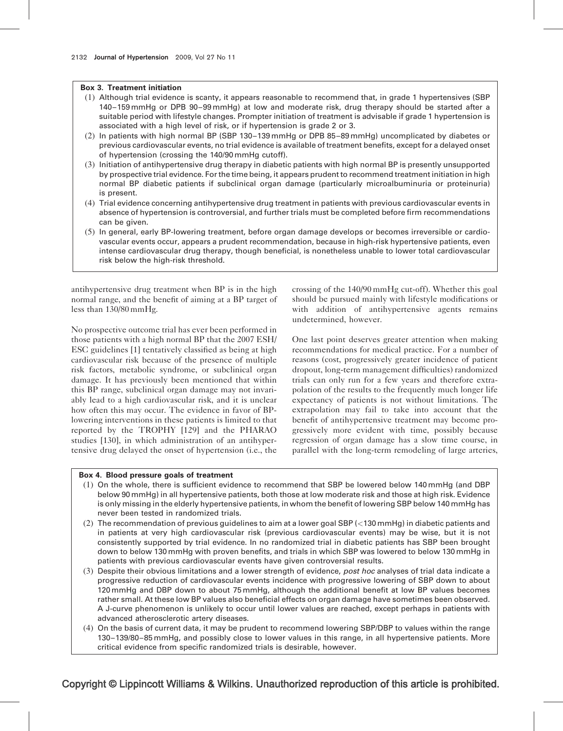**Box 3. Treatment initiation**

(1) Although trial evidence is scanty, it appears reasonable to recommend that, in grade 1 hypertensives (SBP 140–159 mmHg or DPB 90–99 mmHg) at low and moderate risk, drug therapy should be started after a suitable period with lifestyle changes. Prompter initiation of treatment is advisable if grade 1 hypertension is associated with a high level of risk, or if hypertension is grade 2 or 3.

(2) In patients with high normal BP (SBP 130–139 mmHg or DPB 85–89 mmHg) uncomplicated by diabetes or previous cardiovascular events, no trial evidence is available of treatment benefits, except for a delayed onset of hypertension (crossing the 140/90 mmHg cutoff).

(3) Initiation of antihypertensive drug therapy in diabetic patients with high normal BP is presently unsupported by prospective trial evidence. For the time being, it appears prudent to recommend treatment initiation in high normal BP diabetic patients if subclinical organ damage (particularly microalbuminuria or proteinuria) is present.

(4) Trial evidence concerning antihypertensive drug treatment in patients with previous cardiovascular events in absence of hypertension is controversial, and further trials must be completed before firm recommendations can be given.

(5) In general, early BP-lowering treatment, before organ damage develops or becomes irreversible or cardiovascular events occur, appears a prudent recommendation, because in high-risk hypertensive patients, even intense cardiovascular drug therapy, though beneficial, is nonetheless unable to lower total cardiovascular risk below the high-risk threshold.

antihypertensive drug treatment when BP is in the high normal range, and the benefit of aiming at a BP target of less than 130/80 mmHg.

No prospective outcome trial has ever been performed in those patients with a high normal BP that the 2007 ESH/ESC guidelines [1] tentatively classified as being at high cardiovascular risk because of the presence of multiple risk factors, metabolic syndrome, or subclinical organ damage. It has previously been mentioned that within this BP range, subclinical organ damage may not invariably lead to a high cardiovascular risk, and it is unclear how often this may occur. The evidence in favor of BP-lowering interventions in these patients is limited to that reported by the TROPHY [129] and the PHARAO studies [130], in which administration of an antihypertensive drug delayed the onset of hypertension (i.e., the crossing of the 140/90 mmHg cut-off). Whether this goal should be pursued mainly with lifestyle modifications or with addition of antihypertensive agents remains undetermined, however.

One last point deserves greater attention when making recommendations for medical practice. For a number of reasons (cost, progressively greater incidence of patient dropout, long-term management difficulties) randomized trials can only run for a few years and therefore extrapolation of the results to the frequently much longer life expectancy of patients is not without limitations. The extrapolation may fail to take into account that the benefit of antihypertensive treatment may become progressively more evident with time, possibly because regression of organ damage has a slow time course, in parallel with the long-term remodeling of large arteries,

**Box 4. Blood pressure goals of treatment**

(1) On the whole, there is sufficient evidence to recommend that SBP be lowered below 140 mmHg (and DBP below 90 mmHg) in all hypertensive patients, both those at low moderate risk and those at high risk. Evidence is only missing in the elderly hypertensive patients, in whom the benefit of lowering SBP below 140 mmHg has never been tested in randomized trials.

(2) The recommendation of previous guidelines to aim at a lower goal SBP (<130 mmHg) in diabetic patients and in patients at very high cardiovascular risk (previous cardiovascular events) may be wise, but it is not consistently supported by trial evidence. In no randomized trial in diabetic patients has SBP been brought down to below 130 mmHg with proven benefits, and trials in which SBP was lowered to below 130 mmHg in patients with previous cardiovascular events have given controversial results.

(3) Despite their obvious limitations and a lower strength of evidence, *post hoc* analyses of trial data indicate a progressive reduction of cardiovascular events incidence with progressive lowering of SBP down to about 120 mmHg and DBP down to about 75 mmHg, although the additional benefit at low BP values becomes rather small. At these low BP values also beneficial effects on organ damage have sometimes been observed. A J-curve phenomenon is unlikely to occur until lower values are reached, except perhaps in patients with advanced atherosclerotic artery diseases.

(4) On the basis of current data, it may be prudent to recommend lowering SBP/DBP to values within the range 130–139/80–85 mmHg, and possibly close to lower values in this range, in all hypertensive patients. More critical evidence from specific randomized trials is desirable, however.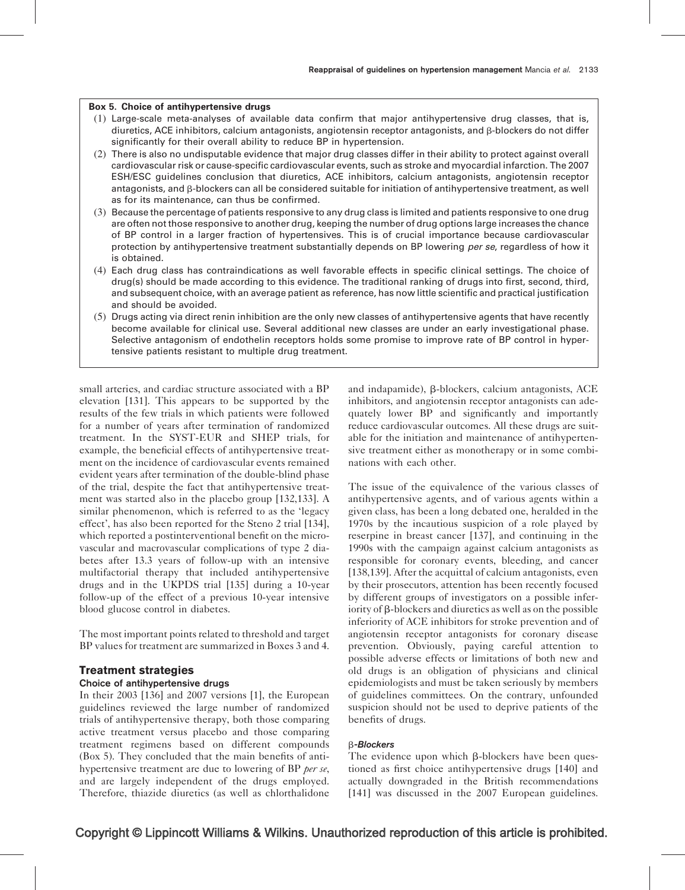**Box 5. Choice of antihypertensive drugs**

(1) Large-scale meta-analyses of available data confirm that major antihypertensive drug classes, that is, diuretics, ACE inhibitors, calcium antagonists, angiotensin receptor antagonists, and β-blockers do not differ significantly for their overall ability to reduce BP in hypertension.

(2) There is also no undisputable evidence that major drug classes differ in their ability to protect against overall cardiovascular risk or cause-specific cardiovascular events, such as stroke and myocardial infarction. The 2007 ESH/ESC guidelines conclusion that diuretics, ACE inhibitors, calcium antagonists, angiotensin receptor antagonists, and β-blockers can all be considered suitable for initiation of antihypertensive treatment, as well as for its maintenance, can thus be confirmed.

(3) Because the percentage of patients responsive to any drug class is limited and patients responsive to one drug are often not those responsive to another drug, keeping the number of drug options large increases the chance of BP control in a larger fraction of hypertensives. This is of crucial importance because cardiovascular protection by antihypertensive treatment substantially depends on BP lowering *per se*, regardless of how it is obtained.

(4) Each drug class has contraindications as well favorable effects in specific clinical settings. The choice of drug(s) should be made according to this evidence. The traditional ranking of drugs into first, second, third, and subsequent choice, with an average patient as reference, has now little scientific and practical justification and should be avoided.

(5) Drugs acting via direct renin inhibition are the only new classes of antihypertensive agents that have recently become available for clinical use. Several additional new classes are under an early investigational phase. Selective antagonism of endothelin receptors holds some promise to improve rate of BP control in hypertensive patients resistant to multiple drug treatment.

small arteries, and cardiac structure associated with a BP elevation [131]. This appears to be supported by the results of the few trials in which patients were followed for a number of years after termination of randomized treatment. In the SYST-EUR and SHEP trials, for example, the beneficial effects of antihypertensive treatment on the incidence of cardiovascular events remained evident years after termination of the double-blind phase of the trial, despite the fact that antihypertensive treatment was started also in the placebo group [132,133]. A similar phenomenon, which is referred to as the 'legacy effect', has also been reported for the Steno 2 trial [134], which reported a postinterventional benefit on the microvascular and macrovascular complications of type 2 diabetes after 13.3 years of follow-up with an intensive multifactorial therapy that included antihypertensive drugs and in the UKPDS trial [135] during a 10-year follow-up of the effect of a previous 10-year intensive blood glucose control in diabetes.

The most important points related to threshold and target BP values for treatment are summarized in Boxes 3 and 4.

## Treatment strategies

### Choice of antihypertensive drugs

In their 2003 [136] and 2007 versions [1], the European guidelines reviewed the large number of randomized trials of antihypertensive therapy, both those comparing active treatment versus placebo and those comparing treatment regimens based on different compounds (Box 5). They concluded that the main benefits of antihypertensive treatment are due to lowering of BP *per se*, and are largely independent of the drugs employed. Therefore, thiazide diuretics (as well as chlorthalidone and indapamide), β-blockers, calcium antagonists, ACE inhibitors, and angiotensin receptor antagonists can adequately lower BP and significantly and importantly reduce cardiovascular outcomes. All these drugs are suitable for the initiation and maintenance of antihypertensive treatment either as monotherapy or in some combinations with each other.

The issue of the equivalence of the various classes of antihypertensive agents, and of various agents within a given class, has been a long debated one, heralded in the 1970s by the incautious suspicion of a role played by reserpine in breast cancer [137], and continuing in the 1990s with the campaign against calcium antagonists as responsible for coronary events, bleeding, and cancer [138,139]. After the acquittal of calcium antagonists, even by their prosecutors, attention has been recently focused by different groups of investigators on a possible inferiority of β-blockers and diuretics as well as on the possible inferiority of ACE inhibitors for stroke prevention and of angiotensin receptor antagonists for coronary disease prevention. Obviously, paying careful attention to possible adverse effects or limitations of both new and old drugs is an obligation of physicians and clinical epidemiologists and must be taken seriously by members of guidelines committees. On the contrary, unfounded suspicion should not be used to deprive patients of the benefits of drugs.

#### β-Blockers

The evidence upon which β-blockers have been questioned as first choice antihypertensive drugs [140] and actually downgraded in the British recommendations [141] was discussed in the 2007 European guidelines.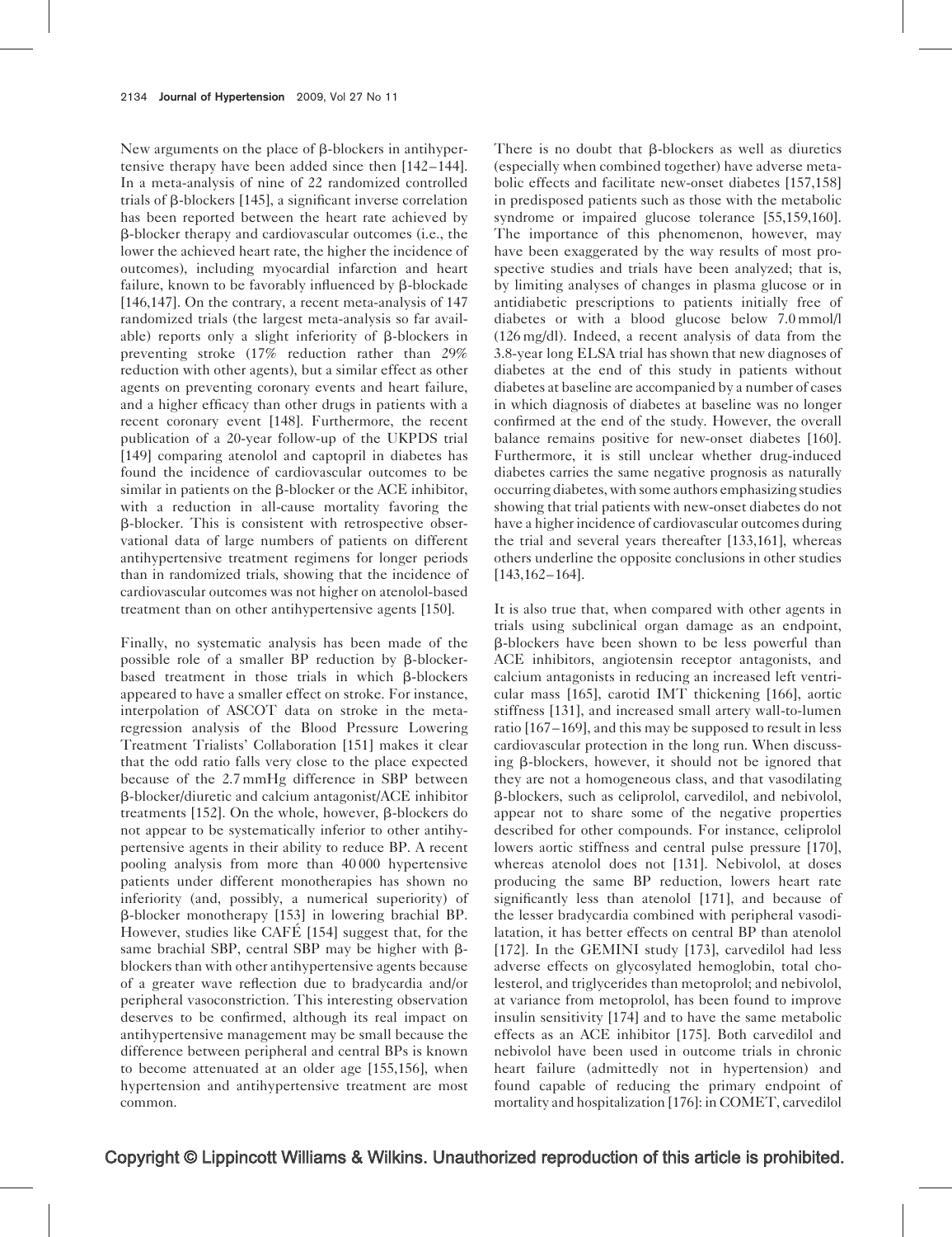New arguments on the place of β-blockers in antihypertensive therapy have been added since then [142–144]. In a meta-analysis of nine of 22 randomized controlled trials of β-blockers [145], a significant inverse correlation has been reported between the heart rate achieved by β-blocker therapy and cardiovascular outcomes (i.e., the lower the achieved heart rate, the higher the incidence of outcomes), including myocardial infarction and heart failure, known to be favorably influenced by β-blockade [146,147]. On the contrary, a recent meta-analysis of 147 randomized trials (the largest meta-analysis so far available) reports only a slight inferiority of β-blockers in preventing stroke (17% reduction rather than 29% reduction with other agents), but a similar effect as other agents on preventing coronary events and heart failure, and a higher efficacy than other drugs in patients with a recent coronary event [148]. Furthermore, the recent publication of a 20-year follow-up of the UKPDS trial [149] comparing atenolol and captopril in diabetes has found the incidence of cardiovascular outcomes to be similar in patients on the β-blocker or the ACE inhibitor, with a reduction in all-cause mortality favoring the β-blocker. This is consistent with retrospective observational data of large numbers of patients on different antihypertensive treatment regimens for longer periods than in randomized trials, showing that the incidence of cardiovascular outcomes was not higher on atenolol-based treatment than on other antihypertensive agents [150].

Finally, no systematic analysis has been made of the possible role of a smaller BP reduction by β-blocker-based treatment in those trials in which β-blockers appeared to have a smaller effect on stroke. For instance, interpolation of ASCOT data on stroke in the meta-regression analysis of the Blood Pressure Lowering Treatment Trialists' Collaboration [151] makes it clear that the odd ratio falls very close to the place expected because of the 2.7 mmHg difference in SBP between β-blocker/diuretic and calcium antagonist/ACE inhibitor treatments [152]. On the whole, however, β-blockers do not appear to be systematically inferior to other antihypertensive agents in their ability to reduce BP. A recent pooling analysis from more than 40 000 hypertensive patients under different monotherapies has shown no inferiority (and, possibly, a numerical superiority) of β-blocker monotherapy [153] in lowering brachial BP. However, studies like CAFÉ [154] suggest that, for the same brachial SBP, central SBP may be higher with β-blockers than with other antihypertensive agents because of a greater wave reflection due to bradycardia and/or peripheral vasoconstriction. This interesting observation deserves to be confirmed, although its real impact on antihypertensive management may be small because the difference between peripheral and central BPs is known to become attenuated at an older age [155,156], when hypertension and antihypertensive treatment are most common.

There is no doubt that β-blockers as well as diuretics (especially when combined together) have adverse metabolic effects and facilitate new-onset diabetes [157,158] in predisposed patients such as those with the metabolic syndrome or impaired glucose tolerance [55,159,160]. The importance of this phenomenon, however, may have been exaggerated by the way results of most prospective studies and trials have been analyzed; that is, by limiting analyses of changes in plasma glucose or in antidiabetic prescriptions to patients initially free of diabetes or with a blood glucose below 7.0 mmol/l (126 mg/dl). Indeed, a recent analysis of data from the 3.8-year long ELSA trial has shown that new diagnoses of diabetes at the end of this study in patients without diabetes at baseline are accompanied by a number of cases in which diagnosis of diabetes at baseline was no longer confirmed at the end of the study. However, the overall balance remains positive for new-onset diabetes [160]. Furthermore, it is still unclear whether drug-induced diabetes carries the same negative prognosis as naturally occurring diabetes, with some authors emphasizing studies showing that trial patients with new-onset diabetes do not have a higher incidence of cardiovascular outcomes during the trial and several years thereafter [133,161], whereas others underline the opposite conclusions in other studies [143,162–164].

It is also true that, when compared with other agents in trials using subclinical organ damage as an endpoint, β-blockers have been shown to be less powerful than ACE inhibitors, angiotensin receptor antagonists, and calcium antagonists in reducing an increased left ventricular mass [165], carotid IMT thickening [166], aortic stiffness [131], and increased small artery wall-to-lumen ratio [167–169], and this may be supposed to result in less cardiovascular protection in the long run. When discussing β-blockers, however, it should not be ignored that they are not a homogeneous class, and that vasodilating β-blockers, such as celiprolol, carvedilol, and nebivolol, appear not to share some of the negative properties described for other compounds. For instance, celiprolol lowers aortic stiffness and central pulse pressure [170], whereas atenolol does not [131]. Nebivolol, at doses producing the same BP reduction, lowers heart rate significantly less than atenolol [171], and because of the lesser bradycardia combined with peripheral vasodilatation, it has better effects on central BP than atenolol [172]. In the GEMINI study [173], carvedilol had less adverse effects on glycosylated hemoglobin, total cholesterol, and triglycerides than metoprolol; and nebivolol, at variance from metoprolol, has been found to improve insulin sensitivity [174] and to have the same metabolic effects as an ACE inhibitor [175]. Both carvedilol and nebivolol have been used in outcome trials in chronic heart failure (admittedly not in hypertension) and found capable of reducing the primary endpoint of mortality and hospitalization [176]: in COMET, carvedilol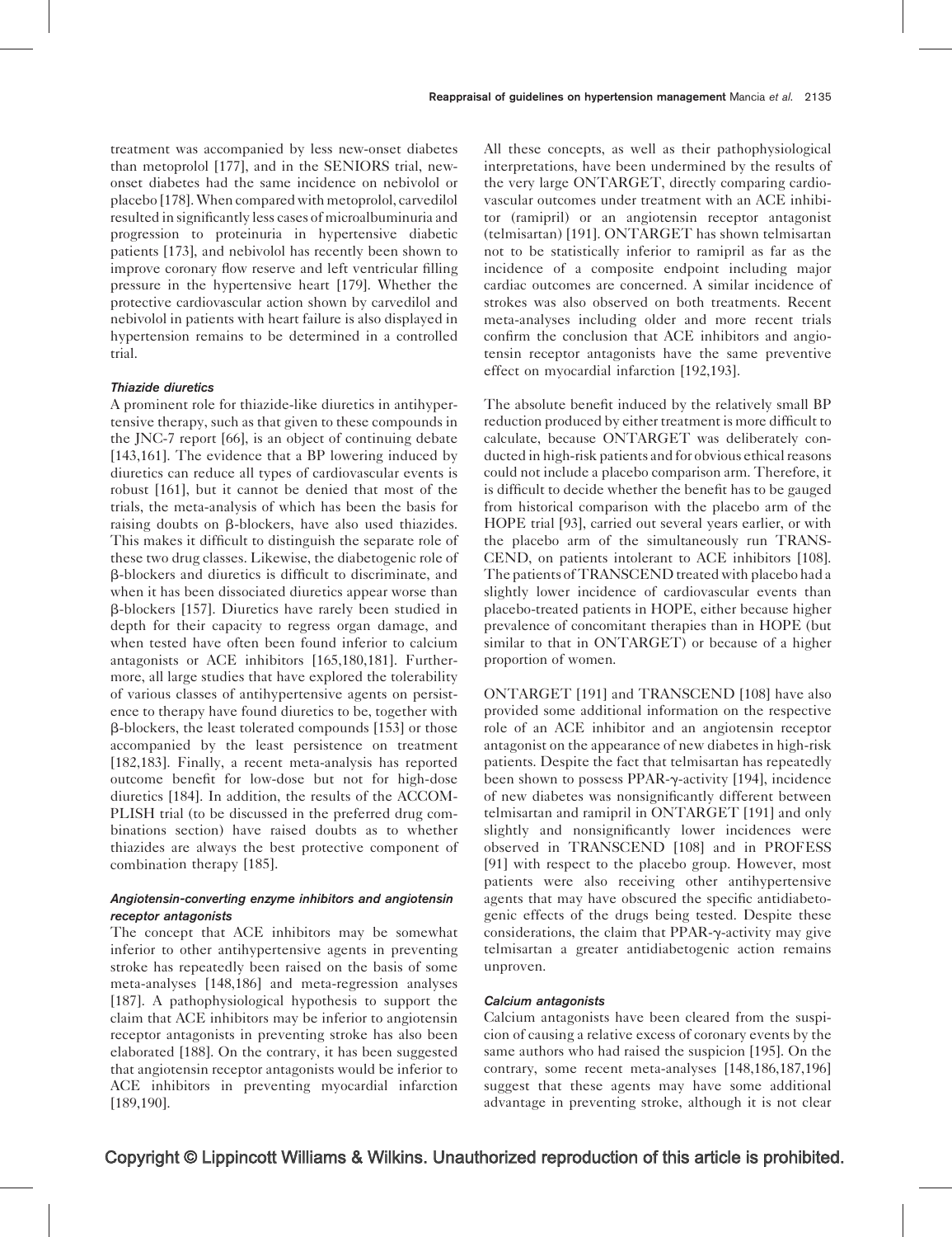treatment was accompanied by less new-onset diabetes than metoprolol [177], and in the SENIORS trial, new-onset diabetes had the same incidence on nebivolol or placebo [178]. When compared with metoprolol, carvedilol resulted in significantly less cases of microalbuminuria and progression to proteinuria in hypertensive diabetic patients [173], and nebivolol has recently been shown to improve coronary flow reserve and left ventricular filling pressure in the hypertensive heart [179]. Whether the protective cardiovascular action shown by carvedilol and nebivolol in patients with heart failure is also displayed in hypertension remains to be determined in a controlled trial.

#### *Thiazide diuretics*

A prominent role for thiazide-like diuretics in antihypertensive therapy, such as that given to these compounds in the JNC-7 report [66], is an object of continuing debate [143,161]. The evidence that a BP lowering induced by diuretics can reduce all types of cardiovascular events is robust [161], but it cannot be denied that most of the trials, the meta-analysis of which has been the basis for raising doubts on β-blockers, have also used thiazides. This makes it difficult to distinguish the separate role of these two drug classes. Likewise, the diabetogenic role of β-blockers and diuretics is difficult to discriminate, and when it has been dissociated diuretics appear worse than β-blockers [157]. Diuretics have rarely been studied in depth for their capacity to regress organ damage, and when tested have often been found inferior to calcium antagonists or ACE inhibitors [165,180,181]. Furthermore, all large studies that have explored the tolerability of various classes of antihypertensive agents on persistence to therapy have found diuretics to be, together with β-blockers, the least tolerated compounds [153] or those accompanied by the least persistence on treatment [182,183]. Finally, a recent meta-analysis has reported outcome benefit for low-dose but not for high-dose diuretics [184]. In addition, the results of the ACCOMPLISH trial (to be discussed in the preferred drug combinations section) have raised doubts as to whether thiazides are always the best protective component of combination therapy [185].

#### *Angiotensin-converting enzyme inhibitors and angiotensin receptor antagonists*

The concept that ACE inhibitors may be somewhat inferior to other antihypertensive agents in preventing stroke has repeatedly been raised on the basis of some meta-analyses [148,186] and meta-regression analyses [187]. A pathophysiological hypothesis to support the claim that ACE inhibitors may be inferior to angiotensin receptor antagonists in preventing stroke has also been elaborated [188]. On the contrary, it has been suggested that angiotensin receptor antagonists would be inferior to ACE inhibitors in preventing myocardial infarction [189,190].

All these concepts, as well as their pathophysiological interpretations, have been undermined by the results of the very large ONTARGET, directly comparing cardiovascular outcomes under treatment with an ACE inhibitor (ramipril) or an angiotensin receptor antagonist (telmisartan) [191]. ONTARGET has shown telmisartan not to be statistically inferior to ramipril as far as the incidence of a composite endpoint including major cardiac outcomes are concerned. A similar incidence of strokes was also observed on both treatments. Recent meta-analyses including older and more recent trials confirm the conclusion that ACE inhibitors and angiotensin receptor antagonists have the same preventive effect on myocardial infarction [192,193].

The absolute benefit induced by the relatively small BP reduction produced by either treatment is more difficult to calculate, because ONTARGET was deliberately conducted in high-risk patients and for obvious ethical reasons could not include a placebo comparison arm. Therefore, it is difficult to decide whether the benefit has to be gauged from historical comparison with the placebo arm of the HOPE trial [93], carried out several years earlier, or with the placebo arm of the simultaneously run TRANSCEND, on patients intolerant to ACE inhibitors [108]. The patients of TRANSCEND treated with placebo had a slightly lower incidence of cardiovascular events than placebo-treated patients in HOPE, either because higher prevalence of concomitant therapies than in HOPE (but similar to that in ONTARGET) or because of a higher proportion of women.

ONTARGET [191] and TRANSCEND [108] have also provided some additional information on the respective role of an ACE inhibitor and an angiotensin receptor antagonist on the appearance of new diabetes in high-risk patients. Despite the fact that telmisartan has repeatedly been shown to possess PPAR-γ-activity [194], incidence of new diabetes was nonsignificantly different between telmisartan and ramipril in ONTARGET [191] and only slightly and nonsignificantly lower incidences were observed in TRANSCEND [108] and in PROFESS [91] with respect to the placebo group. However, most patients were also receiving other antihypertensive agents that may have obscured the specific antidiabetogenic effects of the drugs being tested. Despite these considerations, the claim that PPAR-γ-activity may give telmisartan a greater antidiabetogenic action remains unproven.

#### *Calcium antagonists*

Calcium antagonists have been cleared from the suspicion of causing a relative excess of coronary events by the same authors who had raised the suspicion [195]. On the contrary, some recent meta-analyses [148,186,187,196] suggest that these agents may have some additional advantage in preventing stroke, although it is not clear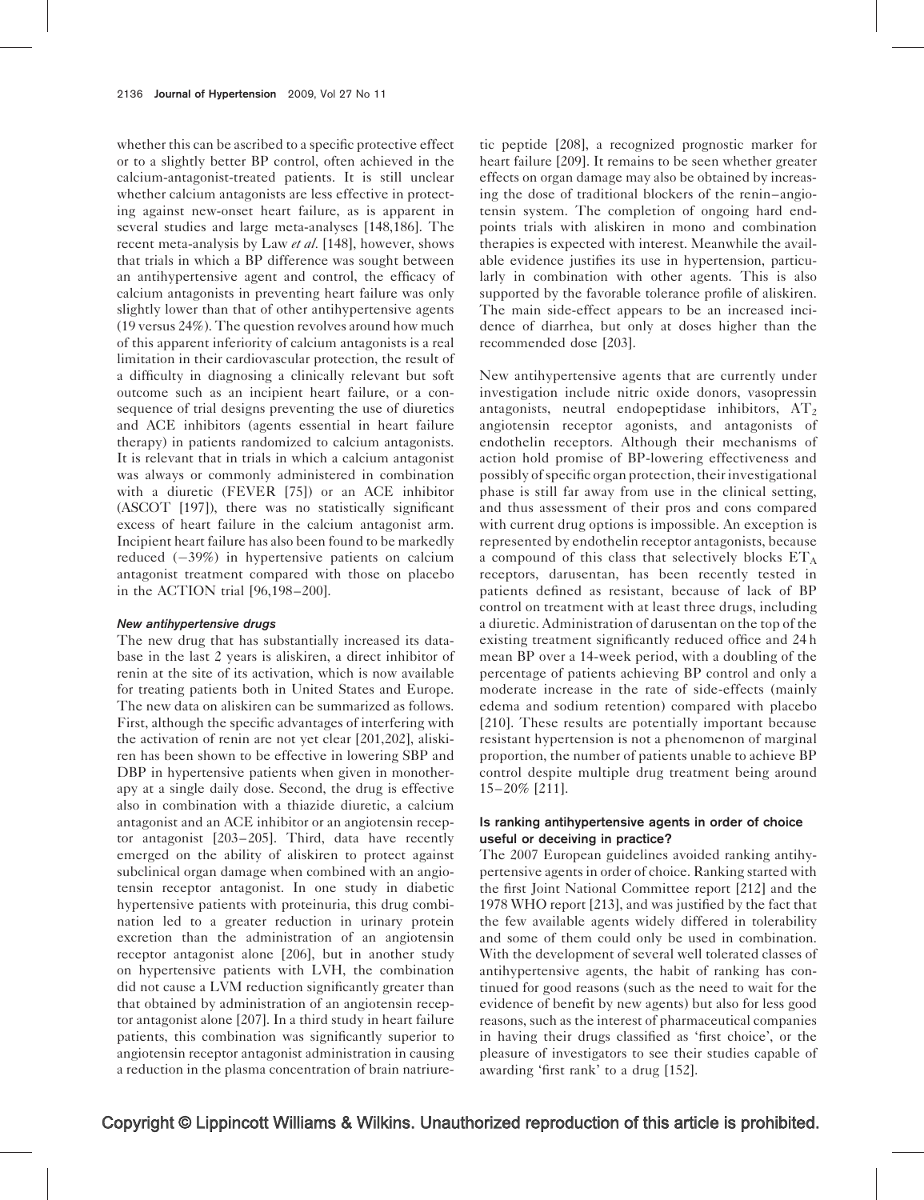whether this can be ascribed to a specific protective effect or to a slightly better BP control, often achieved in the calcium-antagonist-treated patients. It is still unclear whether calcium antagonists are less effective in protecting against new-onset heart failure, as is apparent in several studies and large meta-analyses [148,186]. The recent meta-analysis by Law *et al.* [148], however, shows that trials in which a BP difference was sought between an antihypertensive agent and control, the efficacy of calcium antagonists in preventing heart failure was only slightly lower than that of other antihypertensive agents (19 versus 24%). The question revolves around how much of this apparent inferiority of calcium antagonists is a real limitation in their cardiovascular protection, the result of a difficulty in diagnosing a clinically relevant but soft outcome such as an incipient heart failure, or a consequence of trial designs preventing the use of diuretics and ACE inhibitors (agents essential in heart failure therapy) in patients randomized to calcium antagonists. It is relevant that in trials in which a calcium antagonist was always or commonly administered in combination with a diuretic (FEVER [75]) or an ACE inhibitor (ASCOT [197]), there was no statistically significant excess of heart failure in the calcium antagonist arm. Incipient heart failure has also been found to be markedly reduced (−39%) in hypertensive patients on calcium antagonist treatment compared with those on placebo in the ACTION trial [96,198–200].

#### New antihypertensive drugs

The new drug that has substantially increased its database in the last 2 years is aliskiren, a direct inhibitor of renin at the site of its activation, which is now available for treating patients both in United States and Europe. The new data on aliskiren can be summarized as follows. First, although the specific advantages of interfering with the activation of renin are not yet clear [201,202], aliskiren has been shown to be effective in lowering SBP and DBP in hypertensive patients when given in monotherapy at a single daily dose. Second, the drug is effective also in combination with a thiazide diuretic, a calcium antagonist and an ACE inhibitor or an angiotensin receptor antagonist [203–205]. Third, data have recently emerged on the ability of aliskiren to protect against subclinical organ damage when combined with an angiotensin receptor antagonist. In one study in diabetic hypertensive patients with proteinuria, this drug combination led to a greater reduction in urinary protein excretion than the administration of an angiotensin receptor antagonist alone [206], but in another study on hypertensive patients with LVH, the combination did not cause a LVM reduction significantly greater than that obtained by administration of an angiotensin receptor antagonist alone [207]. In a third study in heart failure patients, this combination was significantly superior to angiotensin receptor antagonist administration in causing a reduction in the plasma concentration of brain natriuretic peptide [208], a recognized prognostic marker for heart failure [209]. It remains to be seen whether greater effects on organ damage may also be obtained by increasing the dose of traditional blockers of the renin–angiotensin system. The completion of ongoing hard endpoints trials with aliskiren in mono and combination therapies is expected with interest. Meanwhile the available evidence justifies its use in hypertension, particularly in combination with other agents. This is also supported by the favorable tolerance profile of aliskiren. The main side-effect appears to be an increased incidence of diarrhea, but only at doses higher than the recommended dose [203].

New antihypertensive agents that are currently under investigation include nitric oxide donors, vasopressin antagonists, neutral endopeptidase inhibitors, $AT_2$ angiotensin receptor agonists, and antagonists of endothelin receptors. Although their mechanisms of action hold promise of BP-lowering effectiveness and possibly of specific organ protection, their investigational phase is still far away from use in the clinical setting, and thus assessment of their pros and cons compared with current drug options is impossible. An exception is represented by endothelin receptor antagonists, because a compound of this class that selectively blocks $ET_A$ receptors, darusentan, has been recently tested in patients defined as resistant, because of lack of BP control on treatment with at least three drugs, including a diuretic. Administration of darusentan on the top of the existing treatment significantly reduced office and 24 h mean BP over a 14-week period, with a doubling of the percentage of patients achieving BP control and only a moderate increase in the rate of side-effects (mainly edema and sodium retention) compared with placebo [210]. These results are potentially important because resistant hypertension is not a phenomenon of marginal proportion, the number of patients unable to achieve BP control despite multiple drug treatment being around 15–20% [211].

### Is ranking antihypertensive agents in order of choice useful or deceiving in practice?

The 2007 European guidelines avoided ranking antihypertensive agents in order of choice. Ranking started with the first Joint National Committee report [212] and the 1978 WHO report [213], and was justified by the fact that the few available agents widely differed in tolerability and some of them could only be used in combination. With the development of several well tolerated classes of antihypertensive agents, the habit of ranking has continued for good reasons (such as the need to wait for the evidence of benefit by new agents) but also for less good reasons, such as the interest of pharmaceutical companies in having their drugs classified as 'first choice', or the pleasure of investigators to see their studies capable of awarding 'first rank' to a drug [152].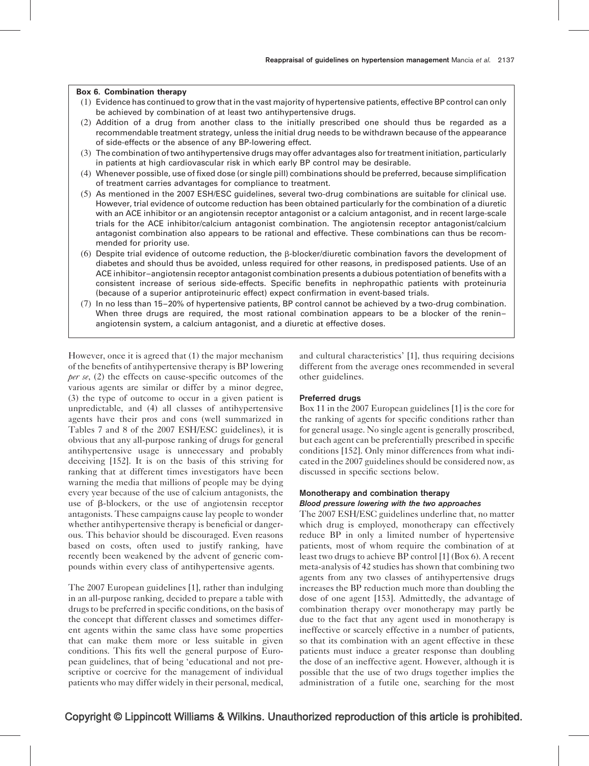**Box 6. Combination therapy**

(1) Evidence has continued to grow that in the vast majority of hypertensive patients, effective BP control can only be achieved by combination of at least two antihypertensive drugs.
(2) Addition of a drug from another class to the initially prescribed one should thus be regarded as a recommendable treatment strategy, unless the initial drug needs to be withdrawn because of the appearance of side-effects or the absence of any BP-lowering effect.
(3) The combination of two antihypertensive drugs may offer advantages also for treatment initiation, particularly in patients at high cardiovascular risk in which early BP control may be desirable.
(4) Whenever possible, use of fixed dose (or single pill) combinations should be preferred, because simplification of treatment carries advantages for compliance to treatment.
(5) As mentioned in the 2007 ESH/ESC guidelines, several two-drug combinations are suitable for clinical use. However, trial evidence of outcome reduction has been obtained particularly for the combination of a diuretic with an ACE inhibitor or an angiotensin receptor antagonist or a calcium antagonist, and in recent large-scale trials for the ACE inhibitor/calcium antagonist combination. The angiotensin receptor antagonist/calcium antagonist combination also appears to be rational and effective. These combinations can thus be recommended for priority use.
(6) Despite trial evidence of outcome reduction, the β-blocker/diuretic combination favors the development of diabetes and should thus be avoided, unless required for other reasons, in predisposed patients. Use of an ACE inhibitor–angiotensin receptor antagonist combination presents a dubious potentiation of benefits with a consistent increase of serious side-effects. Specific benefits in nephropathic patients with proteinuria (because of a superior antiproteinuric effect) expect confirmation in event-based trials.
(7) In no less than 15–20% of hypertensive patients, BP control cannot be achieved by a two-drug combination. When three drugs are required, the most rational combination appears to be a blocker of the renin–angiotensin system, a calcium antagonist, and a diuretic at effective doses.

However, once it is agreed that (1) the major mechanism of the benefits of antihypertensive therapy is BP lowering *per se*, (2) the effects on cause-specific outcomes of the various agents are similar or differ by a minor degree, (3) the type of outcome to occur in a given patient is unpredictable, and (4) all classes of antihypertensive agents have their pros and cons (well summarized in Tables 7 and 8 of the 2007 ESH/ESC guidelines), it is obvious that any all-purpose ranking of drugs for general antihypertensive usage is unnecessary and probably deceiving [152]. It is on the basis of this striving for ranking that at different times investigators have been warning the media that millions of people may be dying every year because of the use of calcium antagonists, the use of β-blockers, or the use of angiotensin receptor antagonists. These campaigns cause lay people to wonder whether antihypertensive therapy is beneficial or dangerous. This behavior should be discouraged. Even reasons based on costs, often used to justify ranking, have recently been weakened by the advent of generic compounds within every class of antihypertensive agents.

The 2007 European guidelines [1], rather than indulging in an all-purpose ranking, decided to prepare a table with drugs to be preferred in specific conditions, on the basis of the concept that different classes and sometimes different agents within the same class have some properties that can make them more or less suitable in given conditions. This fits well the general purpose of European guidelines, that of being 'educational and not prescriptive or coercive for the management of individual patients who may differ widely in their personal, medical, and cultural characteristics' [1], thus requiring decisions different from the average ones recommended in several other guidelines.

### Preferred drugs

Box 11 in the 2007 European guidelines [1] is the core for the ranking of agents for specific conditions rather than for general usage. No single agent is generally proscribed, but each agent can be preferentially prescribed in specific conditions [152]. Only minor differences from what indicated in the 2007 guidelines should be considered now, as discussed in specific sections below.

### Monotherapy and combination therapy

#### *Blood pressure lowering with the two approaches*

The 2007 ESH/ESC guidelines underline that, no matter which drug is employed, monotherapy can effectively reduce BP in only a limited number of hypertensive patients, most of whom require the combination of at least two drugs to achieve BP control [1] (Box 6). A recent meta-analysis of 42 studies has shown that combining two agents from any two classes of antihypertensive drugs increases the BP reduction much more than doubling the dose of one agent [153]. Admittedly, the advantage of combination therapy over monotherapy may partly be due to the fact that any agent used in monotherapy is ineffective or scarcely effective in a number of patients, so that its combination with an agent effective in these patients must induce a greater response than doubling the dose of an ineffective agent. However, although it is possible that the use of two drugs together implies the administration of a futile one, searching for the most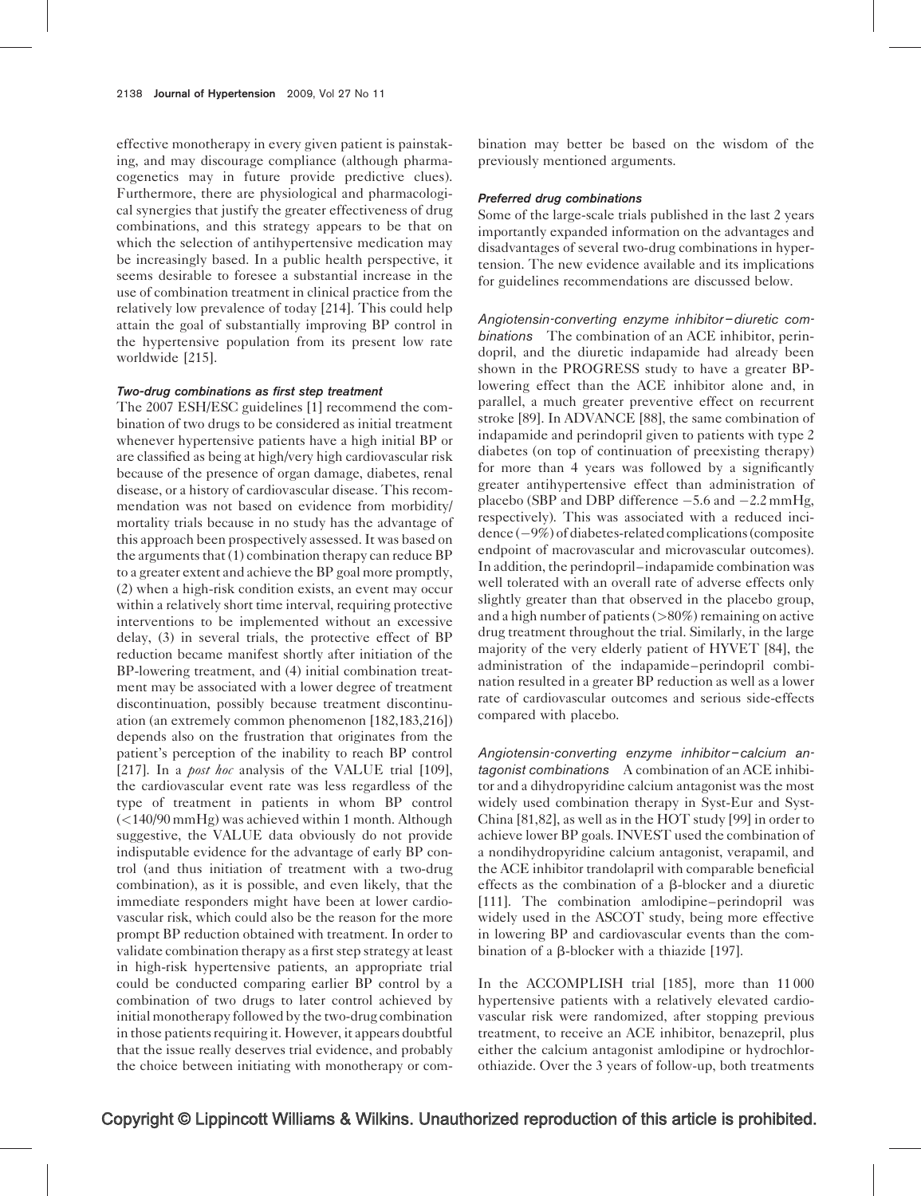effective monotherapy in every given patient is painstaking, and may discourage compliance (although pharmacogenetics may in future provide predictive clues). Furthermore, there are physiological and pharmacological synergies that justify the greater effectiveness of drug combinations, and this strategy appears to be that on which the selection of antihypertensive medication may be increasingly based. In a public health perspective, it seems desirable to foresee a substantial increase in the use of combination treatment in clinical practice from the relatively low prevalence of today [214]. This could help attain the goal of substantially improving BP control in the hypertensive population from its present low rate worldwide [215].

#### *Two-drug combinations as first step treatment*

The 2007 ESH/ESC guidelines [1] recommend the combination of two drugs to be considered as initial treatment whenever hypertensive patients have a high initial BP or are classified as being at high/very high cardiovascular risk because of the presence of organ damage, diabetes, renal disease, or a history of cardiovascular disease. This recommendation was not based on evidence from morbidity/mortality trials because in no study has the advantage of this approach been prospectively assessed. It was based on the arguments that (1) combination therapy can reduce BP to a greater extent and achieve the BP goal more promptly, (2) when a high-risk condition exists, an event may occur within a relatively short time interval, requiring protective interventions to be implemented without an excessive delay, (3) in several trials, the protective effect of BP reduction became manifest shortly after initiation of the BP-lowering treatment, and (4) initial combination treatment may be associated with a lower degree of treatment discontinuation, possibly because treatment discontinuation (an extremely common phenomenon [182,183,216]) depends also on the frustration that originates from the patient's perception of the inability to reach BP control [217]. In a *post hoc* analysis of the VALUE trial [109], the cardiovascular event rate was less regardless of the type of treatment in patients in whom BP control (<140/90 mmHg) was achieved within 1 month. Although suggestive, the VALUE data obviously do not provide indisputable evidence for the advantage of early BP control (and thus initiation of treatment with a two-drug combination), as it is possible, and even likely, that the immediate responders might have been at lower cardiovascular risk, which could also be the reason for the more prompt BP reduction obtained with treatment. In order to validate combination therapy as a first step strategy at least in high-risk hypertensive patients, an appropriate trial could be conducted comparing earlier BP control by a combination of two drugs to later control achieved by initial monotherapy followed by the two-drug combination in those patients requiring it. However, it appears doubtful that the issue really deserves trial evidence, and probably the choice between initiating with monotherapy or combination may better be based on the wisdom of the previously mentioned arguments.

#### *Preferred drug combinations*

Some of the large-scale trials published in the last 2 years importantly expanded information on the advantages and disadvantages of several two-drug combinations in hypertension. The new evidence available and its implications for guidelines recommendations are discussed below.

*Angiotensin-converting enzyme inhibitor–diuretic combinations* The combination of an ACE inhibitor, perindopril, and the diuretic indapamide had already been shown in the PROGRESS study to have a greater BP-lowering effect than the ACE inhibitor alone and, in parallel, a much greater preventive effect on recurrent stroke [89]. In ADVANCE [88], the same combination of indapamide and perindopril given to patients with type 2 diabetes (on top of continuation of preexisting therapy) for more than 4 years was followed by a significantly greater antihypertensive effect than administration of placebo (SBP and DBP difference −5.6 and −2.2 mmHg, respectively). This was associated with a reduced incidence (−9%) of diabetes-related complications (composite endpoint of macrovascular and microvascular outcomes). In addition, the perindopril–indapamide combination was well tolerated with an overall rate of adverse effects only slightly greater than that observed in the placebo group, and a high number of patients (>80%) remaining on active drug treatment throughout the trial. Similarly, in the large majority of the very elderly patient of HYVET [84], the administration of the indapamide–perindopril combination resulted in a greater BP reduction as well as a lower rate of cardiovascular outcomes and serious side-effects compared with placebo.

*Angiotensin-converting enzyme inhibitor–calcium antagonist combinations* A combination of an ACE inhibitor and a dihydropyridine calcium antagonist was the most widely used combination therapy in Syst-Eur and Syst-China [81,82], as well as in the HOT study [99] in order to achieve lower BP goals. INVEST used the combination of a nondihydropyridine calcium antagonist, verapamil, and the ACE inhibitor trandolapril with comparable beneficial effects as the combination of a β-blocker and a diuretic [111]. The combination amlodipine–perindopril was widely used in the ASCOT study, being more effective in lowering BP and cardiovascular events than the combination of a β-blocker with a thiazide [197].

In the ACCOMPLISH trial [185], more than 11 000 hypertensive patients with a relatively elevated cardiovascular risk were randomized, after stopping previous treatment, to receive an ACE inhibitor, benazepril, plus either the calcium antagonist amlodipine or hydrochlorothiazide. Over the 3 years of follow-up, both treatments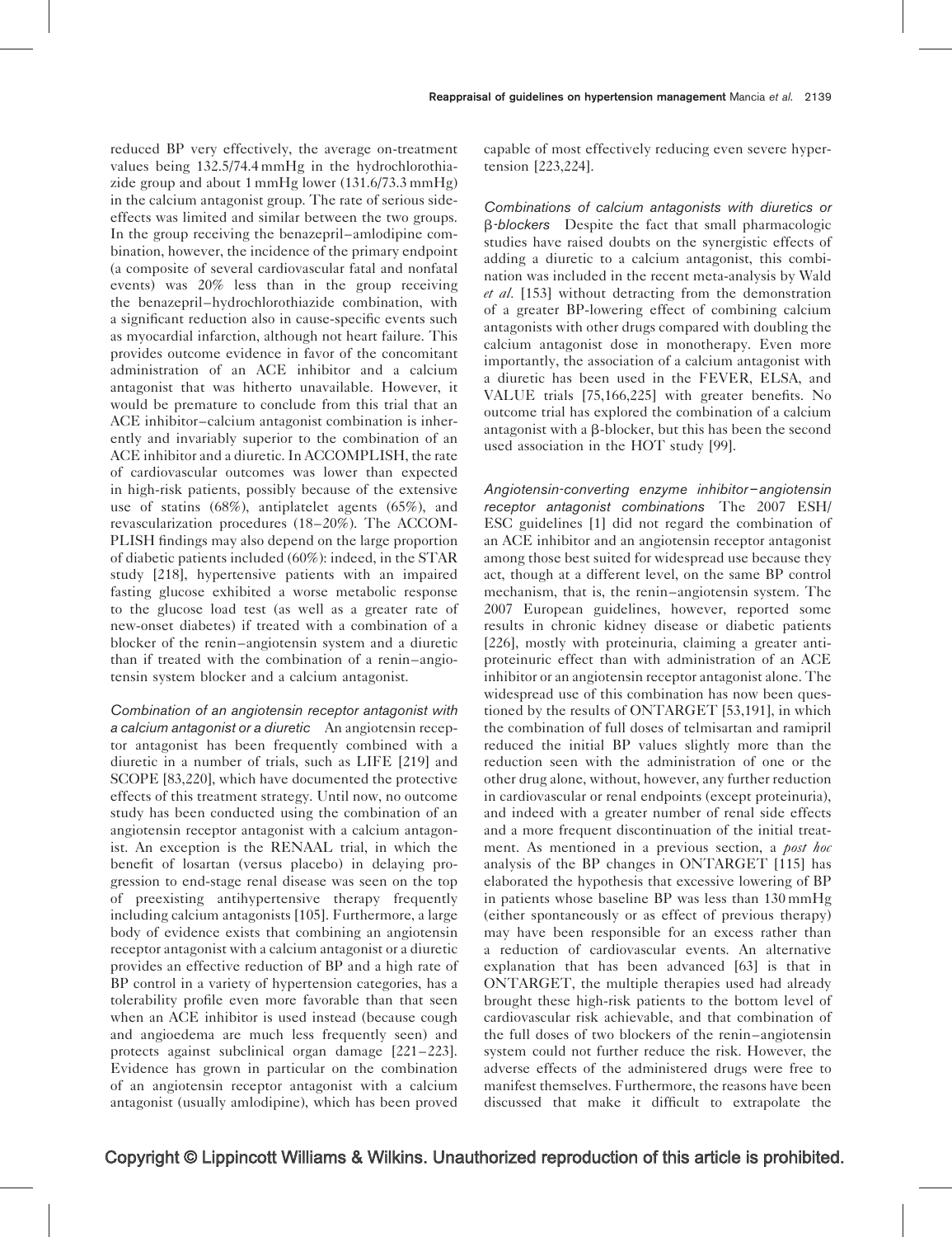reduced BP very effectively, the average on-treatment values being 132.5/74.4 mmHg in the hydrochlorothiazide group and about 1 mmHg lower (131.6/73.3 mmHg) in the calcium antagonist group. The rate of serious side-effects was limited and similar between the two groups. In the group receiving the benazepril–amlodipine combination, however, the incidence of the primary endpoint (a composite of several cardiovascular fatal and nonfatal events) was 20% less than in the group receiving the benazepril–hydrochlorothiazide combination, with a significant reduction also in cause-specific events such as myocardial infarction, although not heart failure. This provides outcome evidence in favor of the concomitant administration of an ACE inhibitor and a calcium antagonist that was hitherto unavailable. However, it would be premature to conclude from this trial that an ACE inhibitor–calcium antagonist combination is inherently and invariably superior to the combination of an ACE inhibitor and a diuretic. In ACCOMPLISH, the rate of cardiovascular outcomes was lower than expected in high-risk patients, possibly because of the extensive use of statins (68%), antiplatelet agents (65%), and revascularization procedures (18–20%). The ACCOMPLISH findings may also depend on the large proportion of diabetic patients included (60%): indeed, in the STAR study [218], hypertensive patients with an impaired fasting glucose exhibited a worse metabolic response to the glucose load test (as well as a greater rate of new-onset diabetes) if treated with a combination of a blocker of the renin–angiotensin system and a diuretic than if treated with the combination of a renin–angiotensin system blocker and a calcium antagonist.

*Combination of an angiotensin receptor antagonist with a calcium antagonist or a diuretic* An angiotensin receptor antagonist has been frequently combined with a diuretic in a number of trials, such as LIFE [219] and SCOPE [83,220], which have documented the protective effects of this treatment strategy. Until now, no outcome study has been conducted using the combination of an angiotensin receptor antagonist with a calcium antagonist. An exception is the RENAAL trial, in which the benefit of losartan (versus placebo) in delaying progression to end-stage renal disease was seen on the top of preexisting antihypertensive therapy frequently including calcium antagonists [105]. Furthermore, a large body of evidence exists that combining an angiotensin receptor antagonist with a calcium antagonist or a diuretic provides an effective reduction of BP and a high rate of BP control in a variety of hypertension categories, has a tolerability profile even more favorable than that seen when an ACE inhibitor is used instead (because cough and angioedema are much less frequently seen) and protects against subclinical organ damage [221–223]. Evidence has grown in particular on the combination of an angiotensin receptor antagonist with a calcium antagonist (usually amlodipine), which has been proved capable of most effectively reducing even severe hypertension [223,224].

*Combinations of calcium antagonists with diuretics or β-blockers* Despite the fact that small pharmacologic studies have raised doubts on the synergistic effects of adding a diuretic to a calcium antagonist, this combination was included in the recent meta-analysis by Wald *et al.* [153] without detracting from the demonstration of a greater BP-lowering effect of combining calcium antagonists with other drugs compared with doubling the calcium antagonist dose in monotherapy. Even more importantly, the association of a calcium antagonist with a diuretic has been used in the FEVER, ELSA, and VALUE trials [75,166,225] with greater benefits. No outcome trial has explored the combination of a calcium antagonist with a β-blocker, but this has been the second used association in the HOT study [99].

*Angiotensin-converting enzyme inhibitor–angiotensin receptor antagonist combinations* The 2007 ESH/ESC guidelines [1] did not regard the combination of an ACE inhibitor and an angiotensin receptor antagonist among those best suited for widespread use because they act, though at a different level, on the same BP control mechanism, that is, the renin–angiotensin system. The 2007 European guidelines, however, reported some results in chronic kidney disease or diabetic patients [226], mostly with proteinuria, claiming a greater antiproteinuric effect than with administration of an ACE inhibitor or an angiotensin receptor antagonist alone. The widespread use of this combination has now been questioned by the results of ONTARGET [53,191], in which the combination of full doses of telmisartan and ramipril reduced the initial BP values slightly more than the reduction seen with the administration of one or the other drug alone, without, however, any further reduction in cardiovascular or renal endpoints (except proteinuria), and indeed with a greater number of renal side effects and a more frequent discontinuation of the initial treatment. As mentioned in a previous section, a *post hoc* analysis of the BP changes in ONTARGET [115] has elaborated the hypothesis that excessive lowering of BP in patients whose baseline BP was less than 130 mmHg (either spontaneously or as effect of previous therapy) may have been responsible for an excess rather than a reduction of cardiovascular events. An alternative explanation that has been advanced [63] is that in ONTARGET, the multiple therapies used had already brought these high-risk patients to the bottom level of cardiovascular risk achievable, and that combination of the full doses of two blockers of the renin–angiotensin system could not further reduce the risk. However, the adverse effects of the administered drugs were free to manifest themselves. Furthermore, the reasons have been discussed that make it difficult to extrapolate the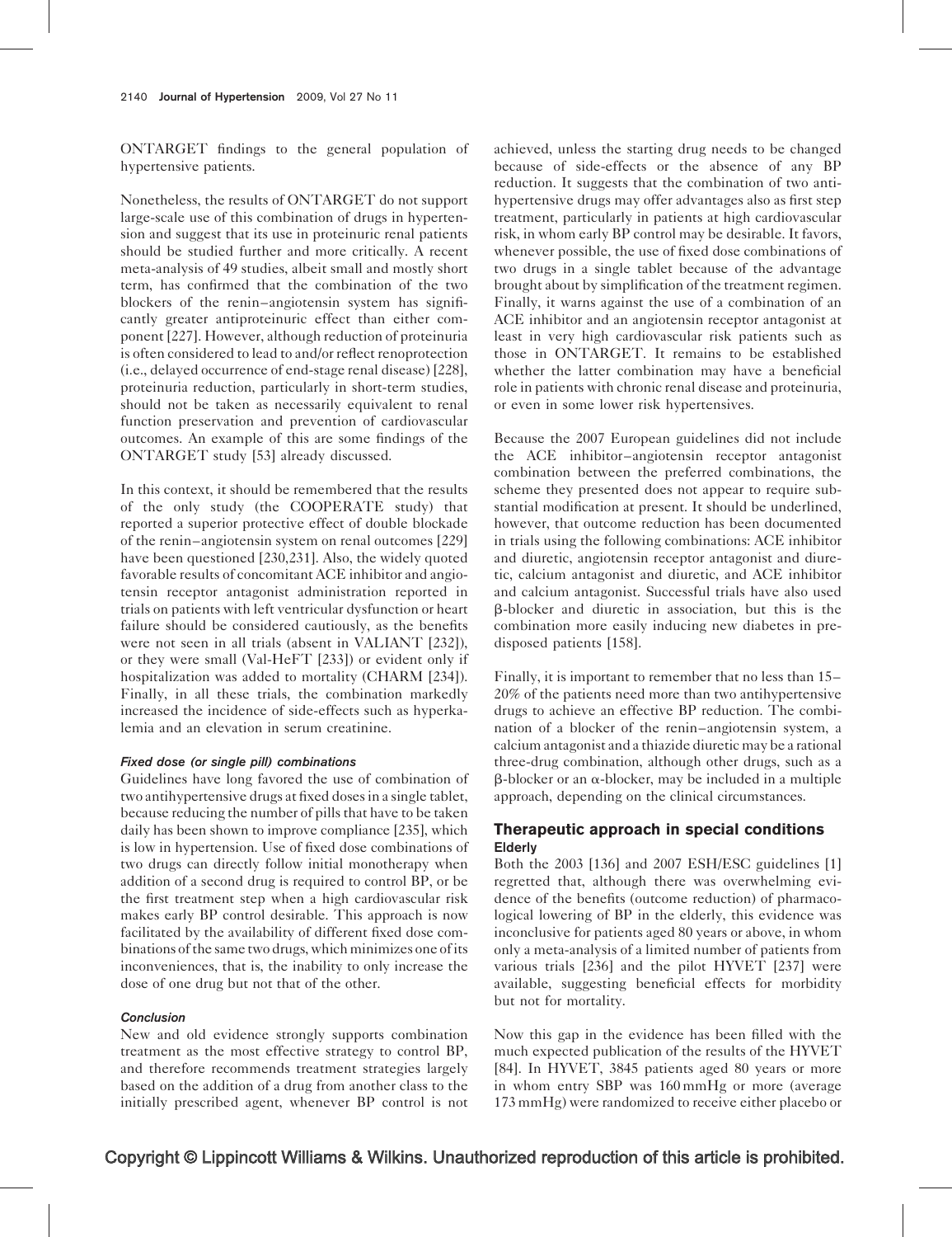ONTARGET findings to the general population of hypertensive patients.

Nonetheless, the results of ONTARGET do not support large-scale use of this combination of drugs in hypertension and suggest that its use in proteinuric renal patients should be studied further and more critically. A recent meta-analysis of 49 studies, albeit small and mostly short term, has confirmed that the combination of the two blockers of the renin–angiotensin system has significantly greater antiproteinuric effect than either component [227]. However, although reduction of proteinuria is often considered to lead to and/or reflect renoprotection (i.e., delayed occurrence of end-stage renal disease) [228], proteinuria reduction, particularly in short-term studies, should not be taken as necessarily equivalent to renal function preservation and prevention of cardiovascular outcomes. An example of this are some findings of the ONTARGET study [53] already discussed.

In this context, it should be remembered that the results of the only study (the COOPERATE study) that reported a superior protective effect of double blockade of the renin–angiotensin system on renal outcomes [229] have been questioned [230,231]. Also, the widely quoted favorable results of concomitant ACE inhibitor and angiotensin receptor antagonist administration reported in trials on patients with left ventricular dysfunction or heart failure should be considered cautiously, as the benefits were not seen in all trials (absent in VALIANT [232]), or they were small (Val-HeFT [233]) or evident only if hospitalization was added to mortality (CHARM [234]). Finally, in all these trials, the combination markedly increased the incidence of side-effects such as hyperkalemia and an elevation in serum creatinine.

#### *Fixed dose (or single pill) combinations*

Guidelines have long favored the use of combination of two antihypertensive drugs at fixed doses in a single tablet, because reducing the number of pills that have to be taken daily has been shown to improve compliance [235], which is low in hypertension. Use of fixed dose combinations of two drugs can directly follow initial monotherapy when addition of a second drug is required to control BP, or be the first treatment step when a high cardiovascular risk makes early BP control desirable. This approach is now facilitated by the availability of different fixed dose combinations of the same two drugs, which minimizes one of its inconveniences, that is, the inability to only increase the dose of one drug but not that of the other.

#### *Conclusion*

New and old evidence strongly supports combination treatment as the most effective strategy to control BP, and therefore recommends treatment strategies largely based on the addition of a drug from another class to the initially prescribed agent, whenever BP control is not achieved, unless the starting drug needs to be changed because of side-effects or the absence of any BP reduction. It suggests that the combination of two antihypertensive drugs may offer advantages also as first step treatment, particularly in patients at high cardiovascular risk, in whom early BP control may be desirable. It favors, whenever possible, the use of fixed dose combinations of two drugs in a single tablet because of the advantage brought about by simplification of the treatment regimen. Finally, it warns against the use of a combination of an ACE inhibitor and an angiotensin receptor antagonist at least in very high cardiovascular risk patients such as those in ONTARGET. It remains to be established whether the latter combination may have a beneficial role in patients with chronic renal disease and proteinuria, or even in some lower risk hypertensives.

Because the 2007 European guidelines did not include the ACE inhibitor–angiotensin receptor antagonist combination between the preferred combinations, the scheme they presented does not appear to require substantial modification at present. It should be underlined, however, that outcome reduction has been documented in trials using the following combinations: ACE inhibitor and diuretic, angiotensin receptor antagonist and diuretic, calcium antagonist and diuretic, and ACE inhibitor and calcium antagonist. Successful trials have also used β-blocker and diuretic in association, but this is the combination more easily inducing new diabetes in predisposed patients [158].

Finally, it is important to remember that no less than 15–20% of the patients need more than two antihypertensive drugs to achieve an effective BP reduction. The combination of a blocker of the renin–angiotensin system, a calcium antagonist and a thiazide diuretic may be a rational three-drug combination, although other drugs, such as a β-blocker or an α-blocker, may be included in a multiple approach, depending on the clinical circumstances.

## Therapeutic approach in special conditions

### Elderly

Both the 2003 [136] and 2007 ESH/ESC guidelines [1] regretted that, although there was overwhelming evidence of the benefits (outcome reduction) of pharmacological lowering of BP in the elderly, this evidence was inconclusive for patients aged 80 years or above, in whom only a meta-analysis of a limited number of patients from various trials [236] and the pilot HYVET [237] were available, suggesting beneficial effects for morbidity but not for mortality.

Now this gap in the evidence has been filled with the much expected publication of the results of the HYVET [84]. In HYVET, 3845 patients aged 80 years or more in whom entry SBP was 160 mmHg or more (average 173 mmHg) were randomized to receive either placebo or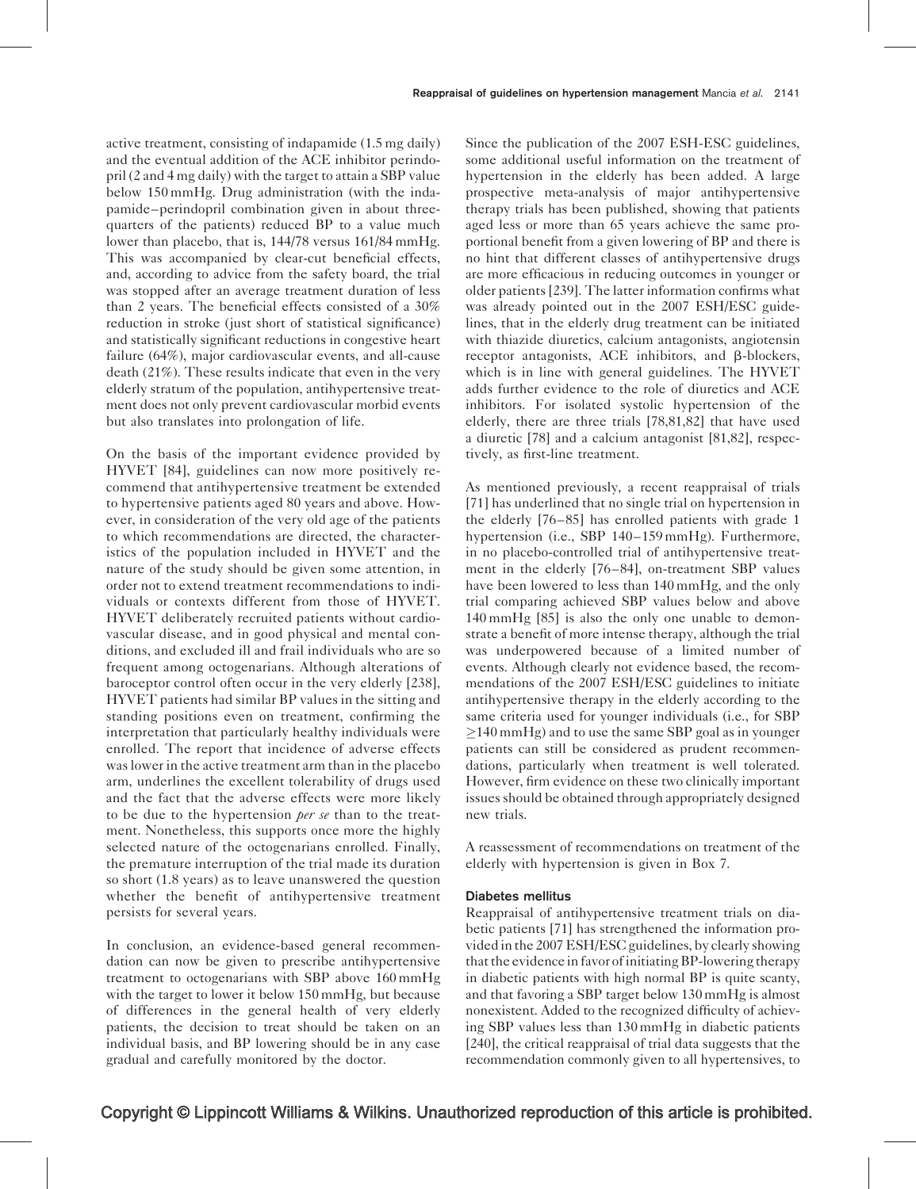active treatment, consisting of indapamide (1.5 mg daily) and the eventual addition of the ACE inhibitor perindopril (2 and 4 mg daily) with the target to attain a SBP value below 150 mmHg. Drug administration (with the indapamide–perindopril combination given in about three-quarters of the patients) reduced BP to a value much lower than placebo, that is, 144/78 versus 161/84 mmHg. This was accompanied by clear-cut beneficial effects, and, according to advice from the safety board, the trial was stopped after an average treatment duration of less than 2 years. The beneficial effects consisted of a 30% reduction in stroke (just short of statistical significance) and statistically significant reductions in congestive heart failure (64%), major cardiovascular events, and all-cause death (21%). These results indicate that even in the very elderly stratum of the population, antihypertensive treatment does not only prevent cardiovascular morbid events but also translates into prolongation of life.

On the basis of the important evidence provided by HYVET [84], guidelines can now more positively recommend that antihypertensive treatment be extended to hypertensive patients aged 80 years and above. However, in consideration of the very old age of the patients to which recommendations are directed, the characteristics of the population included in HYVET and the nature of the study should be given some attention, in order not to extend treatment recommendations to individuals or contexts different from those of HYVET. HYVET deliberately recruited patients without cardiovascular disease, and in good physical and mental conditions, and excluded ill and frail individuals who are so frequent among octogenarians. Although alterations of baroceptor control often occur in the very elderly [238], HYVET patients had similar BP values in the sitting and standing positions even on treatment, confirming the interpretation that particularly healthy individuals were enrolled. The report that incidence of adverse effects was lower in the active treatment arm than in the placebo arm, underlines the excellent tolerability of drugs used and the fact that the adverse effects were more likely to be due to the hypertension *per se* than to the treatment. Nonetheless, this supports once more the highly selected nature of the octogenarians enrolled. Finally, the premature interruption of the trial made its duration so short (1.8 years) as to leave unanswered the question whether the benefit of antihypertensive treatment persists for several years.

In conclusion, an evidence-based general recommendation can now be given to prescribe antihypertensive treatment to octogenarians with SBP above 160 mmHg with the target to lower it below 150 mmHg, but because of differences in the general health of very elderly patients, the decision to treat should be taken on an individual basis, and BP lowering should be in any case gradual and carefully monitored by the doctor.

Since the publication of the 2007 ESH-ESC guidelines, some additional useful information on the treatment of hypertension in the elderly has been added. A large prospective meta-analysis of major antihypertensive therapy trials has been published, showing that patients aged less or more than 65 years achieve the same proportional benefit from a given lowering of BP and there is no hint that different classes of antihypertensive drugs are more efficacious in reducing outcomes in younger or older patients [239]. The latter information confirms what was already pointed out in the 2007 ESH/ESC guidelines, that in the elderly drug treatment can be initiated with thiazide diuretics, calcium antagonists, angiotensin receptor antagonists, ACE inhibitors, and β-blockers, which is in line with general guidelines. The HYVET adds further evidence to the role of diuretics and ACE inhibitors. For isolated systolic hypertension of the elderly, there are three trials [78,81,82] that have used a diuretic [78] and a calcium antagonist [81,82], respectively, as first-line treatment.

As mentioned previously, a recent reappraisal of trials [71] has underlined that no single trial on hypertension in the elderly [76–85] has enrolled patients with grade 1 hypertension (i.e., SBP 140–159 mmHg). Furthermore, in no placebo-controlled trial of antihypertensive treatment in the elderly [76–84], on-treatment SBP values have been lowered to less than 140 mmHg, and the only trial comparing achieved SBP values below and above 140 mmHg [85] is also the only one unable to demonstrate a benefit of more intense therapy, although the trial was underpowered because of a limited number of events. Although clearly not evidence based, the recommendations of the 2007 ESH/ESC guidelines to initiate antihypertensive therapy in the elderly according to the same criteria used for younger individuals (i.e., for SBP ≥140 mmHg) and to use the same SBP goal as in younger patients can still be considered as prudent recommendations, particularly when treatment is well tolerated. However, firm evidence on these two clinically important issues should be obtained through appropriately designed new trials.

A reassessment of recommendations on treatment of the elderly with hypertension is given in Box 7.

### Diabetes mellitus

Reappraisal of antihypertensive treatment trials on diabetic patients [71] has strengthened the information provided in the 2007 ESH/ESC guidelines, by clearly showing that the evidence in favor of initiating BP-lowering therapy in diabetic patients with high normal BP is quite scanty, and that favoring a SBP target below 130 mmHg is almost nonexistent. Added to the recognized difficulty of achieving SBP values less than 130 mmHg in diabetic patients [240], the critical reappraisal of trial data suggests that the recommendation commonly given to all hypertensives, to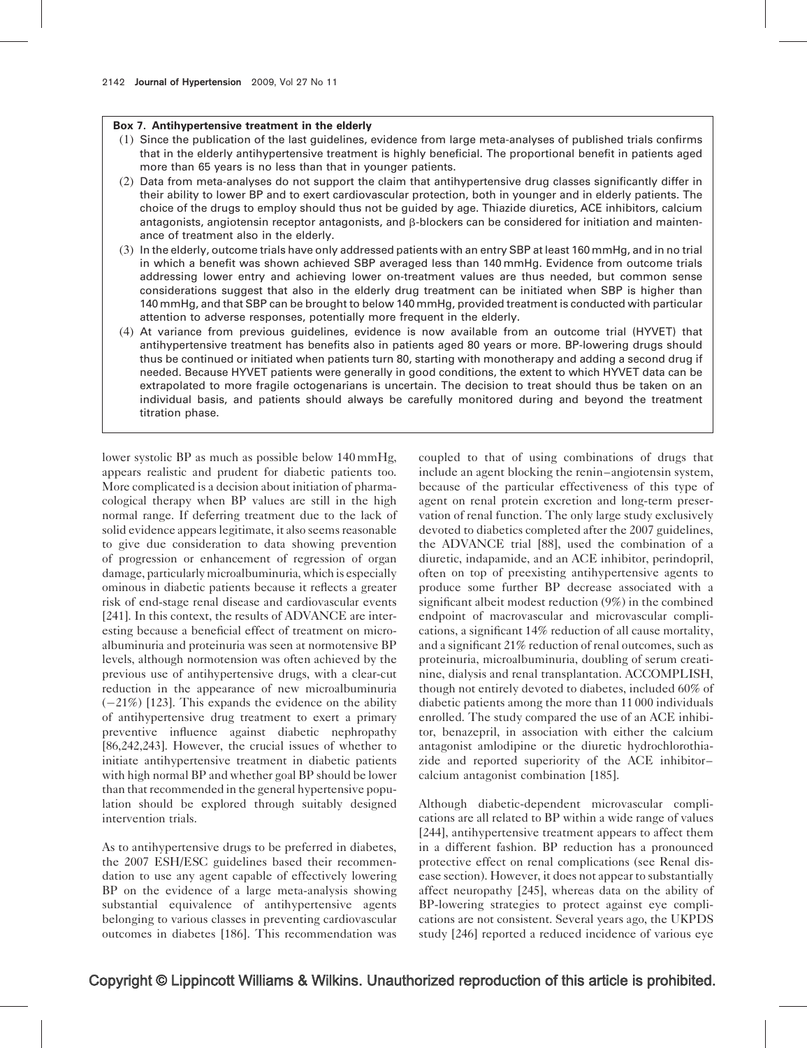**Box 7. Antihypertensive treatment in the elderly**

(1) Since the publication of the last guidelines, evidence from large meta-analyses of published trials confirms that in the elderly antihypertensive treatment is highly beneficial. The proportional benefit in patients aged more than 65 years is no less than that in younger patients.

(2) Data from meta-analyses do not support the claim that antihypertensive drug classes significantly differ in their ability to lower BP and to exert cardiovascular protection, both in younger and in elderly patients. The choice of the drugs to employ should thus not be guided by age. Thiazide diuretics, ACE inhibitors, calcium antagonists, angiotensin receptor antagonists, and β-blockers can be considered for initiation and maintenance of treatment also in the elderly.

(3) In the elderly, outcome trials have only addressed patients with an entry SBP at least 160 mmHg, and in no trial in which a benefit was shown achieved SBP averaged less than 140 mmHg. Evidence from outcome trials addressing lower entry and achieving lower on-treatment values are thus needed, but common sense considerations suggest that also in the elderly drug treatment can be initiated when SBP is higher than 140 mmHg, and that SBP can be brought to below 140 mmHg, provided treatment is conducted with particular attention to adverse responses, potentially more frequent in the elderly.

(4) At variance from previous guidelines, evidence is now available from an outcome trial (HYVET) that antihypertensive treatment has benefits also in patients aged 80 years or more. BP-lowering drugs should thus be continued or initiated when patients turn 80, starting with monotherapy and adding a second drug if needed. Because HYVET patients were generally in good conditions, the extent to which HYVET data can be extrapolated to more fragile octogenarians is uncertain. The decision to treat should thus be taken on an individual basis, and patients should always be carefully monitored during and beyond the treatment titration phase.

lower systolic BP as much as possible below 140 mmHg, appears realistic and prudent for diabetic patients too. More complicated is a decision about initiation of pharmacological therapy when BP values are still in the high normal range. If deferring treatment due to the lack of solid evidence appears legitimate, it also seems reasonable to give due consideration to data showing prevention of progression or enhancement of regression of organ damage, particularly microalbuminuria, which is especially ominous in diabetic patients because it reflects a greater risk of end-stage renal disease and cardiovascular events [241]. In this context, the results of ADVANCE are interesting because a beneficial effect of treatment on microalbuminuria and proteinuria was seen at normotensive BP levels, although normotension was often achieved by the previous use of antihypertensive drugs, with a clear-cut reduction in the appearance of new microalbuminuria (−21%) [123]. This expands the evidence on the ability of antihypertensive drug treatment to exert a primary preventive influence against diabetic nephropathy [86,242,243]. However, the crucial issues of whether to initiate antihypertensive treatment in diabetic patients with high normal BP and whether goal BP should be lower than that recommended in the general hypertensive population should be explored through suitably designed intervention trials.

As to antihypertensive drugs to be preferred in diabetes, the 2007 ESH/ESC guidelines based their recommendation to use any agent capable of effectively lowering BP on the evidence of a large meta-analysis showing substantial equivalence of antihypertensive agents belonging to various classes in preventing cardiovascular outcomes in diabetes [186]. This recommendation was coupled to that of using combinations of drugs that include an agent blocking the renin–angiotensin system, because of the particular effectiveness of this type of agent on renal protein excretion and long-term preservation of renal function. The only large study exclusively devoted to diabetics completed after the 2007 guidelines, the ADVANCE trial [88], used the combination of a diuretic, indapamide, and an ACE inhibitor, perindopril, often on top of preexisting antihypertensive agents to produce some further BP decrease associated with a significant albeit modest reduction (9%) in the combined endpoint of macrovascular and microvascular complications, a significant 14% reduction of all cause mortality, and a significant 21% reduction of renal outcomes, such as proteinuria, microalbuminuria, doubling of serum creatinine, dialysis and renal transplantation. ACCOMPLISH, though not entirely devoted to diabetes, included 60% of diabetic patients among the more than 11 000 individuals enrolled. The study compared the use of an ACE inhibitor, benazepril, in association with either the calcium antagonist amlodipine or the diuretic hydrochlorothiazide and reported superiority of the ACE inhibitor–calcium antagonist combination [185].

Although diabetic-dependent microvascular complications are all related to BP within a wide range of values [244], antihypertensive treatment appears to affect them in a different fashion. BP reduction has a pronounced protective effect on renal complications (see Renal disease section). However, it does not appear to substantially affect neuropathy [245], whereas data on the ability of BP-lowering strategies to protect against eye complications are not consistent. Several years ago, the UKPDS study [246] reported a reduced incidence of various eye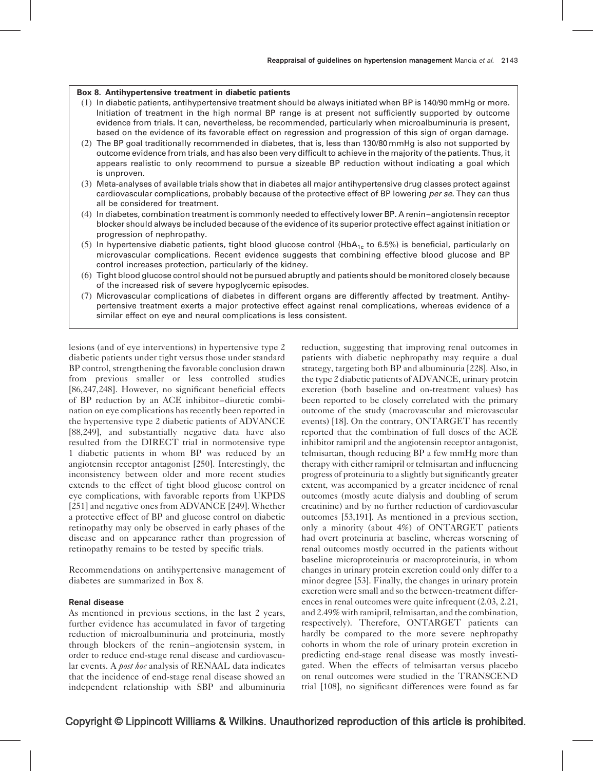**Box 8. Antihypertensive treatment in diabetic patients**

1. In diabetic patients, antihypertensive treatment should be always initiated when BP is 140/90 mmHg or more. Initiation of treatment in the high normal BP range is at present not sufficiently supported by outcome evidence from trials. It can, nevertheless, be recommended, particularly when microalbuminuria is present, based on the evidence of its favorable effect on regression and progression of this sign of organ damage.
2. The BP goal traditionally recommended in diabetes, that is, less than 130/80 mmHg is also not supported by outcome evidence from trials, and has also been very difficult to achieve in the majority of the patients. Thus, it appears realistic to only recommend to pursue a sizeable BP reduction without indicating a goal which is unproven.
3. Meta-analyses of available trials show that in diabetes all major antihypertensive drug classes protect against cardiovascular complications, probably because of the protective effect of BP lowering *per se*. They can thus all be considered for treatment.
4. In diabetes, combination treatment is commonly needed to effectively lower BP. A renin–angiotensin receptor blocker should always be included because of the evidence of its superior protective effect against initiation or progression of nephropathy.
5. In hypertensive diabetic patients, tight blood glucose control ($HbA_{1c}$ to 6.5%) is beneficial, particularly on microvascular complications. Recent evidence suggests that combining effective blood glucose and BP control increases protection, particularly of the kidney.
6. Tight blood glucose control should not be pursued abruptly and patients should be monitored closely because of the increased risk of severe hypoglycemic episodes.
7. Microvascular complications of diabetes in different organs are differently affected by treatment. Antihypertensive treatment exerts a major protective effect against renal complications, whereas evidence of a similar effect on eye and neural complications is less consistent.

lesions (and of eye interventions) in hypertensive type 2 diabetic patients under tight versus those under standard BP control, strengthening the favorable conclusion drawn from previous smaller or less controlled studies [86,247,248]. However, no significant beneficial effects of BP reduction by an ACE inhibitor–diuretic combination on eye complications has recently been reported in the hypertensive type 2 diabetic patients of ADVANCE [88,249], and substantially negative data have also resulted from the DIRECT trial in normotensive type 1 diabetic patients in whom BP was reduced by an angiotensin receptor antagonist [250]. Interestingly, the inconsistency between older and more recent studies extends to the effect of tight blood glucose control on eye complications, with favorable reports from UKPDS [251] and negative ones from ADVANCE [249]. Whether a protective effect of BP and glucose control on diabetic retinopathy may only be observed in early phases of the disease and on appearance rather than progression of retinopathy remains to be tested by specific trials.

Recommendations on antihypertensive management of diabetes are summarized in Box 8.

### Renal disease

As mentioned in previous sections, in the last 2 years, further evidence has accumulated in favor of targeting reduction of microalbuminuria and proteinuria, mostly through blockers of the renin–angiotensin system, in order to reduce end-stage renal disease and cardiovascular events. A *post hoc* analysis of RENAAL data indicates that the incidence of end-stage renal disease showed an independent relationship with SBP and albuminuria reduction, suggesting that improving renal outcomes in patients with diabetic nephropathy may require a dual strategy, targeting both BP and albuminuria [228]. Also, in the type 2 diabetic patients of ADVANCE, urinary protein excretion (both baseline and on-treatment values) has been reported to be closely correlated with the primary outcome of the study (macrovascular and microvascular events) [18]. On the contrary, ONTARGET has recently reported that the combination of full doses of the ACE inhibitor ramipril and the angiotensin receptor antagonist, telmisartan, though reducing BP a few mmHg more than therapy with either ramipril or telmisartan and influencing progress of proteinuria to a slightly but significantly greater extent, was accompanied by a greater incidence of renal outcomes (mostly acute dialysis and doubling of serum creatinine) and by no further reduction of cardiovascular outcomes [53,191]. As mentioned in a previous section, only a minority (about 4%) of ONTARGET patients had overt proteinuria at baseline, whereas worsening of renal outcomes mostly occurred in the patients without baseline microproteinuria or macroproteinuria, in whom changes in urinary protein excretion could only differ to a minor degree [53]. Finally, the changes in urinary protein excretion were small and so the between-treatment differences in renal outcomes were quite infrequent (2.03, 2.21, and 2.49% with ramipril, telmisartan, and the combination, respectively). Therefore, ONTARGET patients can hardly be compared to the more severe nephropathy cohorts in whom the role of urinary protein excretion in predicting end-stage renal disease was mostly investigated. When the effects of telmisartan versus placebo on renal outcomes were studied in the TRANSCEND trial [108], no significant differences were found as far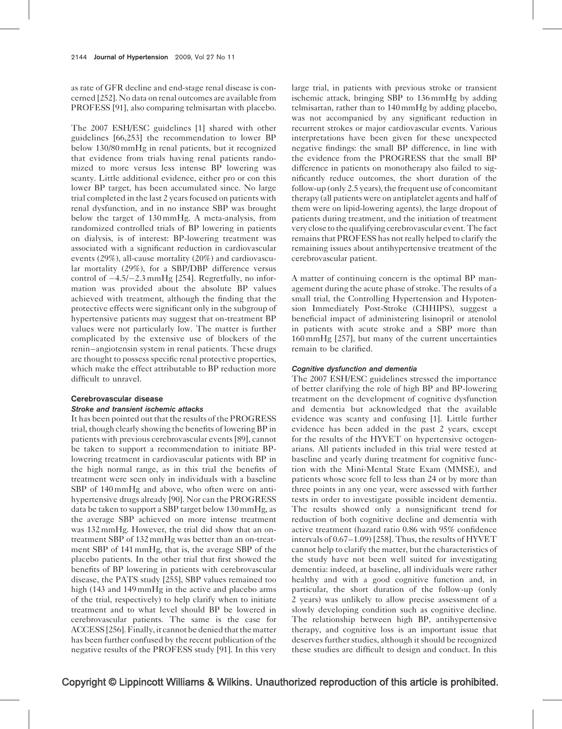as rate of GFR decline and end-stage renal disease is concerned [252]. No data on renal outcomes are available from PROFESS [91], also comparing telmisartan with placebo.

The 2007 ESH/ESC guidelines [1] shared with other guidelines [66,253] the recommendation to lower BP below 130/80 mmHg in renal patients, but it recognized that evidence from trials having renal patients randomized to more versus less intense BP lowering was scanty. Little additional evidence, either pro or con this lower BP target, has been accumulated since. No large trial completed in the last 2 years focused on patients with renal dysfunction, and in no instance SBP was brought below the target of 130 mmHg. A meta-analysis, from randomized controlled trials of BP lowering in patients on dialysis, is of interest: BP-lowering treatment was associated with a significant reduction in cardiovascular events (29%), all-cause mortality (20%) and cardiovascular mortality (29%), for a SBP/DBP difference versus control of −4.5/−2.3 mmHg [254]. Regretfully, no information was provided about the absolute BP values achieved with treatment, although the finding that the protective effects were significant only in the subgroup of hypertensive patients may suggest that on-treatment BP values were not particularly low. The matter is further complicated by the extensive use of blockers of the renin–angiotensin system in renal patients. These drugs are thought to possess specific renal protective properties, which make the effect attributable to BP reduction more difficult to unravel.

### Cerebrovascular disease

#### *Stroke and transient ischemic attacks*

It has been pointed out that the results of the PROGRESS trial, though clearly showing the benefits of lowering BP in patients with previous cerebrovascular events [89], cannot be taken to support a recommendation to initiate BP-lowering treatment in cardiovascular patients with BP in the high normal range, as in this trial the benefits of treatment were seen only in individuals with a baseline SBP of 140 mmHg and above, who often were on antihypertensive drugs already [90]. Nor can the PROGRESS data be taken to support a SBP target below 130 mmHg, as the average SBP achieved on more intense treatment was 132 mmHg. However, the trial did show that an on-treatment SBP of 132 mmHg was better than an on-treatment SBP of 141 mmHg, that is, the average SBP of the placebo patients. In the other trial that first showed the benefits of BP lowering in patients with cerebrovascular disease, the PATS study [255], SBP values remained too high (143 and 149 mmHg in the active and placebo arms of the trial, respectively) to help clarify when to initiate treatment and to what level should BP be lowered in cerebrovascular patients. The same is the case for ACCESS [256]. Finally, it cannot be denied that the matter has been further confused by the recent publication of the negative results of the PROFESS study [91]. In this very large trial, in patients with previous stroke or transient ischemic attack, bringing SBP to 136 mmHg by adding telmisartan, rather than to 140 mmHg by adding placebo, was not accompanied by any significant reduction in recurrent strokes or major cardiovascular events. Various interpretations have been given for these unexpected negative findings: the small BP difference, in line with the evidence from the PROGRESS that the small BP difference in patients on monotherapy also failed to significantly reduce outcomes, the short duration of the follow-up (only 2.5 years), the frequent use of concomitant therapy (all patients were on antiplatelet agents and half of them were on lipid-lowering agents), the large dropout of patients during treatment, and the initiation of treatment very close to the qualifying cerebrovascular event. The fact remains that PROFESS has not really helped to clarify the remaining issues about antihypertensive treatment of the cerebrovascular patient.

A matter of continuing concern is the optimal BP management during the acute phase of stroke. The results of a small trial, the Controlling Hypertension and Hypotension Immediately Post-Stroke (CHHIPS), suggest a beneficial impact of administering lisinopril or atenolol in patients with acute stroke and a SBP more than 160 mmHg [257], but many of the current uncertainties remain to be clarified.

#### *Cognitive dysfunction and dementia*

The 2007 ESH/ESC guidelines stressed the importance of better clarifying the role of high BP and BP-lowering treatment on the development of cognitive dysfunction and dementia but acknowledged that the available evidence was scanty and confusing [1]. Little further evidence has been added in the past 2 years, except for the results of the HYVET on hypertensive octogenarians. All patients included in this trial were tested at baseline and yearly during treatment for cognitive function with the Mini-Mental State Exam (MMSE), and patients whose score fell to less than 24 or by more than three points in any one year, were assessed with further tests in order to investigate possible incident dementia. The results showed only a nonsignificant trend for reduction of both cognitive decline and dementia with active treatment (hazard ratio 0.86 with 95% confidence intervals of 0.67–1.09) [258]. Thus, the results of HYVET cannot help to clarify the matter, but the characteristics of the study have not been well suited for investigating dementia: indeed, at baseline, all individuals were rather healthy and with a good cognitive function and, in particular, the short duration of the follow-up (only 2 years) was unlikely to allow precise assessment of a slowly developing condition such as cognitive decline. The relationship between high BP, antihypertensive therapy, and cognitive loss is an important issue that deserves further studies, although it should be recognized these studies are difficult to design and conduct. In this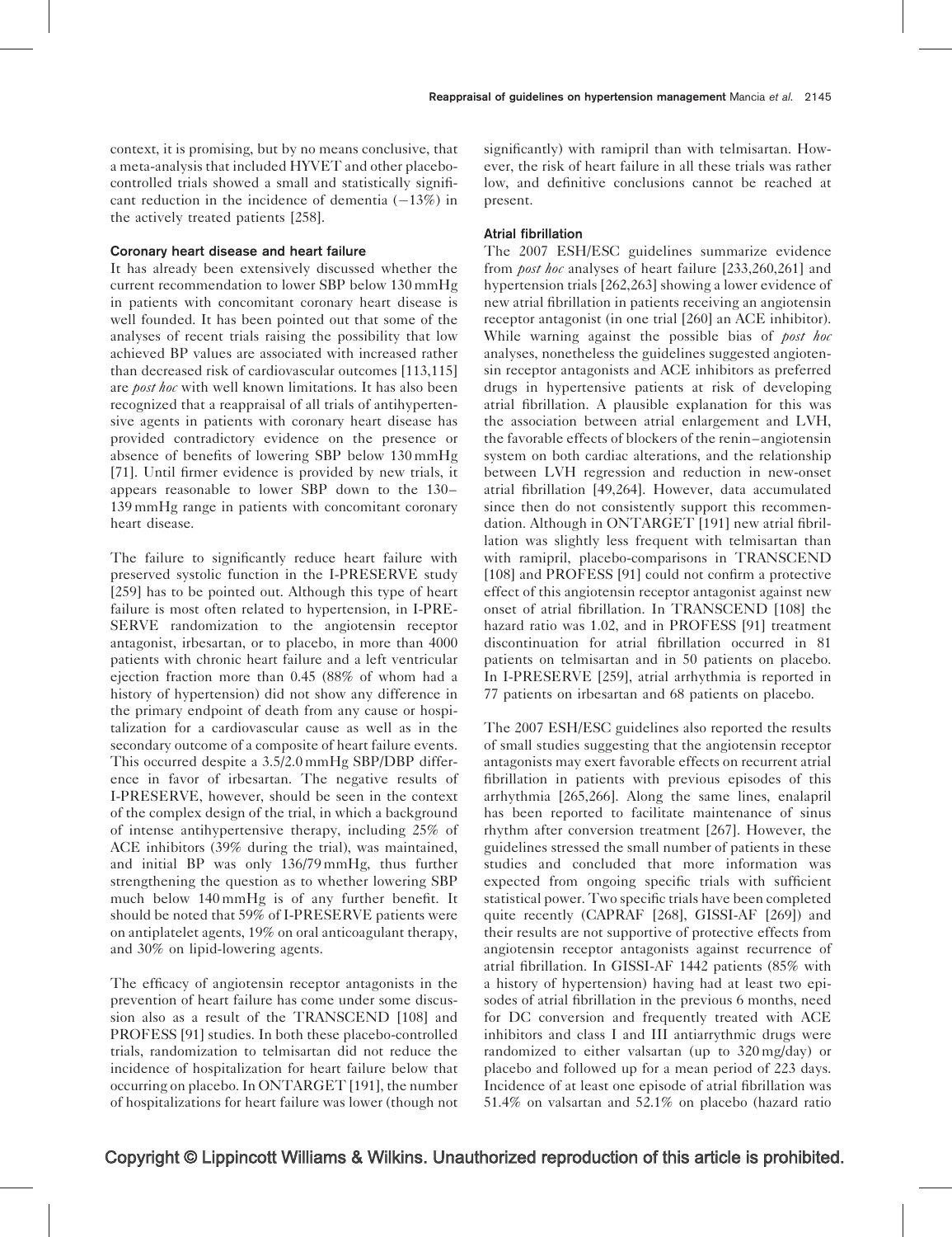context, it is promising, but by no means conclusive, that a meta-analysis that included HYVET and other placebo-controlled trials showed a small and statistically significant reduction in the incidence of dementia (−13%) in the actively treated patients [258].

### Coronary heart disease and heart failure

It has already been extensively discussed whether the current recommendation to lower SBP below 130 mmHg in patients with concomitant coronary heart disease is well founded. It has been pointed out that some of the analyses of recent trials raising the possibility that low achieved BP values are associated with increased rather than decreased risk of cardiovascular outcomes [113,115] are *post hoc* with well known limitations. It has also been recognized that a reappraisal of all trials of antihypertensive agents in patients with coronary heart disease has provided contradictory evidence on the presence or absence of benefits of lowering SBP below 130 mmHg [71]. Until firmer evidence is provided by new trials, it appears reasonable to lower SBP down to the 130–139 mmHg range in patients with concomitant coronary heart disease.

The failure to significantly reduce heart failure with preserved systolic function in the I-PRESERVE study [259] has to be pointed out. Although this type of heart failure is most often related to hypertension, in I-PRESERVE randomization to the angiotensin receptor antagonist, irbesartan, or to placebo, in more than 4000 patients with chronic heart failure and a left ventricular ejection fraction more than 0.45 (88% of whom had a history of hypertension) did not show any difference in the primary endpoint of death from any cause or hospitalization for a cardiovascular cause as well as in the secondary outcome of a composite of heart failure events. This occurred despite a 3.5/2.0 mmHg SBP/DBP difference in favor of irbesartan. The negative results of I-PRESERVE, however, should be seen in the context of the complex design of the trial, in which a background of intense antihypertensive therapy, including 25% of ACE inhibitors (39% during the trial), was maintained, and initial BP was only 136/79 mmHg, thus further strengthening the question as to whether lowering SBP much below 140 mmHg is of any further benefit. It should be noted that 59% of I-PRESERVE patients were on antiplatelet agents, 19% on oral anticoagulant therapy, and 30% on lipid-lowering agents.

The efficacy of angiotensin receptor antagonists in the prevention of heart failure has come under some discussion also as a result of the TRANSCEND [108] and PROFESS [91] studies. In both these placebo-controlled trials, randomization to telmisartan did not reduce the incidence of hospitalization for heart failure below that occurring on placebo. In ONTARGET [191], the number of hospitalizations for heart failure was lower (though not significantly) with ramipril than with telmisartan. However, the risk of heart failure in all these trials was rather low, and definitive conclusions cannot be reached at present.

### Atrial fibrillation

The 2007 ESH/ESC guidelines summarize evidence from *post hoc* analyses of heart failure [233,260,261] and hypertension trials [262,263] showing a lower evidence of new atrial fibrillation in patients receiving an angiotensin receptor antagonist (in one trial [260] an ACE inhibitor). While warning against the possible bias of *post hoc* analyses, nonetheless the guidelines suggested angiotensin receptor antagonists and ACE inhibitors as preferred drugs in hypertensive patients at risk of developing atrial fibrillation. A plausible explanation for this was the association between atrial enlargement and LVH, the favorable effects of blockers of the renin–angiotensin system on both cardiac alterations, and the relationship between LVH regression and reduction in new-onset atrial fibrillation [49,264]. However, data accumulated since then do not consistently support this recommendation. Although in ONTARGET [191] new atrial fibrillation was slightly less frequent with telmisartan than with ramipril, placebo-comparisons in TRANSCEND [108] and PROFESS [91] could not confirm a protective effect of this angiotensin receptor antagonist against new onset of atrial fibrillation. In TRANSCEND [108] the hazard ratio was 1.02, and in PROFESS [91] treatment discontinuation for atrial fibrillation occurred in 81 patients on telmisartan and in 50 patients on placebo. In I-PRESERVE [259], atrial arrhythmia is reported in 77 patients on irbesartan and 68 patients on placebo.

The 2007 ESH/ESC guidelines also reported the results of small studies suggesting that the angiotensin receptor antagonists may exert favorable effects on recurrent atrial fibrillation in patients with previous episodes of this arrhythmia [265,266]. Along the same lines, enalapril has been reported to facilitate maintenance of sinus rhythm after conversion treatment [267]. However, the guidelines stressed the small number of patients in these studies and concluded that more information was expected from ongoing specific trials with sufficient statistical power. Two specific trials have been completed quite recently (CAPRAF [268], GISSI-AF [269]) and their results are not supportive of protective effects from angiotensin receptor antagonists against recurrence of atrial fibrillation. In GISSI-AF 1442 patients (85% with a history of hypertension) having had at least two episodes of atrial fibrillation in the previous 6 months, need for DC conversion and frequently treated with ACE inhibitors and class I and III antiarrythmic drugs were randomized to either valsartan (up to 320 mg/day) or placebo and followed up for a mean period of 223 days. Incidence of at least one episode of atrial fibrillation was 51.4% on valsartan and 52.1% on placebo (hazard ratio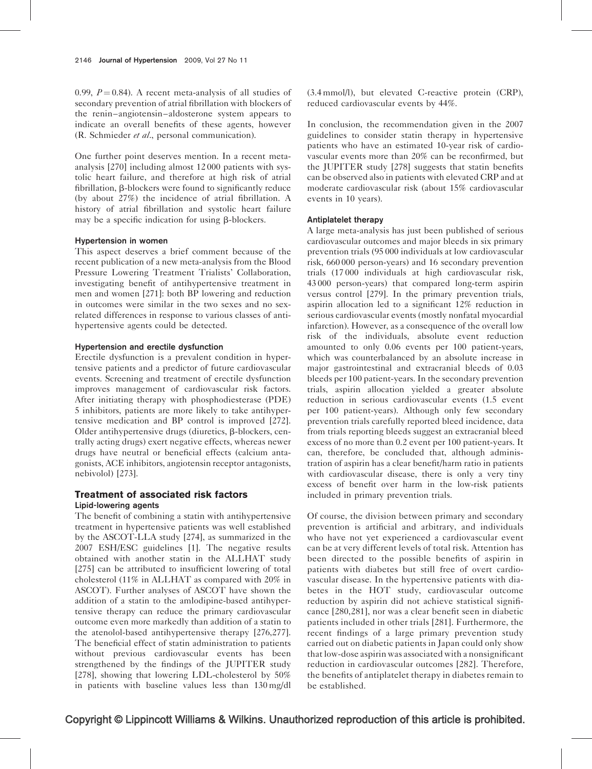0.99, $P = 0.84$). A recent meta-analysis of all studies of secondary prevention of atrial fibrillation with blockers of the renin–angiotensin–aldosterone system appears to indicate an overall benefits of these agents, however (R. Schmieder *et al*., personal communication).

One further point deserves mention. In a recent meta-analysis [270] including almost 12 000 patients with systolic heart failure, and therefore at high risk of atrial fibrillation, β-blockers were found to significantly reduce (by about 27%) the incidence of atrial fibrillation. A history of atrial fibrillation and systolic heart failure may be a specific indication for using β-blockers.

### Hypertension in women

This aspect deserves a brief comment because of the recent publication of a new meta-analysis from the Blood Pressure Lowering Treatment Trialists' Collaboration, investigating benefit of antihypertensive treatment in men and women [271]: both BP lowering and reduction in outcomes were similar in the two sexes and no sex-related differences in response to various classes of antihypertensive agents could be detected.

### Hypertension and erectile dysfunction

Erectile dysfunction is a prevalent condition in hypertensive patients and a predictor of future cardiovascular events. Screening and treatment of erectile dysfunction improves management of cardiovascular risk factors. After initiating therapy with phosphodiesterase (PDE) 5 inhibitors, patients are more likely to take antihypertensive medication and BP control is improved [272]. Older antihypertensive drugs (diuretics, β-blockers, centrally acting drugs) exert negative effects, whereas newer drugs have neutral or beneficial effects (calcium antagonists, ACE inhibitors, angiotensin receptor antagonists, nebivolol) [273].

## Treatment of associated risk factors

### Lipid-lowering agents

The benefit of combining a statin with antihypertensive treatment in hypertensive patients was well established by the ASCOT-LLA study [274], as summarized in the 2007 ESH/ESC guidelines [1]. The negative results obtained with another statin in the ALLHAT study [275] can be attributed to insufficient lowering of total cholesterol (11% in ALLHAT as compared with 20% in ASCOT). Further analyses of ASCOT have shown the addition of a statin to the amlodipine-based antihypertensive therapy can reduce the primary cardiovascular outcome even more markedly than addition of a statin to the atenolol-based antihypertensive therapy [276,277]. The beneficial effect of statin administration to patients without previous cardiovascular events has been strengthened by the findings of the JUPITER study [278], showing that lowering LDL-cholesterol by 50% in patients with baseline values less than 130 mg/dl (3.4 mmol/l), but elevated C-reactive protein (CRP), reduced cardiovascular events by 44%.

In conclusion, the recommendation given in the 2007 guidelines to consider statin therapy in hypertensive patients who have an estimated 10-year risk of cardiovascular events more than 20% can be reconfirmed, but the JUPITER study [278] suggests that statin benefits can be observed also in patients with elevated CRP and at moderate cardiovascular risk (about 15% cardiovascular events in 10 years).

### Antiplatelet therapy

A large meta-analysis has just been published of serious cardiovascular outcomes and major bleeds in six primary prevention trials (95 000 individuals at low cardiovascular risk, 660 000 person-years) and 16 secondary prevention trials (17 000 individuals at high cardiovascular risk, 43 000 person-years) that compared long-term aspirin versus control [279]. In the primary prevention trials, aspirin allocation led to a significant 12% reduction in serious cardiovascular events (mostly nonfatal myocardial infarction). However, as a consequence of the overall low risk of the individuals, absolute event reduction amounted to only 0.06 events per 100 patient-years, which was counterbalanced by an absolute increase in major gastrointestinal and extracranial bleeds of 0.03 bleeds per 100 patient-years. In the secondary prevention trials, aspirin allocation yielded a greater absolute reduction in serious cardiovascular events (1.5 event per 100 patient-years). Although only few secondary prevention trials carefully reported bleed incidence, data from trials reporting bleeds suggest an extracranial bleed excess of no more than 0.2 event per 100 patient-years. It can, therefore, be concluded that, although administration of aspirin has a clear benefit/harm ratio in patients with cardiovascular disease, there is only a very tiny excess of benefit over harm in the low-risk patients included in primary prevention trials.

Of course, the division between primary and secondary prevention is artificial and arbitrary, and individuals who have not yet experienced a cardiovascular event can be at very different levels of total risk. Attention has been directed to the possible benefits of aspirin in patients with diabetes but still free of overt cardiovascular disease. In the hypertensive patients with diabetes in the HOT study, cardiovascular outcome reduction by aspirin did not achieve statistical significance [280,281], nor was a clear benefit seen in diabetic patients included in other trials [281]. Furthermore, the recent findings of a large primary prevention study carried out on diabetic patients in Japan could only show that low-dose aspirin was associated with a nonsignificant reduction in cardiovascular outcomes [282]. Therefore, the benefits of antiplatelet therapy in diabetes remain to be established.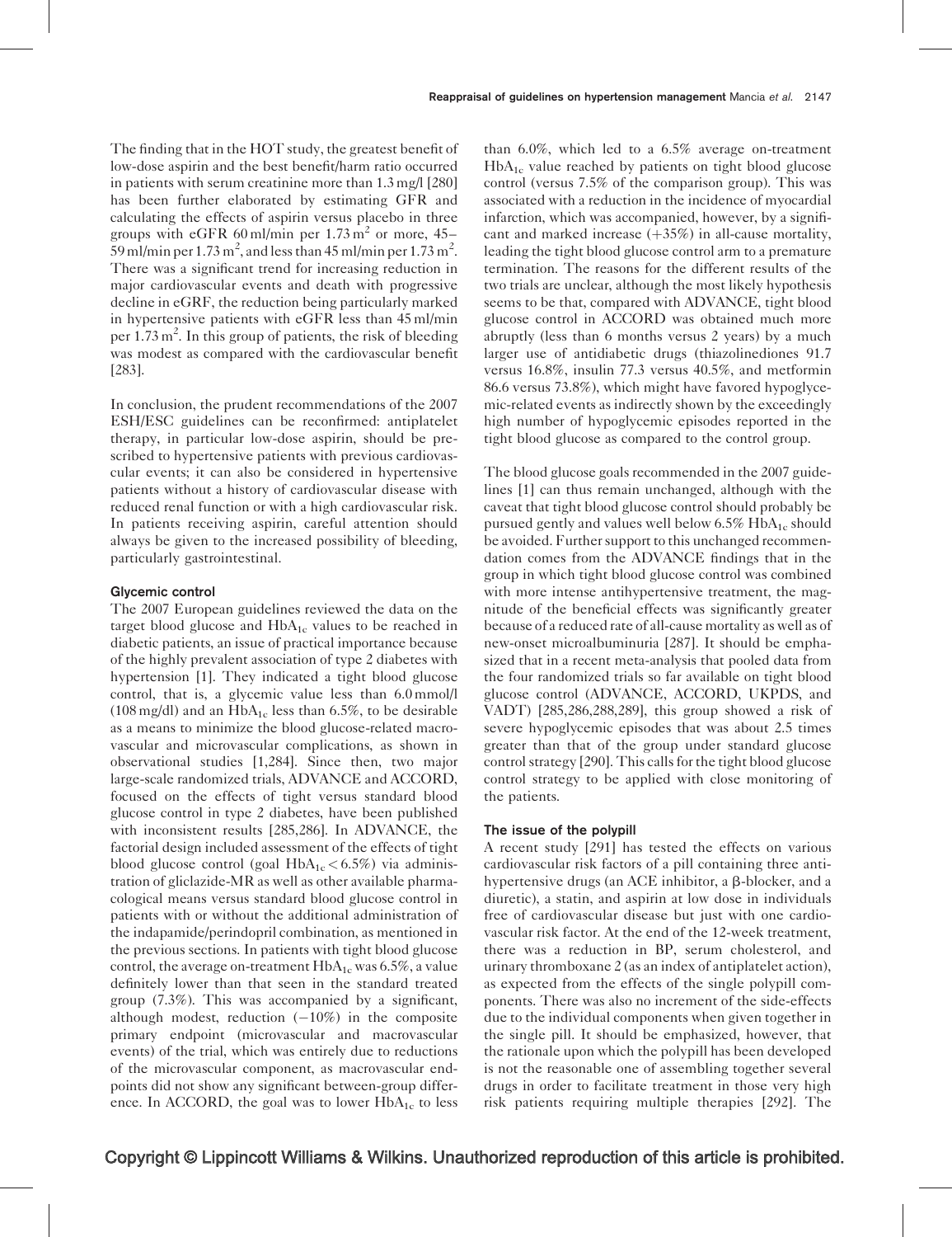The finding that in the HOT study, the greatest benefit of low-dose aspirin and the best benefit/harm ratio occurred in patients with serum creatinine more than 1.3 mg/l [280] has been further elaborated by estimating GFR and calculating the effects of aspirin versus placebo in three groups with eGFR 60 ml/min per 1.73 $m^2$ or more, 45–59 ml/min per 1.73 $m^2$, and less than 45 ml/min per 1.73 $m^2$. There was a significant trend for increasing reduction in major cardiovascular events and death with progressive decline in eGRF, the reduction being particularly marked in hypertensive patients with eGFR less than 45 ml/min per 1.73 $m^2$. In this group of patients, the risk of bleeding was modest as compared with the cardiovascular benefit [283].

In conclusion, the prudent recommendations of the 2007 ESH/ESC guidelines can be reconfirmed: antiplatelet therapy, in particular low-dose aspirin, should be prescribed to hypertensive patients with previous cardiovascular events; it can also be considered in hypertensive patients without a history of cardiovascular disease with reduced renal function or with a high cardiovascular risk. In patients receiving aspirin, careful attention should always be given to the increased possibility of bleeding, particularly gastrointestinal.

### Glycemic control

The 2007 European guidelines reviewed the data on the target blood glucose and $HbA_{1c}$ values to be reached in diabetic patients, an issue of practical importance because of the highly prevalent association of type 2 diabetes with hypertension [1]. They indicated a tight blood glucose control, that is, a glycemic value less than 6.0 mmol/l (108 mg/dl) and an $HbA_{1c}$ less than 6.5%, to be desirable as a means to minimize the blood glucose-related macrovascular and microvascular complications, as shown in observational studies [1,284]. Since then, two major large-scale randomized trials, ADVANCE and ACCORD, focused on the effects of tight versus standard blood glucose control in type 2 diabetes, have been published with inconsistent results [285,286]. In ADVANCE, the factorial design included assessment of the effects of tight blood glucose control (goal $HbA_{1c} < 6.5\%$) via administration of gliclazide-MR as well as other available pharmacological means versus standard blood glucose control in patients with or without the additional administration of the indapamide/perindopril combination, as mentioned in the previous sections. In patients with tight blood glucose control, the average on-treatment $HbA_{1c}$ was 6.5%, a value definitely lower than that seen in the standard treated group (7.3%). This was accompanied by a significant, although modest, reduction (−10%) in the composite primary endpoint (microvascular and macrovascular events) of the trial, which was entirely due to reductions of the microvascular component, as macrovascular endpoints did not show any significant between-group difference. In ACCORD, the goal was to lower $HbA_{1c}$ to less than 6.0%, which led to a 6.5% average on-treatment $HbA_{1c}$ value reached by patients on tight blood glucose control (versus 7.5% of the comparison group). This was associated with a reduction in the incidence of myocardial infarction, which was accompanied, however, by a significant and marked increase (+35%) in all-cause mortality, leading the tight blood glucose control arm to a premature termination. The reasons for the different results of the two trials are unclear, although the most likely hypothesis seems to be that, compared with ADVANCE, tight blood glucose control in ACCORD was obtained much more abruptly (less than 6 months versus 2 years) by a much larger use of antidiabetic drugs (thiazolinediones 91.7 versus 16.8%, insulin 77.3 versus 40.5%, and metformin 86.6 versus 73.8%), which might have favored hypoglycemic-related events as indirectly shown by the exceedingly high number of hypoglycemic episodes reported in the tight blood glucose as compared to the control group.

The blood glucose goals recommended in the 2007 guidelines [1] can thus remain unchanged, although with the caveat that tight blood glucose control should probably be pursued gently and values well below 6.5% $HbA_{1c}$ should be avoided. Further support to this unchanged recommendation comes from the ADVANCE findings that in the group in which tight blood glucose control was combined with more intense antihypertensive treatment, the magnitude of the beneficial effects was significantly greater because of a reduced rate of all-cause mortality as well as of new-onset microalbuminuria [287]. It should be emphasized that in a recent meta-analysis that pooled data from the four randomized trials so far available on tight blood glucose control (ADVANCE, ACCORD, UKPDS, and VADT) [285,286,288,289], this group showed a risk of severe hypoglycemic episodes that was about 2.5 times greater than that of the group under standard glucose control strategy [290]. This calls for the tight blood glucose control strategy to be applied with close monitoring of the patients.

### The issue of the polypill

A recent study [291] has tested the effects on various cardiovascular risk factors of a pill containing three antihypertensive drugs (an ACE inhibitor, a β-blocker, and a diuretic), a statin, and aspirin at low dose in individuals free of cardiovascular disease but just with one cardiovascular risk factor. At the end of the 12-week treatment, there was a reduction in BP, serum cholesterol, and urinary thromboxane 2 (as an index of antiplatelet action), as expected from the effects of the single polypill components. There was also no increment of the side-effects due to the individual components when given together in the single pill. It should be emphasized, however, that the rationale upon which the polypill has been developed is not the reasonable one of assembling together several drugs in order to facilitate treatment in those very high risk patients requiring multiple therapies [292]. The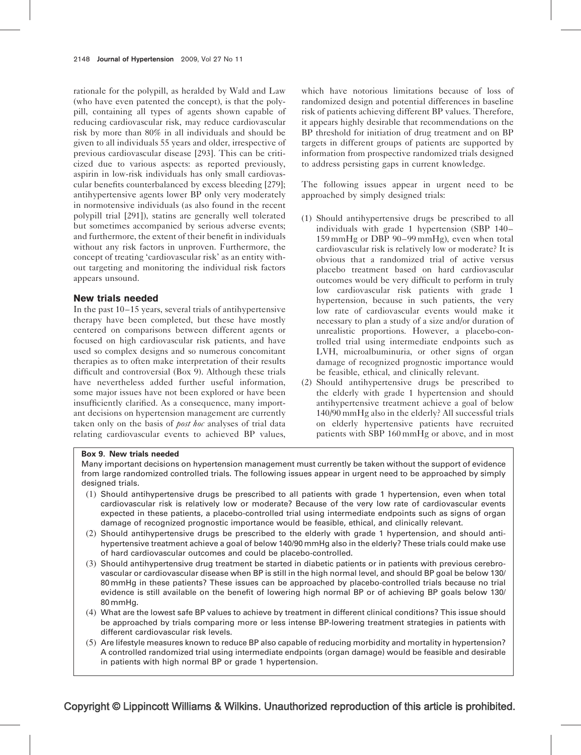rationale for the polypill, as heralded by Wald and Law (who have even patented the concept), is that the polypill, containing all types of agents shown capable of reducing cardiovascular risk, may reduce cardiovascular risk by more than 80% in all individuals and should be given to all individuals 55 years and older, irrespective of previous cardiovascular disease [293]. This can be criticized due to various aspects: as reported previously, aspirin in low-risk individuals has only small cardiovascular benefits counterbalanced by excess bleeding [279]; antihypertensive agents lower BP only very moderately in normotensive individuals (as also found in the recent polypill trial [291]), statins are generally well tolerated but sometimes accompanied by serious adverse events; and furthermore, the extent of their benefit in individuals without any risk factors in unproven. Furthermore, the concept of treating 'cardiovascular risk' as an entity without targeting and monitoring the individual risk factors appears unsound.

## New trials needed

In the past 10–15 years, several trials of antihypertensive therapy have been completed, but these have mostly centered on comparisons between different agents or focused on high cardiovascular risk patients, and have used so complex designs and so numerous concomitant therapies as to often make interpretation of their results difficult and controversial (Box 9). Although these trials have nevertheless added further useful information, some major issues have not been explored or have been insufficiently clarified. As a consequence, many important decisions on hypertension management are currently taken only on the basis of *post hoc* analyses of trial data relating cardiovascular events to achieved BP values, which have notorious limitations because of loss of randomized design and potential differences in baseline risk of patients achieving different BP values. Therefore, it appears highly desirable that recommendations on the BP threshold for initiation of drug treatment and on BP targets in different groups of patients are supported by information from prospective randomized trials designed to address persisting gaps in current knowledge.

The following issues appear in urgent need to be approached by simply designed trials:

(1) Should antihypertensive drugs be prescribed to all individuals with grade 1 hypertension (SBP 140–159 mmHg or DBP 90–99 mmHg), even when total cardiovascular risk is relatively low or moderate? It is obvious that a randomized trial of active versus placebo treatment based on hard cardiovascular outcomes would be very difficult to perform in truly low cardiovascular risk patients with grade 1 hypertension, because in such patients, the very low rate of cardiovascular events would make it necessary to plan a study of a size and/or duration of unrealistic proportions. However, a placebo-controlled trial using intermediate endpoints such as LVH, microalbuminuria, or other signs of organ damage of recognized prognostic importance would be feasible, ethical, and clinically relevant.

(2) Should antihypertensive drugs be prescribed to the elderly with grade 1 hypertension and should antihypertensive treatment achieve a goal of below 140/90 mmHg also in the elderly? All successful trials on elderly hypertensive patients have recruited patients with SBP 160 mmHg or above, and in most

**Box 9. New trials needed**

Many important decisions on hypertension management must currently be taken without the support of evidence from large randomized controlled trials. The following issues appear in urgent need to be approached by simply designed trials.

(1) Should antihypertensive drugs be prescribed to all patients with grade 1 hypertension, even when total cardiovascular risk is relatively low or moderate? Because of the very low rate of cardiovascular events expected in these patients, a placebo-controlled trial using intermediate endpoints such as signs of organ damage of recognized prognostic importance would be feasible, ethical, and clinically relevant.

(2) Should antihypertensive drugs be prescribed to the elderly with grade 1 hypertension, and should antihypertensive treatment achieve a goal of below 140/90 mmHg also in the elderly? These trials could make use of hard cardiovascular outcomes and could be placebo-controlled.

(3) Should antihypertensive drug treatment be started in diabetic patients or in patients with previous cerebrovascular or cardiovascular disease when BP is still in the high normal level, and should BP goal be below 130/80 mmHg in these patients? These issues can be approached by placebo-controlled trials because no trial evidence is still available on the benefit of lowering high normal BP or of achieving BP goals below 130/80 mmHg.

(4) What are the lowest safe BP values to achieve by treatment in different clinical conditions? This issue should be approached by trials comparing more or less intense BP-lowering treatment strategies in patients with different cardiovascular risk levels.

(5) Are lifestyle measures known to reduce BP also capable of reducing morbidity and mortality in hypertension? A controlled randomized trial using intermediate endpoints (organ damage) would be feasible and desirable in patients with high normal BP or grade 1 hypertension.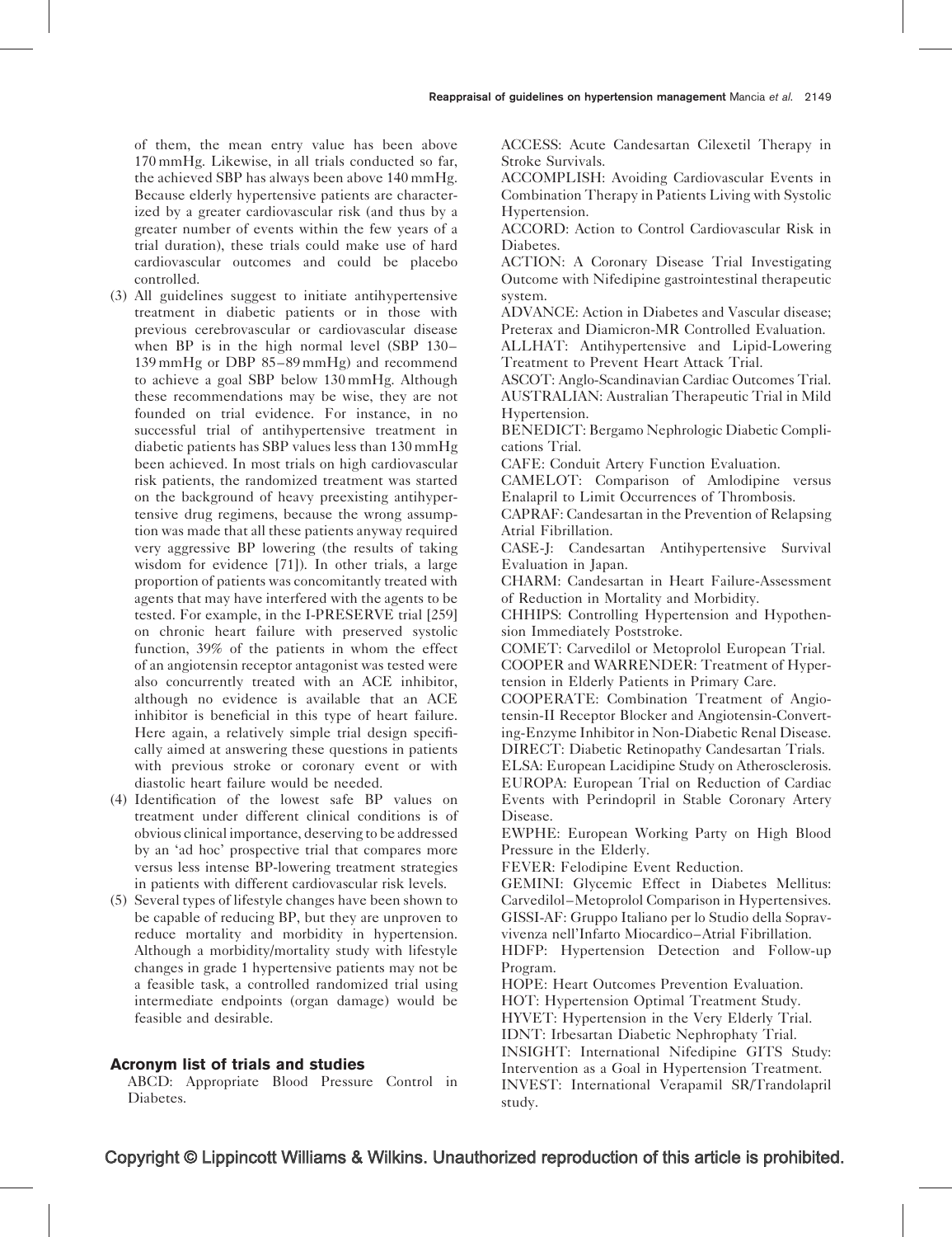of them, the mean entry value has been above 170 mmHg. Likewise, in all trials conducted so far, the achieved SBP has always been above 140 mmHg. Because elderly hypertensive patients are characterized by a greater cardiovascular risk (and thus by a greater number of events within the few years of a trial duration), these trials could make use of hard cardiovascular outcomes and could be placebo controlled.

(3) All guidelines suggest to initiate antihypertensive treatment in diabetic patients or in those with previous cerebrovascular or cardiovascular disease when BP is in the high normal level (SBP 130–139 mmHg or DBP 85–89 mmHg) and recommend to achieve a goal SBP below 130 mmHg. Although these recommendations may be wise, they are not founded on trial evidence. For instance, in no successful trial of antihypertensive treatment in diabetic patients has SBP values less than 130 mmHg been achieved. In most trials on high cardiovascular risk patients, the randomized treatment was started on the background of heavy preexisting antihypertensive drug regimens, because the wrong assumption was made that all these patients anyway required very aggressive BP lowering (the results of taking wisdom for evidence [71]). In other trials, a large proportion of patients was concomitantly treated with agents that may have interfered with the agents to be tested. For example, in the I-PRESERVE trial [259] on chronic heart failure with preserved systolic function, 39% of the patients in whom the effect of an angiotensin receptor antagonist was tested were also concurrently treated with an ACE inhibitor, although no evidence is available that an ACE inhibitor is beneficial in this type of heart failure. Here again, a relatively simple trial design specifically aimed at answering these questions in patients with previous stroke or coronary event or with diastolic heart failure would be needed.

(4) Identification of the lowest safe BP values on treatment under different clinical conditions is of obvious clinical importance, deserving to be addressed by an 'ad hoc' prospective trial that compares more versus less intense BP-lowering treatment strategies in patients with different cardiovascular risk levels.

(5) Several types of lifestyle changes have been shown to be capable of reducing BP, but they are unproven to reduce mortality and morbidity in hypertension. Although a morbidity/mortality study with lifestyle changes in grade 1 hypertensive patients may not be a feasible task, a controlled randomized trial using intermediate endpoints (organ damage) would be feasible and desirable.

## Acronym list of trials and studies

ABCD: Appropriate Blood Pressure Control in Diabetes.

ACCESS: Acute Candesartan Cilexetil Therapy in Stroke Survivals.

ACCOMPLISH: Avoiding Cardiovascular Events in Combination Therapy in Patients Living with Systolic Hypertension.

ACCORD: Action to Control Cardiovascular Risk in Diabetes.

ACTION: A Coronary Disease Trial Investigating Outcome with Nifedipine gastrointestinal therapeutic system.

ADVANCE: Action in Diabetes and Vascular disease; Preterax and Diamicron-MR Controlled Evaluation.

ALLHAT: Antihypertensive and Lipid-Lowering Treatment to Prevent Heart Attack Trial.

ASCOT: Anglo-Scandinavian Cardiac Outcomes Trial.

AUSTRALIAN: Australian Therapeutic Trial in Mild Hypertension.

BENEDICT: Bergamo Nephrologic Diabetic Complications Trial.

CAFE: Conduit Artery Function Evaluation.

CAMELOT: Comparison of Amlodipine versus Enalapril to Limit Occurrences of Thrombosis.

CAPRAF: Candesartan in the Prevention of Relapsing Atrial Fibrillation.

CASE-J: Candesartan Antihypertensive Survival Evaluation in Japan.

CHARM: Candesartan in Heart Failure-Assessment of Reduction in Mortality and Morbidity.

CHHIPS: Controlling Hypertension and Hypothension Immediately Poststroke.

COMET: Carvedilol or Metoprolol European Trial.

COOPER and WARRENDER: Treatment of Hypertension in Elderly Patients in Primary Care.

COOPERATE: Combination Treatment of Angiotensin-II Receptor Blocker and Angiotensin-Converting-Enzyme Inhibitor in Non-Diabetic Renal Disease.

DIRECT: Diabetic Retinopathy Candesartan Trials.

ELSA: European Lacidipine Study on Atherosclerosis.

EUROPA: European Trial on Reduction of Cardiac Events with Perindopril in Stable Coronary Artery Disease.

EWPHE: European Working Party on High Blood Pressure in the Elderly.

FEVER: Felodipine Event Reduction.

GEMINI: Glycemic Effect in Diabetes Mellitus: Carvedilol–Metoprolol Comparison in Hypertensives.

GISSI-AF: Gruppo Italiano per lo Studio della Sopravvivenza nell'Infarto Miocardico–Atrial Fibrillation.

HDFP: Hypertension Detection and Follow-up Program.

HOPE: Heart Outcomes Prevention Evaluation.

HOT: Hypertension Optimal Treatment Study.

HYVET: Hypertension in the Very Elderly Trial.

IDNT: Irbesartan Diabetic Nephrophaty Trial.

INSIGHT: International Nifedipine GITS Study: Intervention as a Goal in Hypertension Treatment.

INVEST: International Verapamil SR/Trandolapril study.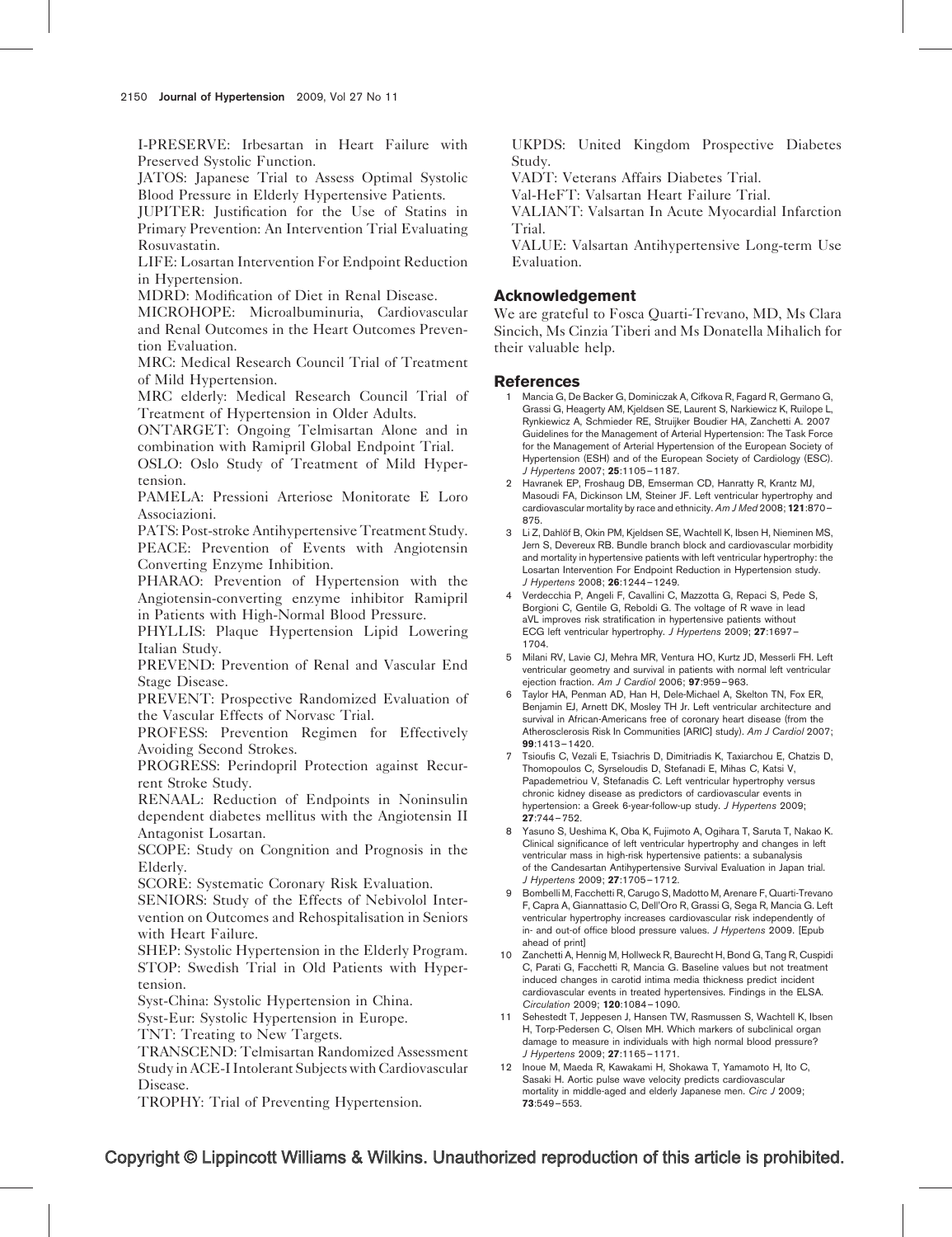I-PRESERVE: Irbesartan in Heart Failure with Preserved Systolic Function.

JATOS: Japanese Trial to Assess Optimal Systolic Blood Pressure in Elderly Hypertensive Patients.

JUPITER: Justification for the Use of Statins in Primary Prevention: An Intervention Trial Evaluating Rosuvastatin.

LIFE: Losartan Intervention For Endpoint Reduction in Hypertension.

MDRD: Modification of Diet in Renal Disease.

MICROHOPE: Microalbuminuria, Cardiovascular and Renal Outcomes in the Heart Outcomes Prevention Evaluation.

MRC: Medical Research Council Trial of Treatment of Mild Hypertension.

MRC elderly: Medical Research Council Trial of Treatment of Hypertension in Older Adults.

ONTARGET: Ongoing Telmisartan Alone and in combination with Ramipril Global Endpoint Trial.

OSLO: Oslo Study of Treatment of Mild Hypertension.

PAMELA: Pressioni Arteriose Monitorate E Loro Associazioni.

PATS: Post-stroke Antihypertensive Treatment Study.

PEACE: Prevention of Events with Angiotensin Converting Enzyme Inhibition.

PHARAO: Prevention of Hypertension with the Angiotensin-converting enzyme inhibitor Ramipril in Patients with High-Normal Blood Pressure.

PHYLLIS: Plaque Hypertension Lipid Lowering Italian Study.

PREVEND: Prevention of Renal and Vascular End Stage Disease.

PREVENT: Prospective Randomized Evaluation of the Vascular Effects of Norvasc Trial.

PROFESS: Prevention Regimen for Effectively Avoiding Second Strokes.

PROGRESS: Perindopril Protection against Recurrent Stroke Study.

RENAAL: Reduction of Endpoints in Noninsulin dependent diabetes mellitus with the Angiotensin II Antagonist Losartan.

SCOPE: Study on Congnition and Prognosis in the Elderly.

SCORE: Systematic Coronary Risk Evaluation.

SENIORS: Study of the Effects of Nebivolol Intervention on Outcomes and Rehospitalisation in Seniors with Heart Failure.

SHEP: Systolic Hypertension in the Elderly Program.

STOP: Swedish Trial in Old Patients with Hypertension.

Syst-China: Systolic Hypertension in China.

Syst-Eur: Systolic Hypertension in Europe.

TNT: Treating to New Targets.

TRANSCEND: Telmisartan Randomized Assessment Study in ACE-I Intolerant Subjects with Cardiovascular Disease.

TROPHY: Trial of Preventing Hypertension.

UKPDS: United Kingdom Prospective Diabetes Study.

VADT: Veterans Affairs Diabetes Trial.

Val-HeFT: Valsartan Heart Failure Trial.

VALIANT: Valsartan In Acute Myocardial Infarction Trial.

VALUE: Valsartan Antihypertensive Long-term Use Evaluation.

## Acknowledgement

We are grateful to Fosca Quarti-Trevano, MD, Ms Clara Sincich, Ms Cinzia Tiberi and Ms Donatella Mihalich for their valuable help.

## References

1. Mancia G, De Backer G, Dominiczak A, Cifkova R, Fagard R, Germano G, Grassi G, Heagerty AM, Kjeldsen SE, Laurent S, Narkiewicz K, Ruilope L, Rynkiewicz A, Schmieder RE, Struijker Boudier HA, Zanchetti A. 2007 Guidelines for the Management of Arterial Hypertension: The Task Force for the Management of Arterial Hypertension of the European Society of Hypertension (ESH) and of the European Society of Cardiology (ESC). *J Hypertens* 2007; **25**:1105–1187.
2. Havranek EP, Froshaug DB, Emserman CD, Hanratty R, Krantz MJ, Masoudi FA, Dickinson LM, Steiner JF. Left ventricular hypertrophy and cardiovascular mortality by race and ethnicity. *Am J Med* 2008; **121**:870–875.
3. Li Z, Dahlöf B, Okin PM, Kjeldsen SE, Wachtell K, Ibsen H, Nieminen MS, Jern S, Devereux RB. Bundle branch block and cardiovascular morbidity and mortality in hypertensive patients with left ventricular hypertrophy: the Losartan Intervention For Endpoint Reduction in Hypertension study. *J Hypertens* 2008; **26**:1244–1249.
4. Verdecchia P, Angeli F, Cavallini C, Mazzotta G, Repaci S, Pede S, Borgioni C, Gentile G, Reboldi G. The voltage of R wave in lead aVL improves risk stratification in hypertensive patients without ECG left ventricular hypertrophy. *J Hypertens* 2009; **27**:1697–1704.
5. Milani RV, Lavie CJ, Mehra MR, Ventura HO, Kurtz JD, Messerli FH. Left ventricular geometry and survival in patients with normal left ventricular ejection fraction. *Am J Cardiol* 2006; **97**:959–963.
6. Taylor HA, Penman AD, Han H, Dele-Michael A, Skelton TN, Fox ER, Benjamin EJ, Arnett DK, Mosley TH Jr. Left ventricular architecture and survival in African-Americans free of coronary heart disease (from the Atherosclerosis Risk In Communities [ARIC] study). *Am J Cardiol* 2007; **99**:1413–1420.
7. Tsioufis C, Vezali E, Tsiachris D, Dimitriadis K, Taxiarchou E, Chatzis D, Thomopoulos C, Syrseloudis D, Stefanadi E, Mihas C, Katsi V, Papademetriou V, Stefanadis C. Left ventricular hypertrophy versus chronic kidney disease as predictors of cardiovascular events in hypertension: a Greek 6-year-follow-up study. *J Hypertens* 2009; **27**:744–752.
8. Yasuno S, Ueshima K, Oba K, Fujimoto A, Ogihara T, Saruta T, Nakao K. Clinical significance of left ventricular hypertrophy and changes in left ventricular mass in high-risk hypertensive patients: a subanalysis of the Candesartan Antihypertensive Survival Evaluation in Japan trial. *J Hypertens* 2009; **27**:1705–1712.
9. Bombelli M, Facchetti R, Carugo S, Madotto M, Arenare F, Quarti-Trevano F, Capra A, Giannattasio C, Dell'Oro R, Grassi G, Sega R, Mancia G. Left ventricular hypertrophy increases cardiovascular risk independently of in- and out-of office blood pressure values. *J Hypertens* 2009. [Epub ahead of print]
10. Zanchetti A, Hennig M, Hollweck R, Baurecht H, Bond G, Tang R, Cuspidi C, Parati G, Facchetti R, Mancia G. Baseline values but not treatment induced changes in carotid intima media thickness predict incident cardiovascular events in treated hypertensives. Findings in the ELSA. *Circulation* 2009; **120**:1084–1090.
11. Sehestedt T, Jeppesen J, Hansen TW, Rasmussen S, Wachtell K, Ibsen H, Torp-Pedersen C, Olsen MH. Which markers of subclinical organ damage to measure in individuals with high normal blood pressure? *J Hypertens* 2009; **27**:1165–1171.
12. Inoue M, Maeda R, Kawakami H, Shokawa T, Yamamoto H, Ito C, Sasaki H. Aortic pulse wave velocity predicts cardiovascular mortality in middle-aged and elderly Japanese men. *Circ J* 2009; **73**:549–553.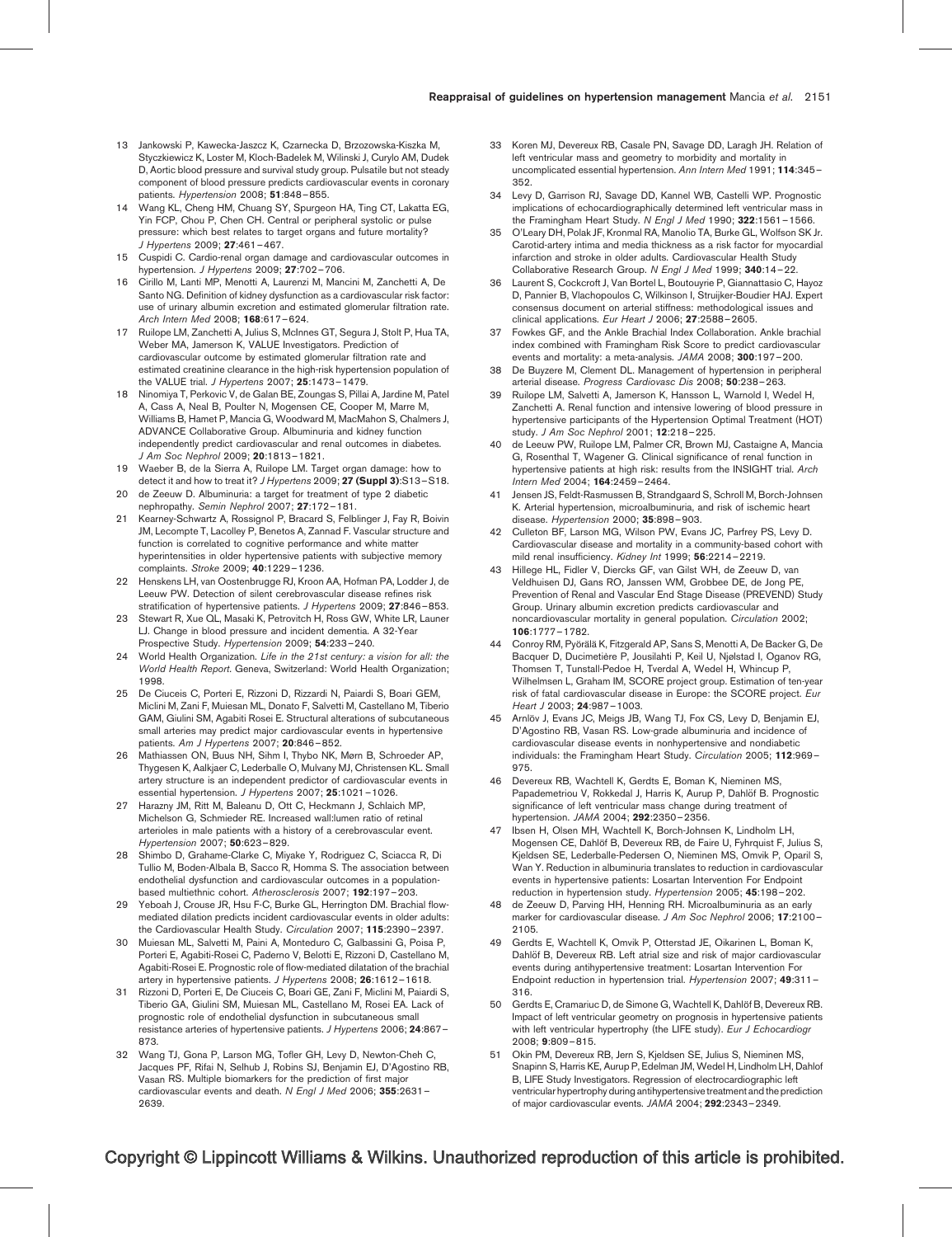13 Jankowski P, Kawecka-Jaszcz K, Czarnecka D, Brzozowska-Kiszka M, Styczkiewicz K, Loster M, Kloch-Badelek M, Wilinski J, Curylo AM, Dudek D, Aortic blood pressure and survival study group. Pulsatile but not steady component of blood pressure predicts cardiovascular events in coronary patients. *Hypertension* 2008; **51**:848–855.

14 Wang KL, Cheng HM, Chuang SY, Spurgeon HA, Ting CT, Lakatta EG, Yin FCP, Chou P, Chen CH. Central or peripheral systolic or pulse pressure: which best relates to target organs and future mortality? *J Hypertens* 2009; **27**:461–467.

15 Cuspidi C. Cardio-renal organ damage and cardiovascular outcomes in hypertension. *J Hypertens* 2009; **27**:702–706.

16 Cirillo M, Lanti MP, Menotti A, Laurenzi M, Mancini M, Zanchetti A, De Santo NG. Definition of kidney dysfunction as a cardiovascular risk factor: use of urinary albumin excretion and estimated glomerular filtration rate. *Arch Intern Med* 2008; **168**:617–624.

17 Ruilope LM, Zanchetti A, Julius S, McInnes GT, Segura J, Stolt P, Hua TA, Weber MA, Jamerson K, VALUE Investigators. Prediction of cardiovascular outcome by estimated glomerular filtration rate and estimated creatinine clearance in the high-risk hypertension population of the VALUE trial. *J Hypertens* 2007; **25**:1473–1479.

18 Ninomiya T, Perkovic V, de Galan BE, Zoungas S, Pillai A, Jardine M, Patel A, Cass A, Neal B, Poulter N, Mogensen CE, Cooper M, Marre M, Williams B, Hamet P, Mancia G, Woodward M, MacMahon S, Chalmers J, ADVANCE Collaborative Group. Albuminuria and kidney function independently predict cardiovascular and renal outcomes in diabetes. *J Am Soc Nephrol* 2009; **20**:1813–1821.

19 Waeber B, de la Sierra A, Ruilope LM. Target organ damage: how to detect it and how to treat it? *J Hypertens* 2009; **27 (Suppl 3)**:S13–S18.

20 de Zeeuw D. Albuminuria: a target for treatment of type 2 diabetic nephropathy. *Semin Nephrol* 2007; **27**:172–181.

21 Kearney-Schwartz A, Rossignol P, Bracard S, Felblinger J, Fay R, Boivin JM, Lecompte T, Lacolley P, Benetos A, Zannad F. Vascular structure and function is correlated to cognitive performance and white matter hyperintensities in older hypertensive patients with subjective memory complaints. *Stroke* 2009; **40**:1229–1236.

22 Henskens LH, van Oostenbrugge RJ, Kroon AA, Hofman PA, Lodder J, de Leeuw PW. Detection of silent cerebrovascular disease refines risk stratification of hypertensive patients. *J Hypertens* 2009; **27**:846–853.

23 Stewart R, Xue QL, Masaki K, Petrovitch H, Ross GW, White LR, Launer LJ. Change in blood pressure and incident dementia. A 32-Year Prospective Study. *Hypertension* 2009; **54**:233–240.

24 World Health Organization. *Life in the 21st century: a vision for all: the World Health Report*. Geneva, Switzerland: World Health Organization; 1998.

25 De Ciuceis C, Porteri E, Rizzoni D, Rizzardi N, Paiardi S, Boari GEM, Miclini M, Zani F, Muiesan ML, Donato F, Salvetti M, Castellano M, Tiberio GAM, Giulini SM, Agabiti Rosei E. Structural alterations of subcutaneous small arteries may predict major cardiovascular events in hypertensive patients. *Am J Hypertens* 2007; **20**:846–852.

26 Mathiassen ON, Buus NH, Sihm I, Thybo NK, Mørn B, Schroeder AP, Thygesen K, Aalkjaer C, Lederballe O, Mulvany MJ, Christensen KL. Small artery structure is an independent predictor of cardiovascular events in essential hypertension. *J Hypertens* 2007; **25**:1021–1026.

27 Harazny JM, Ritt M, Baleanu D, Ott C, Heckmann J, Schlaich MP, Michelson G, Schmieder RE. Increased wall:lumen ratio of retinal arterioles in male patients with a history of a cerebrovascular event. *Hypertension* 2007; **50**:623–829.

28 Shimbo D, Grahame-Clarke C, Miyake Y, Rodriguez C, Sciacca R, Di Tullio M, Boden-Albala B, Sacco R, Homma S. The association between endothelial dysfunction and cardiovascular outcomes in a population-based multiethnic cohort. *Atherosclerosis* 2007; **192**:197–203.

29 Yeboah J, Crouse JR, Hsu F-C, Burke GL, Herrington DM. Brachial flow-mediated dilation predicts incident cardiovascular events in older adults: the Cardiovascular Health Study. *Circulation* 2007; **115**:2390–2397.

30 Muiesan ML, Salvetti M, Paini A, Monteduro C, Galbassini G, Poisa P, Porteri E, Agabiti-Rosei C, Paderno V, Belotti E, Rizzoni D, Castellano M, Agabiti-Rosei E. Prognostic role of flow-mediated dilatation of the brachial artery in hypertensive patients. *J Hypertens* 2008; **26**:1612–1618.

31 Rizzoni D, Porteri E, De Ciuceis C, Boari GE, Zani F, Miclini M, Paiardi S, Tiberio GA, Giulini SM, Muiesan ML, Castellano M, Rosei EA. Lack of prognostic role of endothelial dysfunction in subcutaneous small resistance arteries of hypertensive patients. *J Hypertens* 2006; **24**:867–873.

32 Wang TJ, Gona P, Larson MG, Tofler GH, Levy D, Newton-Cheh C, Jacques PF, Rifai N, Selhub J, Robins SJ, Benjamin EJ, D'Agostino RB, Vasan RS. Multiple biomarkers for the prediction of first major cardiovascular events and death. *N Engl J Med* 2006; **355**:2631–2639.

33 Koren MJ, Devereux RB, Casale PN, Savage DD, Laragh JH. Relation of left ventricular mass and geometry to morbidity and mortality in uncomplicated essential hypertension. *Ann Intern Med* 1991; **114**:345–352.

34 Levy D, Garrison RJ, Savage DD, Kannel WB, Castelli WP. Prognostic implications of echocardiographically determined left ventricular mass in the Framingham Heart Study. *N Engl J Med* 1990; **322**:1561–1566.

35 O'Leary DH, Polak JF, Kronmal RA, Manolio TA, Burke GL, Wolfson SK Jr. Carotid-artery intima and media thickness as a risk factor for myocardial infarction and stroke in older adults. Cardiovascular Health Study Collaborative Research Group. *N Engl J Med* 1999; **340**:14–22.

36 Laurent S, Cockcroft J, Van Bortel L, Boutouyrie P, Giannattasio C, Hayoz D, Pannier B, Vlachopoulos C, Wilkinson I, Struijker-Boudier HAJ. Expert consensus document on arterial stiffness: methodological issues and clinical applications. *Eur Heart J* 2006; **27**:2588–2605.

37 Fowkes GF, and the Ankle Brachial Index Collaboration. Ankle brachial index combined with Framingham Risk Score to predict cardiovascular events and mortality: a meta-analysis. *JAMA* 2008; **300**:197–200.

38 De Buyzere M, Clement DL. Management of hypertension in peripheral arterial disease. *Progress Cardiovasc Dis* 2008; **50**:238–263.

39 Ruilope LM, Salvetti A, Jamerson K, Hansson L, Warnold I, Wedel H, Zanchetti A. Renal function and intensive lowering of blood pressure in hypertensive participants of the Hypertension Optimal Treatment (HOT) study. *J Am Soc Nephrol* 2001; **12**:218–225.

40 de Leeuw PW, Ruilope LM, Palmer CR, Brown MJ, Castaigne A, Mancia G, Rosenthal T, Wagener G. Clinical significance of renal function in hypertensive patients at high risk: results from the INSIGHT trial. *Arch Intern Med* 2004; **164**:2459–2464.

41 Jensen JS, Feldt-Rasmussen B, Strandgaard S, Schroll M, Borch-Johnsen K. Arterial hypertension, microalbuminuria, and risk of ischemic heart disease. *Hypertension* 2000; **35**:898–903.

42 Culleton BF, Larson MG, Wilson PW, Evans JC, Parfrey PS, Levy D. Cardiovascular disease and mortality in a community-based cohort with mild renal insufficiency. *Kidney Int* 1999; **56**:2214–2219.

43 Hillege HL, Fidler V, Diercks GF, van Gilst WH, de Zeeuw D, van Veldhuisen DJ, Gans RO, Janssen WM, Grobbee DE, de Jong PE, Prevention of Renal and Vascular End Stage Disease (PREVEND) Study Group. Urinary albumin excretion predicts cardiovascular and noncardiovascular mortality in general population. *Circulation* 2002; **106**:1777–1782.

44 Conroy RM, Pyörälä K, Fitzgerald AP, Sans S, Menotti A, De Backer G, De Bacquer D, Ducimetière P, Jousilahti P, Keil U, Njølstad I, Oganov RG, Thomsen T, Tunstall-Pedoe H, Tverdal A, Wedel H, Whincup P, Wilhelmsen L, Graham IM, SCORE project group. Estimation of ten-year risk of fatal cardiovascular disease in Europe: the SCORE project. *Eur Heart J* 2003; **24**:987–1003.

45 Arnlöv J, Evans JC, Meigs JB, Wang TJ, Fox CS, Levy D, Benjamin EJ, D'Agostino RB, Vasan RS. Low-grade albuminuria and incidence of cardiovascular disease events in nonhypertensive and nondiabetic individuals: the Framingham Heart Study. *Circulation* 2005; **112**:969–975.

46 Devereux RB, Wachtell K, Gerdts E, Boman K, Nieminen MS, Papademetriou V, Rokkedal J, Harris K, Aurup P, Dahlöf B. Prognostic significance of left ventricular mass change during treatment of hypertension. *JAMA* 2004; **292**:2350–2356.

47 Ibsen H, Olsen MH, Wachtell K, Borch-Johnsen K, Lindholm LH, Mogensen CE, Dahlöf B, Devereux RB, de Faire U, Fyhrquist F, Julius S, Kjeldsen SE, Lederballe-Pedersen O, Nieminen MS, Omvik P, Oparil S, Wan Y. Reduction in albuminuria translates to reduction in cardiovascular events in hypertensive patients: Losartan Intervention For Endpoint reduction in hypertension study. *Hypertension* 2005; **45**:198–202.

48 de Zeeuw D, Parving HH, Henning RH. Microalbuminuria as an early marker for cardiovascular disease. *J Am Soc Nephrol* 2006; **17**:2100–2105.

49 Gerdts E, Wachtell K, Omvik P, Otterstad JE, Oikarinen L, Boman K, Dahlöf B, Devereux RB. Left atrial size and risk of major cardiovascular events during antihypertensive treatment: Losartan Intervention For Endpoint reduction in hypertension trial. *Hypertension* 2007; **49**:311–316.

50 Gerdts E, Cramariuc D, de Simone G, Wachtell K, Dahlöf B, Devereux RB. Impact of left ventricular geometry on prognosis in hypertensive patients with left ventricular hypertrophy (the LIFE study). *Eur J Echocardiogr* 2008; **9**:809–815.

51 Okin PM, Devereux RB, Jern S, Kjeldsen SE, Julius S, Nieminen MS, Snapinn S, Harris KE, Aurup P, Edelman JM, Wedel H, Lindholm LH, Dahlof B, LIFE Study Investigators. Regression of electrocardiographic left ventricular hypertrophy during antihypertensive treatment and the prediction of major cardiovascular events. *JAMA* 2004; **292**:2343–2349.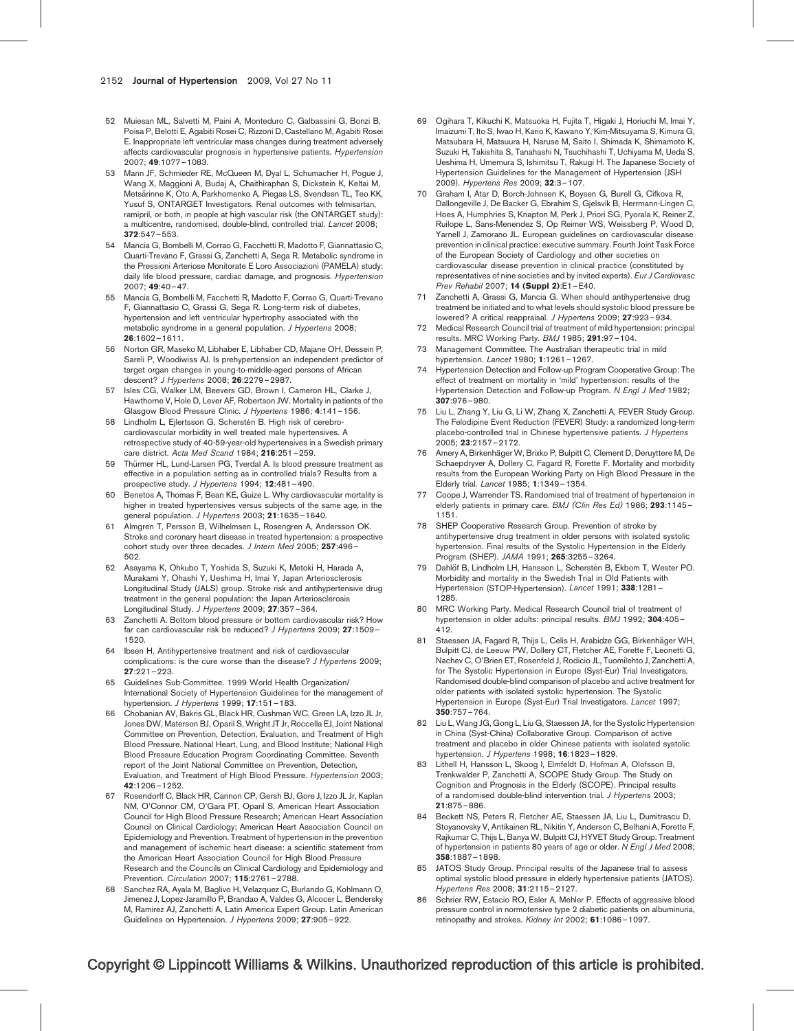52 Muiesan ML, Salvetti M, Paini A, Monteduro C, Galbassini G, Bonzi B, Poisa P, Belotti E, Agabiti Rosei C, Rizzoni D, Castellano M, Agabiti Rosei E. Inappropriate left ventricular mass changes during treatment adversely affects cardiovascular prognosis in hypertensive patients. *Hypertension* 2007; **49**:1077–1083.

53 Mann JF, Schmieder RE, McQueen M, Dyal L, Schumacher H, Pogue J, Wang X, Maggioni A, Budaj A, Chaithiraphan S, Dickstein K, Keltai M, Metsärinne K, Oto A, Parkhomenko A, Piegas LS, Svendsen TL, Teo KK, Yusuf S, ONTARGET Investigators. Renal outcomes with telmisartan, ramipril, or both, in people at high vascular risk (the ONTARGET study): a multicentre, randomised, double-blind, controlled trial. *Lancet* 2008; **372**:547–553.

54 Mancia G, Bombelli M, Corrao G, Facchetti R, Madotto F, Giannattasio C, Quarti-Trevano F, Grassi G, Zanchetti A, Sega R. Metabolic syndrome in the Pressioni Arteriose Monitorate E Loro Associazioni (PAMELA) study: daily life blood pressure, cardiac damage, and prognosis. *Hypertension* 2007; **49**:40–47.

55 Mancia G, Bombelli M, Facchetti R, Madotto F, Corrao G, Quarti-Trevano F, Giannattasio C, Grassi G, Sega R. Long-term risk of diabetes, hypertension and left ventricular hypertrophy associated with the metabolic syndrome in a general population. *J Hypertens* 2008; **26**:1602–1611.

56 Norton GR, Maseko M, Libhaber E, Libhaber CD, Majane OH, Dessein P, Sareli P, Woodiwiss AJ. Is prehypertension an independent predictor of target organ changes in young-to-middle-aged persons of African descent? *J Hypertens* 2008; **26**:2279–2987.

57 Isles CG, Walker LM, Beevers GD, Brown I, Cameron HL, Clarke J, Hawthorne V, Hole D, Lever AF, Robertson JW. Mortality in patients of the Glasgow Blood Pressure Clinic. *J Hypertens* 1986; **4**:141–156.

58 Lindholm L, Ejlertsson G, Schersten B. High risk of cerebro-cardiovascular morbidity in well treated male hypertensives. A retrospective study of 40-59-year-old hypertensives in a Swedish primary care district. *Acta Med Scand* 1984; **216**:251–259.

59 Thürmer HL, Lund-Larsen PG, Tverdal A. Is blood pressure treatment as effective in a population setting as in controlled trials? Results from a prospective study. *J Hypertens* 1994; **12**:481–490.

60 Benetos A, Thomas F, Bean KE, Guize L. Why cardiovascular mortality is higher in treated hypertensives versus subjects of the same age, in the general population. *J Hypertens* 2003; **21**:1635–1640.

61 Almgren T, Persson B, Wilhelmsen L, Rosengren A, Andersson OK. Stroke and coronary heart disease in treated hypertension: a prospective cohort study over three decades. *J Intern Med* 2005; **257**:496–502.

62 Asayama K, Ohkubo T, Yoshida S, Suzuki K, Metoki H, Harada A, Murakami Y, Ohashi Y, Ueshima H, Imai Y, Japan Arteriosclerosis Longitudinal Study (JALS) group. Stroke risk and antihypertensive drug treatment in the general population: the Japan Arteriosclerosis Longitudinal Study. *J Hypertens* 2009; **27**:357–364.

63 Zanchetti A. Bottom blood pressure or bottom cardiovascular risk? How far can cardiovascular risk be reduced? *J Hypertens* 2009; **27**:1509–1520.

64 Ibsen H. Antihypertensive treatment and risk of cardiovascular complications: is the cure worse than the disease? *J Hypertens* 2009; **27**:221–223.

65 Guidelines Sub-Committee. 1999 World Health Organization/International Society of Hypertension Guidelines for the management of hypertension. *J Hypertens* 1999; **17**:151–183.

66 Chobanian AV, Bakris GL, Black HR, Cushman WC, Green LA, Izzo JL Jr, Jones DW, Materson BJ, Oparil S, Wright JT Jr, Roccella EJ, Joint National Committee on Prevention, Detection, Evaluation, and Treatment of High Blood Pressure. National Heart, Lung, and Blood Institute; National High Blood Pressure Education Program Coordinating Committee. Seventh report of the Joint National Committee on Prevention, Detection, Evaluation, and Treatment of High Blood Pressure. *Hypertension* 2003; **42**:1206–1252.

67 Rosendorff C, Black HR, Cannon CP, Gersh BJ, Gore J, Izzo JL Jr, Kaplan NM, O'Connor CM, O'Gara PT, Oparil S, American Heart Association Council for High Blood Pressure Research; American Heart Association Council on Clinical Cardiology; American Heart Association Council on Epidemiology and Prevention. Treatment of hypertension in the prevention and management of ischemic heart disease: a scientific statement from the American Heart Association Council for High Blood Pressure Research and the Councils on Clinical Cardiology and Epidemiology and Prevention. *Circulation* 2007; **115**:2761–2788.

68 Sanchez RA, Ayala M, Baglivo H, Velazquez C, Burlando G, Kohlmann O, Jimenez J, Lopez-Jaramillo P, Brandao A, Valdes G, Alcocer L, Bendersky M, Ramirez AJ, Zanchetti A, Latin America Expert Group. Latin American Guidelines on Hypertension. *J Hypertens* 2009; **27**:905–922.

69 Ogihara T, Kikuchi K, Matsuoka H, Fujita T, Higaki J, Horiuchi M, Imai Y, Imaizumi T, Ito S, Iwao H, Kario K, Kawano Y, Kim-Mitsuyama S, Kimura G, Matsubara H, Matsuura H, Naruse M, Saito I, Shimada K, Shimamoto K, Suzuki H, Takishita S, Tanahashi N, Tsuchihashi T, Uchiyama M, Ueda S, Ueshima H, Umemura S, Ishimitsu T, Rakugi H. The Japanese Society of Hypertension Guidelines for the Management of Hypertension (JSH 2009). *Hypertens Res* 2009; **32**:3–107.

70 Graham I, Atar D, Borch-Johnsen K, Boysen G, Burell G, Cifkova R, Dallongeville J, De Backer G, Ebrahim S, Gjelsvik B, Herrmann-Lingen C, Hoes A, Humphries S, Knapton M, Perk J, Priori SG, Pyorala K, Reiner Z, Ruilope L, Sans-Menendez S, Op Reimer WS, Weissberg P, Wood D, Yarnell J, Zamorano JL. European guidelines on cardiovascular disease prevention in clinical practice: executive summary. Fourth Joint Task Force of the European Society of Cardiology and other societies on cardiovascular disease prevention in clinical practice (constituted by representatives of nine societies and by invited experts). *Eur J Cardiovasc Prev Rehabil* 2007; **14 (Suppl 2)**:E1–E40.

71 Zanchetti A, Grassi G, Mancia G. When should antihypertensive drug treatment be initiated and to what levels should systolic blood pressure be lowered? A critical reappraisal. *J Hypertens* 2009; **27**:923–934.

72 Medical Research Council trial of treatment of mild hypertension: principal results. MRC Working Party. *BMJ* 1985; **291**:97–104.

73 Management Committee. The Australian therapeutic trial in mild hypertension. *Lancet* 1980; **1**:1261–1267.

74 Hypertension Detection and Follow-up Program Cooperative Group: The effect of treatment on mortality in 'mild' hypertension: results of the Hypertension Detection and Follow-up Program. *N Engl J Med* 1982; **307**:976–980.

75 Liu L, Zhang Y, Liu G, Li W, Zhang X, Zanchetti A, FEVER Study Group. The Felodipine Event Reduction (FEVER) Study: a randomized long-term placebo-controlled trial in Chinese hypertensive patients. *J Hypertens* 2005; **23**:2157–2172.

76 Amery A, Birkenhäger W, Brixko P, Bulpitt C, Clement D, Deruyttere M, De Schaepdryver A, Dollery C, Fagard R, Forette F. Mortality and morbidity results from the European Working Party on High Blood Pressure in the Elderly trial. *Lancet* 1985; **1**:1349–1354.

77 Coope J, Warrender TS. Randomised trial of treatment of hypertension in elderly patients in primary care. *BMJ (Clin Res Ed)* 1986; **293**:1145–1151.

78 SHEP Cooperative Research Group. Prevention of stroke by antihypertensive drug treatment in older persons with isolated systolic hypertension. Final results of the Systolic Hypertension in the Elderly Program (SHEP). *JAMA* 1991; **265**:3255–3264.

79 Dahlöf B, Lindholm LH, Hansson L, Schersten B, Ekbom T, Wester PO. Morbidity and mortality in the Swedish Trial in Old Patients with Hypertension (STOP-Hypertension). *Lancet* 1991; **338**:1281–1285.

80 MRC Working Party. Medical Research Council trial of treatment of hypertension in older adults: principal results. *BMJ* 1992; **304**:405–412.

81 Staessen JA, Fagard R, Thijs L, Celis H, Arabidze GG, Birkenhäger WH, Bulpitt CJ, de Leeuw PW, Dollery CT, Fletcher AE, Forette F, Leonetti G, Nachev C, O'Brien ET, Rosenfeld J, Rodicio JL, Tuomilehto J, Zanchetti A, for The Systolic Hypertension in Europe (Syst-Eur) Trial Investigators. Randomised double-blind comparison of placebo and active treatment for older patients with isolated systolic hypertension. The Systolic Hypertension in Europe (Syst-Eur) Trial Investigators. *Lancet* 1997; **350**:757–764.

82 Liu L, Wang JG, Gong L, Liu G, Staessen JA, for the Systolic Hypertension in China (Syst-China) Collaborative Group. Comparison of active treatment and placebo in older Chinese patients with isolated systolic hypertension. *J Hypertens* 1998; **16**:1823–1829.

83 Lithell H, Hansson L, Skoog I, Elmfeldt D, Hofman A, Olofsson B, Trenkwalder P, Zanchetti A, SCOPE Study Group. The Study on Cognition and Prognosis in the Elderly (SCOPE). Principal results of a randomised double-blind intervention trial. *J Hypertens* 2003; **21**:875–886.

84 Beckett NS, Peters R, Fletcher AE, Staessen JA, Liu L, Dumitrascu D, Stoyanovsky V, Antikainen RL, Nikitin Y, Anderson C, Belhani A, Forette F, Rajkumar C, Thijs L, Banya W, Bulpitt CJ, HYVET Study Group. Treatment of hypertension in patients 80 years of age or older. *N Engl J Med* 2008; **358**:1887–1898.

85 JATOS Study Group. Principal results of the Japanese trial to assess optimal systolic blood pressure in elderly hypertensive patients (JATOS). *Hypertens Res* 2008; **31**:2115–2127.

86 Schrier RW, Estacio RO, Esler A, Mehler P. Effects of aggressive blood pressure control in normotensive type 2 diabetic patients on albuminuria, retinopathy and strokes. *Kidney Int* 2002; **61**:1086–1097.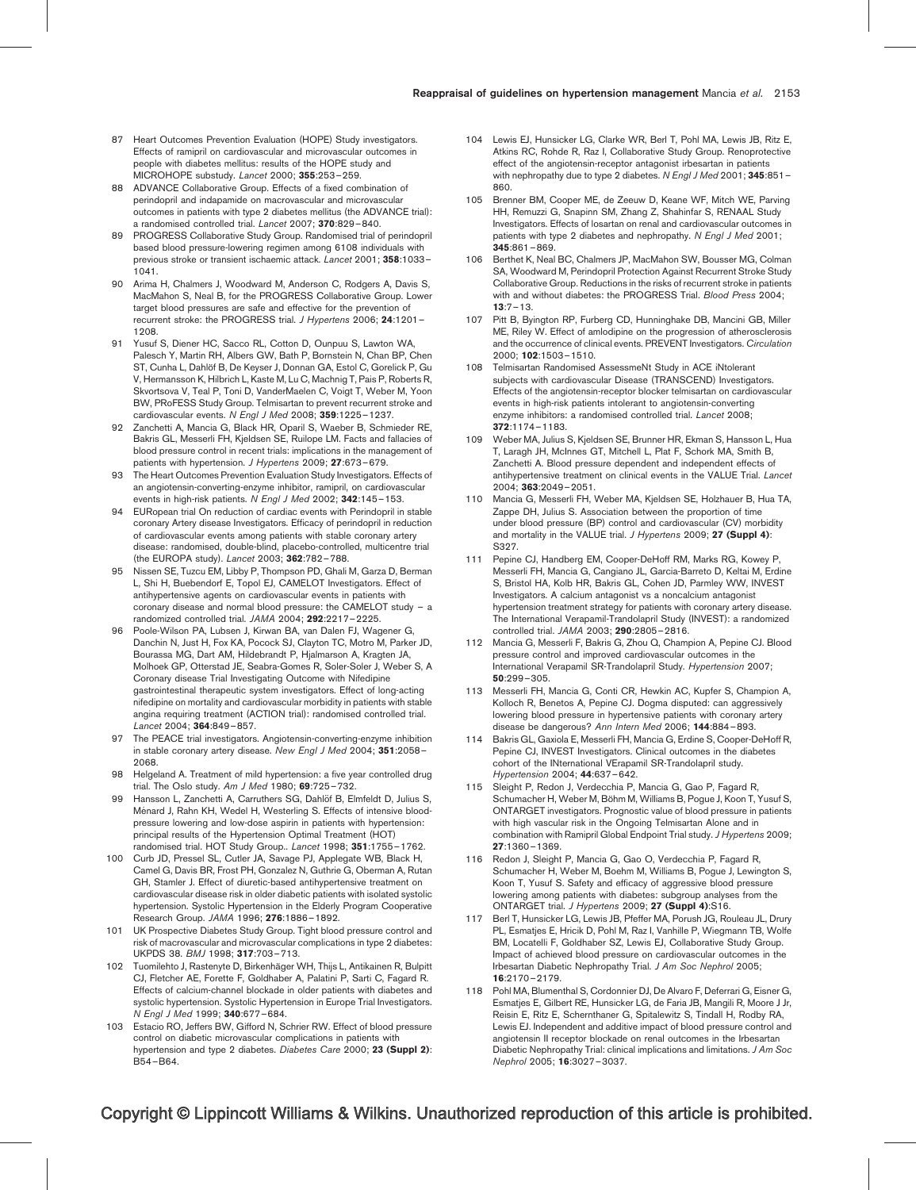87 Heart Outcomes Prevention Evaluation (HOPE) Study investigators. Effects of ramipril on cardiovascular and microvascular outcomes in people with diabetes mellitus: results of the HOPE study and MICROHOPE substudy. *Lancet* 2000; **355**:253–259.

88 ADVANCE Collaborative Group. Effects of a fixed combination of perindopril and indapamide on macrovascular and microvascular outcomes in patients with type 2 diabetes mellitus (the ADVANCE trial): a randomised controlled trial. *Lancet* 2007; **370**:829–840.

89 PROGRESS Collaborative Study Group. Randomised trial of perindopril based blood pressure-lowering regimen among 6108 individuals with previous stroke or transient ischaemic attack. *Lancet* 2001; **358**:1033–1041.

90 Arima H, Chalmers J, Woodward M, Anderson C, Rodgers A, Davis S, MacMahon S, Neal B, for the PROGRESS Collaborative Group. Lower target blood pressures are safe and effective for the prevention of recurrent stroke: the PROGRESS trial. *J Hypertens* 2006; **24**:1201–1208.

91 Yusuf S, Diener HC, Sacco RL, Cotton D, Ounpuu S, Lawton WA, Palesch Y, Martin RH, Albers GW, Bath P, Bornstein N, Chan BP, Chen ST, Cunha L, Dahlöf B, De Keyser J, Donnan GA, Estol C, Gorelick P, Gu V, Hermansson K, Hilbrich L, Kaste M, Lu C, Machnig T, Pais P, Roberts R, Skvortsova V, Teal P, Toni D, VanderMaelen C, Voigt T, Weber M, Yoon BW, PRoFESS Study Group. Telmisartan to prevent recurrent stroke and cardiovascular events. *N Engl J Med* 2008; **359**:1225–1237.

92 Zanchetti A, Mancia G, Black HR, Oparil S, Waeber B, Schmieder RE, Bakris GL, Messerli FH, Kjeldsen SE, Ruilope LM. Facts and fallacies of blood pressure control in recent trials: implications in the management of patients with hypertension. *J Hypertens* 2009; **27**:673–679.

93 The Heart Outcomes Prevention Evaluation Study Investigators. Effects of an angiotensin-converting-enzyme inhibitor, ramipril, on cardiovascular events in high-risk patients. *N Engl J Med* 2002; **342**:145–153.

94 EURopean trial On reduction of cardiac events with Perindopril in stable coronary Artery disease Investigators. Efficacy of perindopril in reduction of cardiovascular events among patients with stable coronary artery disease: randomised, double-blind, placebo-controlled, multicentre trial (the EUROPA study). *Lancet* 2003; **362**:782–788.

95 Nissen SE, Tuzcu EM, Libby P, Thompson PD, Ghali M, Garza D, Berman L, Shi H, Buebendorf E, Topol EJ, CAMELOT Investigators. Effect of antihypertensive agents on cardiovascular events in patients with coronary disease and normal blood pressure: the CAMELOT study – a randomized controlled trial. *JAMA* 2004; **292**:2217–2225.

96 Poole-Wilson PA, Lubsen J, Kirwan BA, van Dalen FJ, Wagener G, Danchin N, Just H, Fox KA, Pocock SJ, Clayton TC, Motro M, Parker JD, Bourassa MG, Dart AM, Hildebrandt P, Hjalmarson A, Kragten JA, Molhoek GP, Otterstad JE, Seabra-Gomes R, Soler-Soler J, Weber S, A Coronary disease Trial Investigating Outcome with Nifedipine gastrointestinal therapeutic system investigators. Effect of long-acting nifedipine on mortality and cardiovascular morbidity in patients with stable angina requiring treatment (ACTION trial): randomised controlled trial. *Lancet* 2004; **364**:849–857.

97 The PEACE trial investigators. Angiotensin-converting-enzyme inhibition in stable coronary artery disease. *New Engl J Med* 2004; **351**:2058–2068.

98 Helgeland A. Treatment of mild hypertension: a five year controlled drug trial. The Oslo study. *Am J Med* 1980; **69**:725–732.

99 Hansson L, Zanchetti A, Carruthers SG, Dahlöf B, Elmfeldt D, Julius S, Ménard J, Rahn KH, Wedel H, Westerling S. Effects of intensive blood-pressure lowering and low-dose aspirin in patients with hypertension: principal results of the Hypertension Optimal Treatment (HOT) randomised trial. HOT Study Group.. *Lancet* 1998; **351**:1755–1762.

100 Curb JD, Pressel SL, Cutler JA, Savage PJ, Applegate WB, Black H, Camel G, Davis BR, Frost PH, Gonzalez N, Guthrie G, Oberman A, Rutan GH, Stamler J. Effect of diuretic-based antihypertensive treatment on cardiovascular disease risk in older diabetic patients with isolated systolic hypertension. Systolic Hypertension in the Elderly Program Cooperative Research Group. *JAMA* 1996; **276**:1886–1892.

101 UK Prospective Diabetes Study Group. Tight blood pressure control and risk of macrovascular and microvascular complications in type 2 diabetes: UKPDS 38. *BMJ* 1998; **317**:703–713.

102 Tuomilehto J, Rastenyte D, Birkenhäger WH, Thijs L, Antikainen R, Bulpitt CJ, Fletcher AE, Forette F, Goldhaber A, Palatini P, Sarti C, Fagard R. Effects of calcium-channel blockade in older patients with diabetes and systolic hypertension. Systolic Hypertension in Europe Trial Investigators. *N Engl J Med* 1999; **340**:677–684.

103 Estacio RO, Jeffers BW, Gifford N, Schrier RW. Effect of blood pressure control on diabetic microvascular complications in patients with hypertension and type 2 diabetes. *Diabetes Care* 2000; **23 (Suppl 2)**: B54–B64.

104 Lewis EJ, Hunsicker LG, Clarke WR, Berl T, Pohl MA, Lewis JB, Ritz E, Atkins RC, Rohde R, Raz I, Collaborative Study Group. Renoprotective effect of the angiotensin-receptor antagonist irbesartan in patients with nephropathy due to type 2 diabetes. *N Engl J Med* 2001; **345**:851–860.

105 Brenner BM, Cooper ME, de Zeeuw D, Keane WF, Mitch WE, Parving HH, Remuzzi G, Snapinn SM, Zhang Z, Shahinfar S, RENAAL Study Investigators. Effects of losartan on renal and cardiovascular outcomes in patients with type 2 diabetes and nephropathy. *N Engl J Med* 2001; **345**:861–869.

106 Berthet K, Neal BC, Chalmers JP, MacMahon SW, Bousser MG, Colman SA, Woodward M, Perindopril Protection Against Recurrent Stroke Study Collaborative Group. Reductions in the risks of recurrent stroke in patients with and without diabetes: the PROGRESS Trial. *Blood Press* 2004; **13**:7–13.

107 Pitt B, Byington RP, Furberg CD, Hunninghake DB, Mancini GB, Miller ME, Riley W. Effect of amlodipine on the progression of atherosclerosis and the occurrence of clinical events. PREVENT Investigators. *Circulation* 2000; **102**:1503–1510.

108 Telmisartan Randomised AssessmeNt Study in ACE iNtolerant subjects with cardiovascular Disease (TRANSCEND) Investigators. Effects of the angiotensin-receptor blocker telmisartan on cardiovascular events in high-risk patients intolerant to angiotensin-converting enzyme inhibitors: a randomised controlled trial. *Lancet* 2008; **372**:1174–1183.

109 Weber MA, Julius S, Kjeldsen SE, Brunner HR, Ekman S, Hansson L, Hua T, Laragh JH, McInnes GT, Mitchell L, Plat F, Schork MA, Smith B, Zanchetti A. Blood pressure dependent and independent effects of antihypertensive treatment on clinical events in the VALUE Trial. *Lancet* 2004; **363**:2049–2051.

110 Mancia G, Messerli FH, Weber MA, Kjeldsen SE, Holzhauer B, Hua TA, Zappe DH, Julius S. Association between the proportion of time under blood pressure (BP) control and cardiovascular (CV) morbidity and mortality in the VALUE trial. *J Hypertens* 2009; **27 (Suppl 4)**: S327.

111 Pepine CJ, Handberg EM, Cooper-DeHoff RM, Marks RG, Kowey P, Messerli FH, Mancia G, Cangiano JL, Garcia-Barreto D, Keltai M, Erdine S, Bristol HA, Kolb HR, Bakris GL, Cohen JD, Parmley WW, INVEST Investigators. A calcium antagonist vs a noncalcium antagonist hypertension treatment strategy for patients with coronary artery disease. The International Verapamil-Trandolapril Study (INVEST): a randomized controlled trial. *JAMA* 2003; **290**:2805–2816.

112 Mancia G, Messerli F, Bakris G, Zhou Q, Champion A, Pepine CJ. Blood pressure control and improved cardiovascular outcomes in the International Verapamil SR-Trandolapril Study. *Hypertension* 2007; **50**:299–305.

113 Messerli FH, Mancia G, Conti CR, Hewkin AC, Kupfer S, Champion A, Kolloch R, Benetos A, Pepine CJ. Dogma disputed: can aggressively lowering blood pressure in hypertensive patients with coronary artery disease be dangerous? *Ann Intern Med* 2006; **144**:884–893.

114 Bakris GL, Gaxiola E, Messerli FH, Mancia G, Erdine S, Cooper-DeHoff R, Pepine CJ, INVEST Investigators. Clinical outcomes in the diabetes cohort of the INternational VErapamil SR-Trandolapril study. *Hypertension* 2004; **44**:637–642.

115 Sleight P, Redon J, Verdecchia P, Mancia G, Gao P, Fagard R, Schumacher H, Weber M, Böhm M, Williams B, Pogue J, Koon T, Yusuf S, ONTARGET investigators. Prognostic value of blood pressure in patients with high vascular risk in the Ongoing Telmisartan Alone and in combination with Ramipril Global Endpoint Trial study. *J Hypertens* 2009; **27**:1360–1369.

116 Redon J, Sleight P, Mancia G, Gao O, Verdecchia P, Fagard R, Schumacher H, Weber M, Boehm M, Williams B, Pogue J, Lewington S, Koon T, Yusuf S. Safety and efficacy of aggressive blood pressure lowering among patients with diabetes: subgroup analyses from the ONTARGET trial. *J Hypertens* 2009; **27 (Suppl 4)**:S16.

117 Berl T, Hunsicker LG, Lewis JB, Pfeffer MA, Porush JG, Rouleau JL, Drury PL, Esmatjes E, Hricik D, Pohl M, Raz I, Vanhille P, Wiegmann TB, Wolfe BM, Locatelli F, Goldhaber SZ, Lewis EJ, Collaborative Study Group. Impact of achieved blood pressure on cardiovascular outcomes in the Irbesartan Diabetic Nephropathy Trial. *J Am Soc Nephrol* 2005; **16**:2170–2179.

118 Pohl MA, Blumenthal S, Cordonnier DJ, De Alvaro F, Deferrari G, Eisner G, Esmatjes E, Gilbert RE, Hunsicker LG, de Faria JB, Mangili R, Moore J Jr, Reisin E, Ritz E, Schernthaner G, Spitalewitz S, Tindall H, Rodby RA, Lewis EJ. Independent and additive impact of blood pressure control and angiotensin II receptor blockade on renal outcomes in the Irbesartan Diabetic Nephropathy Trial: clinical implications and limitations. *J Am Soc Nephrol* 2005; **16**:3027–3037.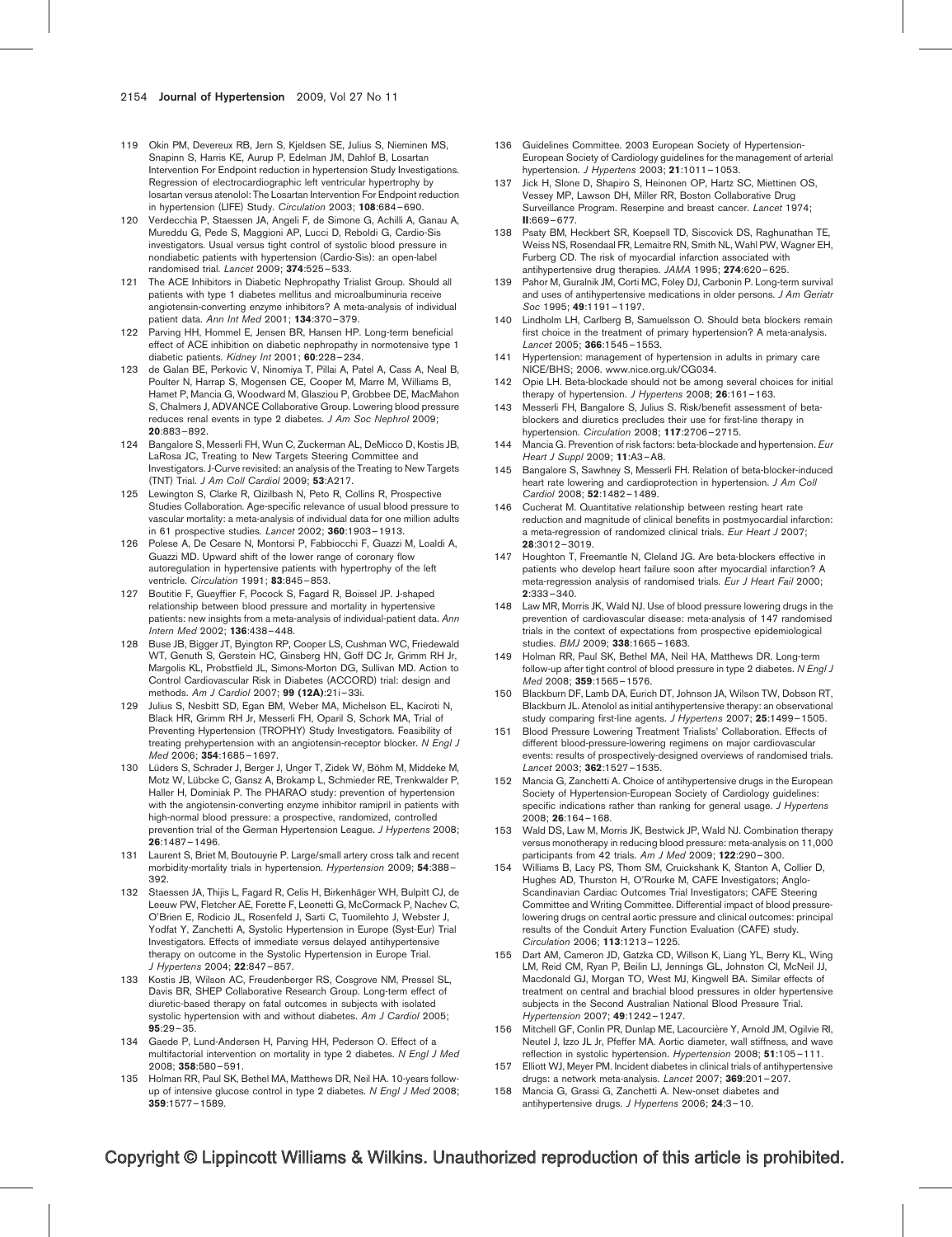119 Okin PM, Devereux RB, Jern S, Kjeldsen SE, Julius S, Nieminen MS, Snapinn S, Harris KE, Aurup P, Edelman JM, Dahlof B, Losartan Intervention For Endpoint reduction in hypertension Study Investigations. Regression of electrocardiographic left ventricular hypertrophy by losartan versus atenolol: The Losartan Intervention For Endpoint reduction in hypertension (LIFE) Study. *Circulation* 2003; **108**:684–690.

120 Verdecchia P, Staessen JA, Angeli F, de Simone G, Achilli A, Ganau A, Mureddu G, Pede S, Maggioni AP, Lucci D, Reboldi G, Cardio-Sis investigators. Usual versus tight control of systolic blood pressure in nondiabetic patients with hypertension (Cardio-Sis): an open-label randomised trial. *Lancet* 2009; **374**:525–533.

121 The ACE Inhibitors in Diabetic Nephropathy Trialist Group. Should all patients with type 1 diabetes mellitus and microalbuminuria receive angiotensin-converting enzyme inhibitors? A meta-analysis of individual patient data. *Ann Int Med* 2001; **134**:370–379.

122 Parving HH, Hommel E, Jensen BR, Hansen HP. Long-term beneficial effect of ACE inhibition on diabetic nephropathy in normotensive type 1 diabetic patients. *Kidney Int* 2001; **60**:228–234.

123 de Galan BE, Perkovic V, Ninomiya T, Pillai A, Patel A, Cass A, Neal B, Poulter N, Harrap S, Mogensen CE, Cooper M, Marre M, Williams B, Hamet P, Mancia G, Woodward M, Glasziou P, Grobbee DE, MacMahon S, Chalmers J, ADVANCE Collaborative Group. Lowering blood pressure reduces renal events in type 2 diabetes. *J Am Soc Nephrol* 2009; **20**:883–892.

124 Bangalore S, Messerli FH, Wun C, Zuckerman AL, DeMicco D, Kostis JB, LaRosa JC, Treating to New Targets Steering Committee and Investigators. J-Curve revisited: an analysis of the Treating to New Targets (TNT) Trial. *J Am Coll Cardiol* 2009; **53**:A217.

125 Lewington S, Clarke R, Qizilbash N, Peto R, Collins R, Prospective Studies Collaboration. Age-specific relevance of usual blood pressure to vascular mortality: a meta-analysis of individual data for one million adults in 61 prospective studies. *Lancet* 2002; **360**:1903–1913.

126 Polese A, De Cesare N, Montorsi P, Fabbiocchi F, Guazzi M, Loaldi A, Guazzi MD. Upward shift of the lower range of coronary flow autoregulation in hypertensive patients with hypertrophy of the left ventricle. *Circulation* 1991; **83**:845–853.

127 Boutitie F, Gueyffier F, Pocock S, Fagard R, Boissel JP. J-shaped relationship between blood pressure and mortality in hypertensive patients: new insights from a meta-analysis of individual-patient data. *Ann Intern Med* 2002; **136**:438–448.

128 Buse JB, Bigger JT, Byington RP, Cooper LS, Cushman WC, Friedewald WT, Genuth S, Gerstein HC, Ginsberg HN, Goff DC Jr, Grimm RH Jr, Margolis KL, Probstfield JL, Simons-Morton DG, Sullivan MD. Action to Control Cardiovascular Risk in Diabetes (ACCORD) trial: design and methods. *Am J Cardiol* 2007; **99 (12A)**:21i–33i.

129 Julius S, Nesbitt SD, Egan BM, Weber MA, Michelson EL, Kaciroti N, Black HR, Grimm RH Jr, Messerli FH, Oparil S, Schork MA, Trial of Preventing Hypertension (TROPHY) Study Investigators. Feasibility of treating prehypertension with an angiotensin-receptor blocker. *N Engl J Med* 2006; **354**:1685–1697.

130 Lüders S, Schrader J, Berger J, Unger T, Zidek W, Böhm M, Middeke M, Motz W, Lübcke C, Gansz A, Brokamp L, Schmieder RE, Trenkwalder P, Haller H, Dominiak P. The PHARAO study: prevention of hypertension with the angiotensin-converting enzyme inhibitor ramipril in patients with high-normal blood pressure: a prospective, randomized, controlled prevention trial of the German Hypertension League. *J Hypertens* 2008; **26**:1487–1496.

131 Laurent S, Briet M, Boutouyrie P. Large/small artery cross talk and recent morbidity-mortality trials in hypertension. *Hypertension* 2009; **54**:388–392.

132 Staessen JA, Thijis L, Fagard R, Celis H, Birkenhäger WH, Bulpitt CJ, de Leeuw PW, Fletcher AE, Forette F, Leonetti G, McCormack P, Nachev C, O'Brien E, Rodicio JL, Rosenfeld J, Sarti C, Tuomilehto J, Webster J, Yodfat Y, Zanchetti A, Systolic Hypertension in Europe (Syst-Eur) Trial Investigators. Effects of immediate versus delayed antihypertensive therapy on outcome in the Systolic Hypertension in Europe Trial. *J Hypertens* 2004; **22**:847–857.

133 Kostis JB, Wilson AC, Freudenberger RS, Cosgrove NM, Pressel SL, Davis BR, SHEP Collaborative Research Group. Long-term effect of diuretic-based therapy on fatal outcomes in subjects with isolated systolic hypertension with and without diabetes. *Am J Cardiol* 2005; **95**:29–35.

134 Gaede P, Lund-Andersen H, Parving HH, Pederson O. Effect of a multifactorial intervention on mortality in type 2 diabetes. *N Engl J Med* 2008; **358**:580–591.

135 Holman RR, Paul SK, Bethel MA, Matthews DR, Neil HA. 10-years follow-up of intensive glucose control in type 2 diabetes. *N Engl J Med* 2008; **359**:1577–1589.

136 Guidelines Committee. 2003 European Society of Hypertension-European Society of Cardiology guidelines for the management of arterial hypertension. *J Hypertens* 2003; **21**:1011–1053.

137 Jick H, Slone D, Shapiro S, Heinonen OP, Hartz SC, Miettinen OS, Vessey MP, Lawson DH, Miller RR, Boston Collaborative Drug Surveillance Program. Reserpine and breast cancer. *Lancet* 1974; **II**:669–677.

138 Psaty BM, Heckbert SR, Koepsell TD, Siscovick DS, Raghunathan TE, Weiss NS, Rosendaal FR, Lemaitre RN, Smith NL, Wahl PW, Wagner EH, Furberg CD. The risk of myocardial infarction associated with antihypertensive drug therapies. *JAMA* 1995; **274**:620–625.

139 Pahor M, Guralnik JM, Corti MC, Foley DJ, Carbonin P. Long-term survival and uses of antihypertensive medications in older persons. *J Am Geriatr Soc* 1995; **49**:1191–1197.

140 Lindholm LH, Carlberg B, Samuelsson O. Should beta blockers remain first choice in the treatment of primary hypertension? A meta-analysis. *Lancet* 2005; **366**:1545–1553.

141 Hypertension: management of hypertension in adults in primary care NICE/BHS; 2006. www.nice.org.uk/CG034.

142 Opie LH. Beta-blockade should not be among several choices for initial therapy of hypertension. *J Hypertens* 2008; **26**:161–163.

143 Messerli FH, Bangalore S, Julius S. Risk/benefit assessment of beta-blockers and diuretics precludes their use for first-line therapy in hypertension. *Circulation* 2008; **117**:2706–2715.

144 Mancia G. Prevention of risk factors: beta-blockade and hypertension. *Eur Heart J Suppl* 2009; **11**:A3–A8.

145 Bangalore S, Sawhney S, Messerli FH. Relation of beta-blocker-induced heart rate lowering and cardioprotection in hypertension. *J Am Coll Cardiol* 2008; **52**:1482–1489.

146 Cucherat M. Quantitative relationship between resting heart rate reduction and magnitude of clinical benefits in postmyocardial infarction: a meta-regression of randomized clinical trials. *Eur Heart J* 2007; **28**:3012–3019.

147 Houghton T, Freemantle N, Cleland JG. Are beta-blockers effective in patients who develop heart failure soon after myocardial infarction? A meta-regression analysis of randomised trials. *Eur J Heart Fail* 2000; **2**:333–340.

148 Law MR, Morris JK, Wald NJ. Use of blood pressure lowering drugs in the prevention of cardiovascular disease: meta-analysis of 147 randomised trials in the context of expectations from prospective epidemiological studies. *BMJ* 2009; **338**:1665–1683.

149 Holman RR, Paul SK, Bethel MA, Neil HA, Matthews DR. Long-term follow-up after tight control of blood pressure in type 2 diabetes. *N Engl J Med* 2008; **359**:1565–1576.

150 Blackburn DF, Lamb DA, Eurich DT, Johnson JA, Wilson TW, Dobson RT, Blackburn JL. Atenolol as initial antihypertensive therapy: an observational study comparing first-line agents. *J Hypertens* 2007; **25**:1499–1505.

151 Blood Pressure Lowering Treatment Trialists' Collaboration. Effects of different blood-pressure-lowering regimens on major cardiovascular events: results of prospectively-designed overviews of randomised trials. *Lancet* 2003; **362**:1527–1535.

152 Mancia G, Zanchetti A. Choice of antihypertensive drugs in the European Society of Hypertension-European Society of Cardiology guidelines: specific indications rather than ranking for general usage. *J Hypertens* 2008; **26**:164–168.

153 Wald DS, Law M, Morris JK, Bestwick JP, Wald NJ. Combination therapy versus monotherapy in reducing blood pressure: meta-analysis on 11,000 participants from 42 trials. *Am J Med* 2009; **122**:290–300.

154 Williams B, Lacy PS, Thom SM, Cruickshank K, Stanton A, Collier D, Hughes AD, Thurston H, O'Rourke M, CAFE Investigators; Anglo-Scandinavian Cardiac Outcomes Trial Investigators; CAFE Steering Committee and Writing Committee. Differential impact of blood pressure-lowering drugs on central aortic pressure and clinical outcomes: principal results of the Conduit Artery Function Evaluation (CAFE) study. *Circulation* 2006; **113**:1213–1225.

155 Dart AM, Cameron JD, Gatzka CD, Willson K, Liang YL, Berry KL, Wing LM, Reid CM, Ryan P, Beilin LJ, Jennings GL, Johnston CI, McNeil JJ, Macdonald GJ, Morgan TO, West MJ, Kingwell BA. Similar effects of treatment on central and brachial blood pressures in older hypertensive subjects in the Second Australian National Blood Pressure Trial. *Hypertension* 2007; **49**:1242–1247.

156 Mitchell GF, Conlin PR, Dunlap ME, Lacourcière Y, Arnold JM, Ogilvie RI, Neutel J, Izzo JL Jr, Pfeffer MA. Aortic diameter, wall stiffness, and wave reflection in systolic hypertension. *Hypertension* 2008; **51**:105–111.

157 Elliott WJ, Meyer PM. Incident diabetes in clinical trials of antihypertensive drugs: a network meta-analysis. *Lancet* 2007; **369**:201–207.

158 Mancia G, Grassi G, Zanchetti A. New-onset diabetes and antihypertensive drugs. *J Hypertens* 2006; **24**:3–10.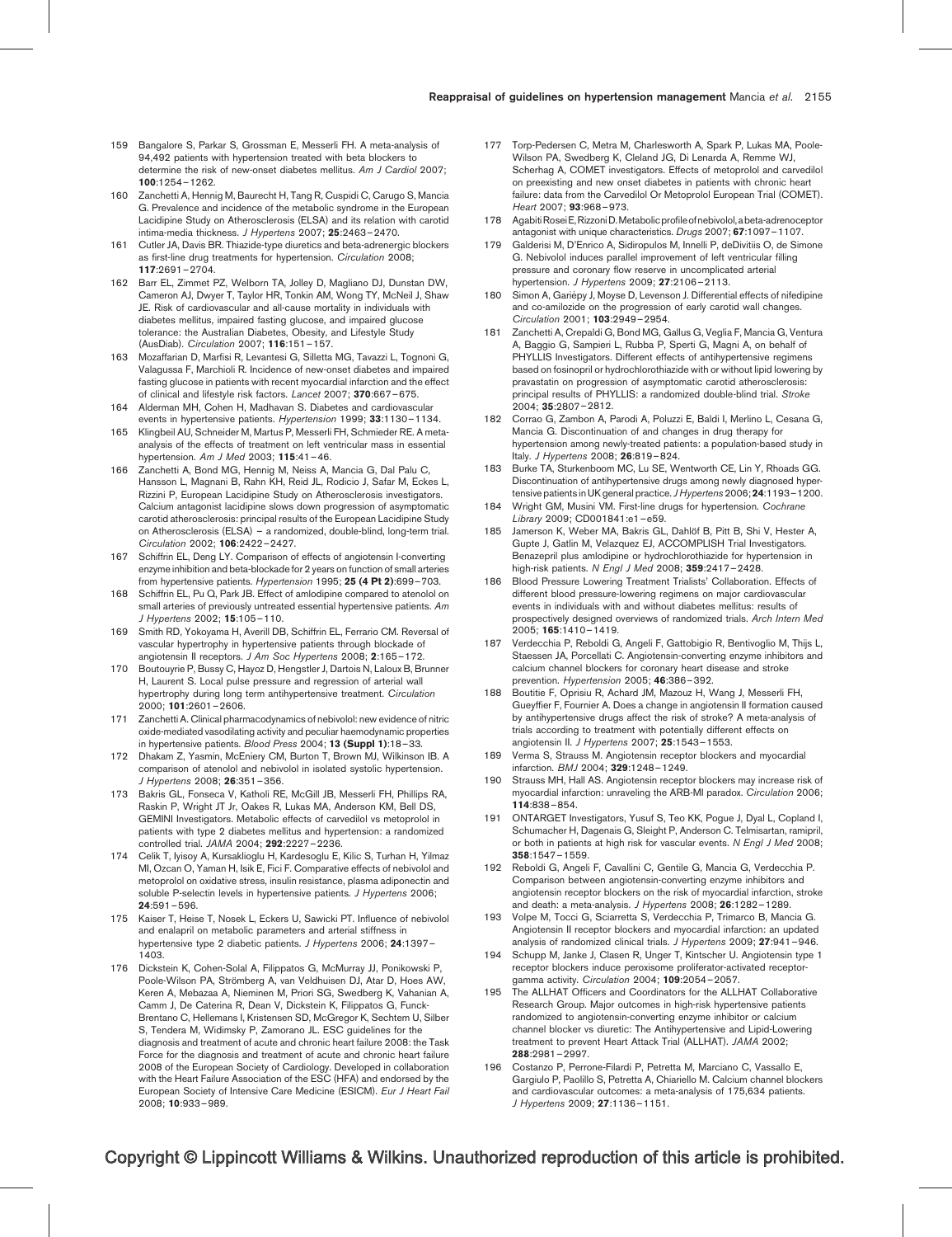159 Bangalore S, Parkar S, Grossman E, Messerli FH. A meta-analysis of 94,492 patients with hypertension treated with beta blockers to determine the risk of new-onset diabetes mellitus. *Am J Cardiol* 2007; **100**:1254–1262.

160 Zanchetti A, Hennig M, Baurecht H, Tang R, Cuspidi C, Carugo S, Mancia G. Prevalence and incidence of the metabolic syndrome in the European Lacidipine Study on Atherosclerosis (ELSA) and its relation with carotid intima-media thickness. *J Hypertens* 2007; **25**:2463–2470.

161 Cutler JA, Davis BR. Thiazide-type diuretics and beta-adrenergic blockers as first-line drug treatments for hypertension. *Circulation* 2008; **117**:2691–2704.

162 Barr EL, Zimmet PZ, Welborn TA, Jolley D, Magliano DJ, Dunstan DW, Cameron AJ, Dwyer T, Taylor HR, Tonkin AM, Wong TY, McNeil J, Shaw JE. Risk of cardiovascular and all-cause mortality in individuals with diabetes mellitus, impaired fasting glucose, and impaired glucose tolerance: the Australian Diabetes, Obesity, and Lifestyle Study (AusDiab). *Circulation* 2007; **116**:151–157.

163 Mozaffarian D, Marfisi R, Levantesi G, Silletta MG, Tavazzi L, Tognoni G, Valagussa F, Marchioli R. Incidence of new-onset diabetes and impaired fasting glucose in patients with recent myocardial infarction and the effect of clinical and lifestyle risk factors. *Lancet* 2007; **370**:667–675.

164 Alderman MH, Cohen H, Madhavan S. Diabetes and cardiovascular events in hypertensive patients. *Hypertension* 1999; **33**:1130–1134.

165 Klingbeil AU, Schneider M, Martus P, Messerli FH, Schmieder RE. A meta-analysis of the effects of treatment on left ventricular mass in essential hypertension. *Am J Med* 2003; **115**:41–46.

166 Zanchetti A, Bond MG, Hennig M, Neiss A, Mancia G, Dal Palu C, Hansson L, Magnani B, Rahn KH, Reid JL, Rodicio J, Safar M, Eckes L, Rizzini P, European Lacidipine Study on Atherosclerosis investigators. Calcium antagonist lacidipine slows down progression of asymptomatic carotid atherosclerosis: principal results of the European Lacidipine Study on Atherosclerosis (ELSA) – a randomized, double-blind, long-term trial. *Circulation* 2002; **106**:2422–2427.

167 Schiffrin EL, Deng LY. Comparison of effects of angiotensin I-converting enzyme inhibition and beta-blockade for 2 years on function of small arteries from hypertensive patients. *Hypertension* 1995; **25 (4 Pt 2)**:699–703.

168 Schiffrin EL, Pu Q, Park JB. Effect of amlodipine compared to atenolol on small arteries of previously untreated essential hypertensive patients. *Am J Hypertens* 2002; **15**:105–110.

169 Smith RD, Yokoyama H, Averill DB, Schiffrin EL, Ferrario CM. Reversal of vascular hypertrophy in hypertensive patients through blockade of angiotensin II receptors. *J Am Soc Hypertens* 2008; **2**:165–172.

170 Boutouyrie P, Bussy C, Hayoz D, Hengstler J, Dartois N, Laloux B, Brunner H, Laurent S. Local pulse pressure and regression of arterial wall hypertrophy during long term antihypertensive treatment. *Circulation* 2000; **101**:2601–2606.

171 Zanchetti A. Clinical pharmacodynamics of nebivolol: new evidence of nitric oxide-mediated vasodilating activity and peculiar haemodynamic properties in hypertensive patients. *Blood Press* 2004; **13 (Suppl 1)**:18–33.

172 Dhakam Z, Yasmin, McEniery CM, Burton T, Brown MJ, Wilkinson IB. A comparison of atenolol and nebivolol in isolated systolic hypertension. *J Hypertens* 2008; **26**:351–356.

173 Bakris GL, Fonseca V, Katholi RE, McGill JB, Messerli FH, Phillips RA, Raskin P, Wright JT Jr, Oakes R, Lukas MA, Anderson KM, Bell DS, GEMINI Investigators. Metabolic effects of carvedilol vs metoprolol in patients with type 2 diabetes mellitus and hypertension: a randomized controlled trial. *JAMA* 2004; **292**:2227–2236.

174 Celik T, Iyisoy A, Kursaklioglu H, Kardesoglu E, Kilic S, Turhan H, Yilmaz MI, Ozcan O, Yaman H, Isik E, Fici F. Comparative effects of nebivolol and metoprolol on oxidative stress, insulin resistance, plasma adiponectin and soluble P-selectin levels in hypertensive patients. *J Hypertens* 2006; **24**:591–596.

175 Kaiser T, Heise T, Nosek L, Eckers U, Sawicki PT. Influence of nebivolol and enalapril on metabolic parameters and arterial stiffness in hypertensive type 2 diabetic patients. *J Hypertens* 2006; **24**:1397–1403.

176 Dickstein K, Cohen-Solal A, Filippatos G, McMurray JJ, Ponikowski P, Poole-Wilson PA, Strömberg A, van Veldhuisen DJ, Atar D, Hoes AW, Keren A, Mebazaa A, Nieminen M, Priori SG, Swedberg K, Vahanian A, Camm J, De Caterina R, Dean V, Dickstein K, Filippatos G, Funck-Brentano C, Hellemans I, Kristensen SD, McGregor K, Sechtem U, Silber S, Tendera M, Widimsky P, Zamorano JL. ESC guidelines for the diagnosis and treatment of acute and chronic heart failure 2008: the Task Force for the diagnosis and treatment of acute and chronic heart failure 2008 of the European Society of Cardiology. Developed in collaboration with the Heart Failure Association of the ESC (HFA) and endorsed by the European Society of Intensive Care Medicine (ESICM). *Eur J Heart Fail* 2008; **10**:933–989.

177 Torp-Pedersen C, Metra M, Charlesworth A, Spark P, Lukas MA, Poole-Wilson PA, Swedberg K, Cleland JG, Di Lenarda A, Remme WJ, Scherhag A, COMET investigators. Effects of metoprolol and carvedilol on preexisting and new onset diabetes in patients with chronic heart failure: data from the Carvedilol Or Metoprolol European Trial (COMET). *Heart* 2007; **93**:968–973.

178 Agabiti Rosei E, Rizzoni D. Metabolic profile of nebivolol, a beta-adrenoceptor antagonist with unique characteristics. *Drugs* 2007; **67**:1097–1107.

179 Galderisi M, D'Errico A, Sidiropulos M, Innelli P, deDivitiis O, de Simone G. Nebivolol induces parallel improvement of left ventricular filling pressure and coronary flow reserve in uncomplicated arterial hypertension. *J Hypertens* 2009; **27**:2106–2113.

180 Simon A, Gariépy J, Moyse D, Levenson J. Differential effects of nifedipine and co-amilozide on the progression of early carotid wall changes. *Circulation* 2001; **103**:2949–2954.

181 Zanchetti A, Crepaldi G, Bond MG, Gallus G, Veglia F, Mancia G, Ventura A, Baggio G, Sampieri L, Rubba P, Sperti G, Magni A, on behalf of PHYLLIS Investigators. Different effects of antihypertensive regimens based on fosinopril or hydrochlorothiazide with or without lipid lowering by pravastatin on progression of asymptomatic carotid atherosclerosis: principal results of PHYLLIS: a randomized double-blind trial. *Stroke* 2004; **35**:2807–2812.

182 Corrao G, Zambon A, Parodi A, Poluzzi E, Baldi I, Merlino L, Cesana G, Mancia G. Discontinuation of and changes in drug therapy for hypertension among newly-treated patients: a population-based study in Italy. *J Hypertens* 2008; **26**:819–824.

183 Burke TA, Sturkenboom MC, Lu SE, Wentworth CE, Lin Y, Rhoads GG. Discontinuation of antihypertensive drugs among newly diagnosed hypertensive patients in UK general practice. *J Hypertens* 2006; **24**:1193–1200.

184 Wright GM, Musini VM. First-line drugs for hypertension. *Cochrane Library* 2009; CD001841:e1–e59.

185 Jamerson K, Weber MA, Bakris GL, Dahlöf B, Pitt B, Shi V, Hester A, Gupte J, Gatlin M, Velazquez EJ, ACCOMPLISH Trial Investigators. Benazepril plus amlodipine or hydrochlorothiazide for hypertension in high-risk patients. *N Engl J Med* 2008; **359**:2417–2428.

186 Blood Pressure Lowering Treatment Trialists' Collaboration. Effects of different blood pressure-lowering regimens on major cardiovascular events in individuals with and without diabetes mellitus: results of prospectively designed overviews of randomized trials. *Arch Intern Med* 2005; **165**:1410–1419.

187 Verdecchia P, Reboldi G, Angeli F, Gattobigio R, Bentivoglio M, Thijs L, Staessen JA, Porcellati C. Angiotensin-converting enzyme inhibitors and calcium channel blockers for coronary heart disease and stroke prevention. *Hypertension* 2005; **46**:386–392.

188 Boutitie F, Oprisiu R, Achard JM, Mazouz H, Wang J, Messerli FH, Gueyffier F, Fournier A. Does a change in angiotensin II formation caused by antihypertensive drugs affect the risk of stroke? A meta-analysis of trials according to treatment with potentially different effects on angiotensin II. *J Hypertens* 2007; **25**:1543–1553.

189 Verma S, Strauss M. Angiotensin receptor blockers and myocardial infarction. *BMJ* 2004; **329**:1248–1249.

190 Strauss MH, Hall AS. Angiotensin receptor blockers may increase risk of myocardial infarction: unraveling the ARB-MI paradox. *Circulation* 2006; **114**:838–854.

191 ONTARGET Investigators, Yusuf S, Teo KK, Pogue J, Dyal L, Copland I, Schumacher H, Dagenais G, Sleight P, Anderson C. Telmisartan, ramipril, or both in patients at high risk for vascular events. *N Engl J Med* 2008; **358**:1547–1559.

192 Reboldi G, Angeli F, Cavallini C, Gentile G, Mancia G, Verdecchia P. Comparison between angiotensin-converting enzyme inhibitors and angiotensin receptor blockers on the risk of myocardial infarction, stroke and death: a meta-analysis. *J Hypertens* 2008; **26**:1282–1289.

193 Volpe M, Tocci G, Sciarretta S, Verdecchia P, Trimarco B, Mancia G. Angiotensin II receptor blockers and myocardial infarction: an updated analysis of randomized clinical trials. *J Hypertens* 2009; **27**:941–946.

194 Schupp M, Janke J, Clasen R, Unger T, Kintscher U. Angiotensin type 1 receptor blockers induce peroxisome proliferator-activated receptor-gamma activity. *Circulation* 2004; **109**:2054–2057.

195 The ALLHAT Officers and Coordinators for the ALLHAT Collaborative Research Group. Major outcomes in high-risk hypertensive patients randomized to angiotensin-converting enzyme inhibitor or calcium channel blocker vs diuretic: The Antihypertensive and Lipid-Lowering treatment to prevent Heart Attack Trial (ALLHAT). *JAMA* 2002; **288**:2981–2997.

196 Costanzo P, Perrone-Filardi P, Petretta M, Marciano C, Vassallo E, Gargiulo P, Paolillo S, Petretta A, Chiariello M. Calcium channel blockers and cardiovascular outcomes: a meta-analysis of 175,634 patients. *J Hypertens* 2009; **27**:1136–1151.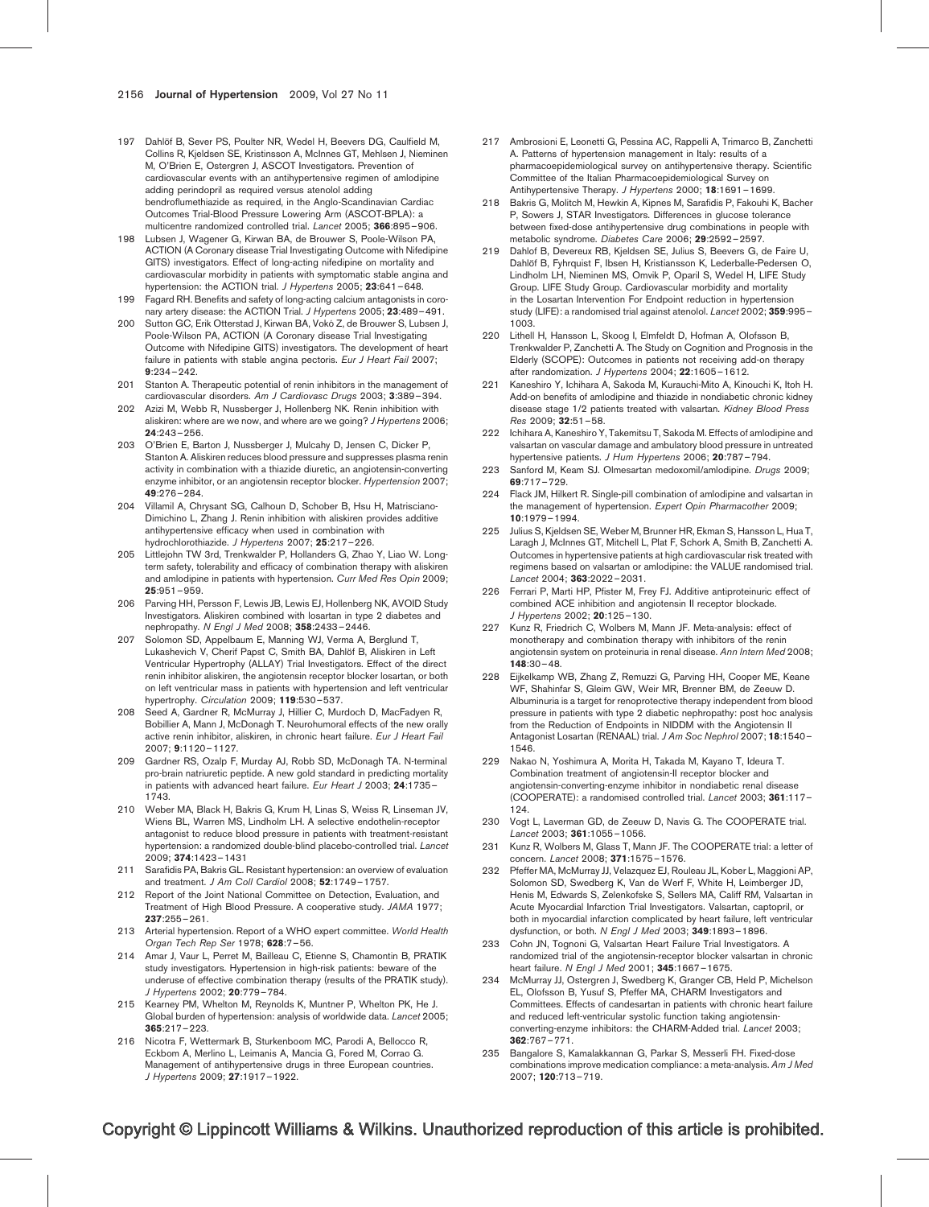197 Dahlöf B, Sever PS, Poulter NR, Wedel H, Beevers DG, Caulfield M, Collins R, Kjeldsen SE, Kristinsson A, McInnes GT, Mehlsen J, Nieminen M, O'Brien E, Ostergren J, ASCOT Investigators. Prevention of cardiovascular events with an antihypertensive regimen of amlodipine adding perindopril as required versus atenolol adding bendroflumethiazide as required, in the Anglo-Scandinavian Cardiac Outcomes Trial-Blood Pressure Lowering Arm (ASCOT-BPLA): a multicentre randomized controlled trial. *Lancet* 2005; **366**:895–906.

198 Lubsen J, Wagener G, Kirwan BA, de Brouwer S, Poole-Wilson PA, ACTION (A Coronary disease Trial Investigating Outcome with Nifedipine GITS) investigators. Effect of long-acting nifedipine on mortality and cardiovascular morbidity in patients with symptomatic stable angina and hypertension: the ACTION trial. *J Hypertens* 2005; **23**:641–648.

199 Fagard RH. Benefits and safety of long-acting calcium antagonists in coronary artery disease: the ACTION Trial. *J Hypertens* 2005; **23**:489–491.

200 Sutton GC, Erik Otterstad J, Kirwan BA, Vokò Z, de Brouwer S, Lubsen J, Poole-Wilson PA, ACTION (A Coronary disease Trial Investigating Outcome with Nifedipine GITS) investigators. The development of heart failure in patients with stable angina pectoris. *Eur J Heart Fail* 2007; **9**:234–242.

201 Stanton A. Therapeutic potential of renin inhibitors in the management of cardiovascular disorders. *Am J Cardiovasc Drugs* 2003; **3**:389–394.

202 Azizi M, Webb R, Nussberger J, Hollenberg NK. Renin inhibition with aliskiren: where are we now, and where are we going? *J Hypertens* 2006; **24**:243–256.

203 O'Brien E, Barton J, Nussberger J, Mulcahy D, Jensen C, Dicker P, Stanton A. Aliskiren reduces blood pressure and suppresses plasma renin activity in combination with a thiazide diuretic, an angiotensin-converting enzyme inhibitor, or an angiotensin receptor blocker. *Hypertension* 2007; **49**:276–284.

204 Villamil A, Chrysant SG, Calhoun D, Schober B, Hsu H, Matrisciano-Dimichino L, Zhang J. Renin inhibition with aliskiren provides additive antihypertensive efficacy when used in combination with hydrochlorothiazide. *J Hypertens* 2007; **25**:217–226.

205 Littlejohn TW 3rd, Trenkwalder P, Hollanders G, Zhao Y, Liao W. Long-term safety, tolerability and efficacy of combination therapy with aliskiren and amlodipine in patients with hypertension. *Curr Med Res Opin* 2009; **25**:951–959.

206 Parving HH, Persson F, Lewis JB, Lewis EJ, Hollenberg NK, AVOID Study Investigators. Aliskiren combined with losartan in type 2 diabetes and nephropathy. *N Engl J Med* 2008; **358**:2433–2446.

207 Solomon SD, Appelbaum E, Manning WJ, Verma A, Berglund T, Lukashevich V, Cherif Papst C, Smith BA, Dahlöf B, Aliskiren in Left Ventricular Hypertrophy (ALLAY) Trial Investigators. Effect of the direct renin inhibitor aliskiren, the angiotensin receptor blocker losartan, or both on left ventricular mass in patients with hypertension and left ventricular hypertrophy. *Circulation* 2009; **119**:530–537.

208 Seed A, Gardner R, McMurray J, Hillier C, Murdoch D, MacFadyen R, Bobillier A, Mann J, McDonagh T. Neurohumoral effects of the new orally active renin inhibitor, aliskiren, in chronic heart failure. *Eur J Heart Fail* 2007; **9**:1120–1127.

209 Gardner RS, Ozalp F, Murday AJ, Robb SD, McDonagh TA. N-terminal pro-brain natriuretic peptide. A new gold standard in predicting mortality in patients with advanced heart failure. *Eur Heart J* 2003; **24**:1735–1743.

210 Weber MA, Black H, Bakris G, Krum H, Linas S, Weiss R, Linseman JV, Wiens BL, Warren MS, Lindholm LH. A selective endothelin-receptor antagonist to reduce blood pressure in patients with treatment-resistant hypertension: a randomized double-blind placebo-controlled trial. *Lancet* 2009; **374**:1423–1431

211 Sarafidis PA, Bakris GL. Resistant hypertension: an overview of evaluation and treatment. *J Am Coll Cardiol* 2008; **52**:1749–1757.

212 Report of the Joint National Committee on Detection, Evaluation, and Treatment of High Blood Pressure. A cooperative study. *JAMA* 1977; **237**:255–261.

213 Arterial hypertension. Report of a WHO expert committee. *World Health Organ Tech Rep Ser* 1978; **628**:7–56.

214 Amar J, Vaur L, Perret M, Bailleau C, Etienne S, Chamontin B, PRATIK study investigators. Hypertension in high-risk patients: beware of the underuse of effective combination therapy (results of the PRATIK study). *J Hypertens* 2002; **20**:779–784.

215 Kearney PM, Whelton M, Reynolds K, Muntner P, Whelton PK, He J. Global burden of hypertension: analysis of worldwide data. *Lancet* 2005; **365**:217–223.

216 Nicotra F, Wettermark B, Sturkenboom MC, Parodi A, Bellocco R, Eckbom A, Merlino L, Leimanis A, Mancia G, Fored M, Corrao G. Management of antihypertensive drugs in three European countries. *J Hypertens* 2009; **27**:1917–1922.

217 Ambrosioni E, Leonetti G, Pessina AC, Rappelli A, Trimarco B, Zanchetti A. Patterns of hypertension management in Italy: results of a pharmacoepidemiological survey on antihypertensive therapy. Scientific Committee of the Italian Pharmacoepidemiological Survey on Antihypertensive Therapy. *J Hypertens* 2000; **18**:1691–1699.

218 Bakris G, Molitch M, Hewkin A, Kipnes M, Sarafidis P, Fakouhi K, Bacher P, Sowers J, STAR Investigators. Differences in glucose tolerance between fixed-dose antihypertensive drug combinations in people with metabolic syndrome. *Diabetes Care* 2006; **29**:2592–2597.

219 Dahlof B, Devereux RB, Kjeldsen SE, Julius S, Beevers G, de Faire U, Dahlöf B, Fyhrquist F, Ibsen H, Kristiansson K, Lederballe-Pedersen O, Lindholm LH, Nieminen MS, Omvik P, Oparil S, Wedel H, LIFE Study Group. LIFE Study Group. Cardiovascular morbidity and mortality in the Losartan Intervention For Endpoint reduction in hypertension study (LIFE): a randomised trial against atenolol. *Lancet* 2002; **359**:995–1003.

220 Lithell H, Hansson L, Skoog I, Elmfeldt D, Hofman A, Olofsson B, Trenkwalder P, Zanchetti A. The Study on Cognition and Prognosis in the Elderly (SCOPE): Outcomes in patients not receiving add-on therapy after randomization. *J Hypertens* 2004; **22**:1605–1612.

221 Kaneshiro Y, Ichihara A, Sakoda M, Kurauchi-Mito A, Kinouchi K, Itoh H. Add-on benefits of amlodipine and thiazide in nondiabetic chronic kidney disease stage 1/2 patients treated with valsartan. *Kidney Blood Press Res* 2009; **32**:51–58.

222 Ichihara A, Kaneshiro Y, Takemitsu T, Sakoda M. Effects of amlodipine and valsartan on vascular damage and ambulatory blood pressure in untreated hypertensive patients. *J Hum Hypertens* 2006; **20**:787–794.

223 Sanford M, Keam SJ. Olmesartan medoxomil/amlodipine. *Drugs* 2009; **69**:717–729.

224 Flack JM, Hilkert R. Single-pill combination of amlodipine and valsartan in the management of hypertension. *Expert Opin Pharmacother* 2009; **10**:1979–1994.

225 Julius S, Kjeldsen SE, Weber M, Brunner HR, Ekman S, Hansson L, Hua T, Laragh J, McInnes GT, Mitchell L, Plat F, Schork A, Smith B, Zanchetti A. Outcomes in hypertensive patients at high cardiovascular risk treated with regimens based on valsartan or amlodipine: the VALUE randomised trial. *Lancet* 2004; **363**:2022–2031.

226 Ferrari P, Marti HP, Pfister M, Frey FJ. Additive antiproteinuric effect of combined ACE inhibition and angiotensin II receptor blockade. *J Hypertens* 2002; **20**:125–130.

227 Kunz R, Friedrich C, Wolbers M, Mann JF. Meta-analysis: effect of monotherapy and combination therapy with inhibitors of the renin angiotensin system on proteinuria in renal disease. *Ann Intern Med* 2008; **148**:30–48.

228 Eijkelkamp WB, Zhang Z, Remuzzi G, Parving HH, Cooper ME, Keane WF, Shahinfar S, Gleim GW, Weir MR, Brenner BM, de Zeeuw D. Albuminuria is a target for renoprotective therapy independent from blood pressure in patients with type 2 diabetic nephropathy: post hoc analysis from the Reduction of Endpoints in NIDDM with the Angiotensin II Antagonist Losartan (RENAAL) trial. *J Am Soc Nephrol* 2007; **18**:1540–1546.

229 Nakao N, Yoshimura A, Morita H, Takada M, Kayano T, Ideura T. Combination treatment of angiotensin-II receptor blocker and angiotensin-converting-enzyme inhibitor in nondiabetic renal disease (COOPERATE): a randomised controlled trial. *Lancet* 2003; **361**:117–124.

230 Vogt L, Laverman GD, de Zeeuw D, Navis G. The COOPERATE trial. *Lancet* 2003; **361**:1055–1056.

231 Kunz R, Wolbers M, Glass T, Mann JF. The COOPERATE trial: a letter of concern. *Lancet* 2008; **371**:1575–1576.

232 Pfeffer MA, McMurray JJ, Velazquez EJ, Rouleau JL, Kober L, Maggioni AP, Solomon SD, Swedberg K, Van de Werf F, White H, Leimberger JD, Henis M, Edwards S, Zelenkofske S, Sellers MA, Califf RM, Valsartan in Acute Myocardial Infarction Trial Investigators. Valsartan, captopril, or both in myocardial infarction complicated by heart failure, left ventricular dysfunction, or both. *N Engl J Med* 2003; **349**:1893–1896.

233 Cohn JN, Tognoni G, Valsartan Heart Failure Trial Investigators. A randomized trial of the angiotensin-receptor blocker valsartan in chronic heart failure. *N Engl J Med* 2001; **345**:1667–1675.

234 McMurray JJ, Ostergren J, Swedberg K, Granger CB, Held P, Michelson EL, Olofsson B, Yusuf S, Pfeffer MA, CHARM Investigators and Committees. Effects of candesartan in patients with chronic heart failure and reduced left-ventricular systolic function taking angiotensin-converting-enzyme inhibitors: the CHARM-Added trial. *Lancet* 2003; **362**:767–771.

235 Bangalore S, Kamalakkannan G, Parkar S, Messerli FH. Fixed-dose combinations improve medication compliance: a meta-analysis. *Am J Med* 2007; **120**:713–719.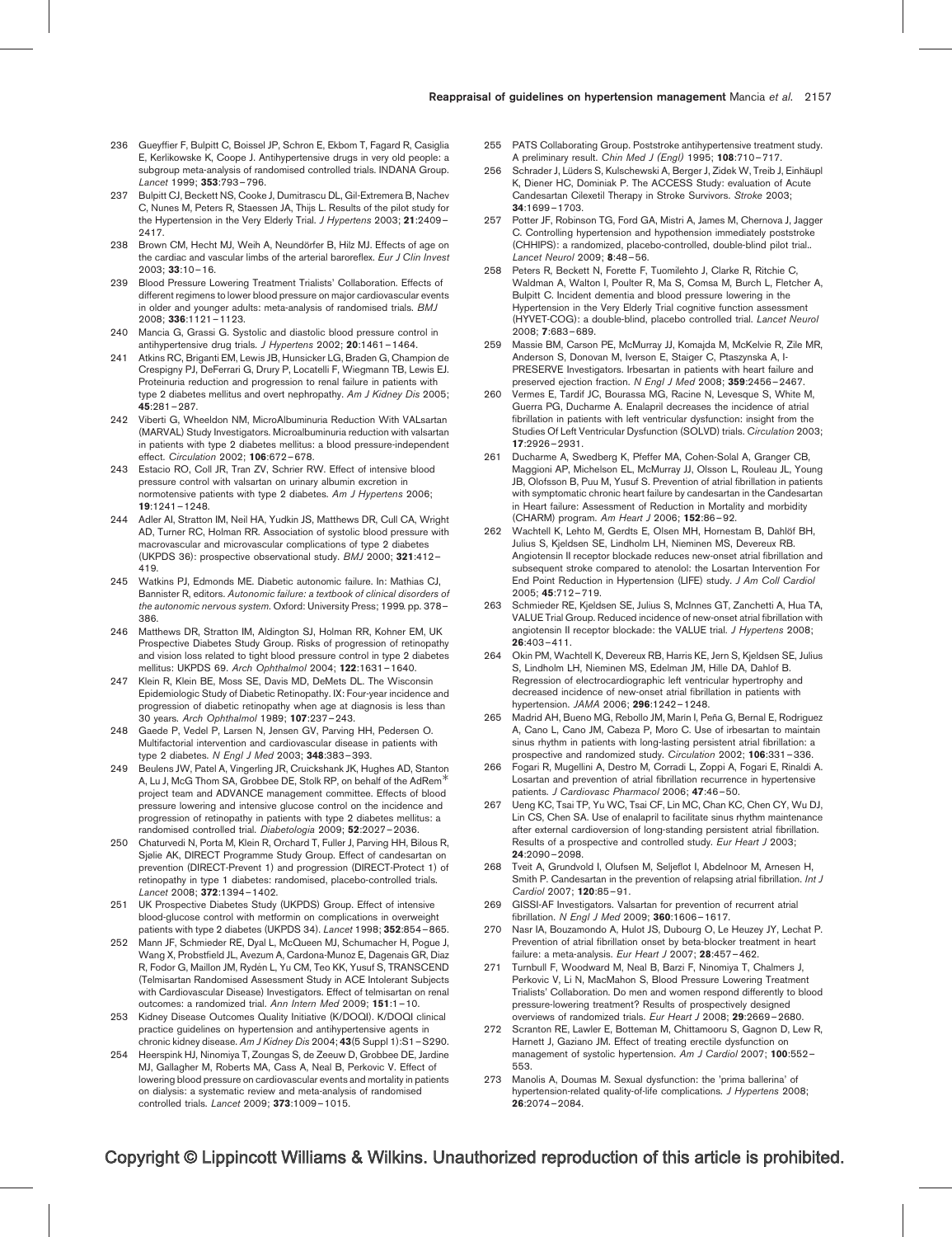236 Gueyffier F, Bulpitt C, Boissel JP, Schron E, Ekbom T, Fagard R, Casiglia E, Kerlikowske K, Coope J. Antihypertensive drugs in very old people: a subgroup meta-analysis of randomised controlled trials. INDANA Group. *Lancet* 1999; **353**:793–796.

237 Bulpitt CJ, Beckett NS, Cooke J, Dumitrascu DL, Gil-Extremera B, Nachev C, Nunes M, Peters R, Staessen JA, Thijs L. Results of the pilot study for the Hypertension in the Very Elderly Trial. *J Hypertens* 2003; **21**:2409–2417.

238 Brown CM, Hecht MJ, Weih A, Neundörfer B, Hilz MJ. Effects of age on the cardiac and vascular limbs of the arterial baroreflex. *Eur J Clin Invest* 2003; **33**:10–16.

239 Blood Pressure Lowering Treatment Trialists' Collaboration. Effects of different regimens to lower blood pressure on major cardiovascular events in older and younger adults: meta-analysis of randomised trials. *BMJ* 2008; **336**:1121–1123.

240 Mancia G, Grassi G. Systolic and diastolic blood pressure control in antihypertensive drug trials. *J Hypertens* 2002; **20**:1461–1464.

241 Atkins RC, Briganti EM, Lewis JB, Hunsicker LG, Braden G, Champion de Crespigny PJ, DeFerrari G, Drury P, Locatelli F, Wiegmann TB, Lewis EJ. Proteinuria reduction and progression to renal failure in patients with type 2 diabetes mellitus and overt nephropathy. *Am J Kidney Dis* 2005; **45**:281–287.

242 Viberti G, Wheeldon NM, MicroAlbuminuria Reduction With VALsartan (MARVAL) Study Investigators. Microalbuminuria reduction with valsartan in patients with type 2 diabetes mellitus: a blood pressure-independent effect. *Circulation* 2002; **106**:672–678.

243 Estacio RO, Coll JR, Tran ZV, Schrier RW. Effect of intensive blood pressure control with valsartan on urinary albumin excretion in normotensive patients with type 2 diabetes. *Am J Hypertens* 2006; **19**:1241–1248.

244 Adler AI, Stratton IM, Neil HA, Yudkin JS, Matthews DR, Cull CA, Wright AD, Turner RC, Holman RR. Association of systolic blood pressure with macrovascular and microvascular complications of type 2 diabetes (UKPDS 36): prospective observational study. *BMJ* 2000; **321**:412–419.

245 Watkins PJ, Edmonds ME. Diabetic autonomic failure. In: Mathias CJ, Bannister R, editors. *Autonomic failure: a textbook of clinical disorders of the autonomic nervous system*. Oxford: University Press; 1999. pp. 378–386.

246 Matthews DR, Stratton IM, Aldington SJ, Holman RR, Kohner EM, UK Prospective Diabetes Study Group. Risks of progression of retinopathy and vision loss related to tight blood pressure control in type 2 diabetes mellitus: UKPDS 69. *Arch Ophthalmol* 2004; **122**:1631–1640.

247 Klein R, Klein BE, Moss SE, Davis MD, DeMets DL. The Wisconsin Epidemiologic Study of Diabetic Retinopathy. IX: Four-year incidence and progression of diabetic retinopathy when age at diagnosis is less than 30 years. *Arch Ophthalmol* 1989; **107**:237–243.

248 Gaede P, Vedel P, Larsen N, Jensen GV, Parving HH, Pedersen O. Multifactorial intervention and cardiovascular disease in patients with type 2 diabetes. *N Engl J Med* 2003; **348**:383–393.

249 Beulens JW, Patel A, Vingerling JR, Cruickshank JK, Hughes AD, Stanton A, Lu J, McG Thom SA, Grobbee DE, Stolk RP, on behalf of the AdRem* project team and ADVANCE management committee. Effects of blood pressure lowering and intensive glucose control on the incidence and progression of retinopathy in patients with type 2 diabetes mellitus: a randomised controlled trial. *Diabetologia* 2009; **52**:2027–2036.

250 Chaturvedi N, Porta M, Klein R, Orchard T, Fuller J, Parving HH, Bilous R, Sjølie AK, DIRECT Programme Study Group. Effect of candesartan on prevention (DIRECT-Prevent 1) and progression (DIRECT-Protect 1) of retinopathy in type 1 diabetes: randomised, placebo-controlled trials. *Lancet* 2008; **372**:1394–1402.

251 UK Prospective Diabetes Study (UKPDS) Group. Effect of intensive blood-glucose control with metformin on complications in overweight patients with type 2 diabetes (UKPDS 34). *Lancet* 1998; **352**:854–865.

252 Mann JF, Schmieder RE, Dyal L, McQueen MJ, Schumacher H, Pogue J, Wang X, Probstfield JL, Avezum A, Cardona-Munoz E, Dagenais GR, Diaz R, Fodor G, Maillon JM, Rydén L, Yu CM, Teo KK, Yusuf S, TRANSCEND (Telmisartan Randomised Assessment Study in ACE Intolerant Subjects with Cardiovascular Disease) Investigators. Effect of telmisartan on renal outcomes: a randomized trial. *Ann Intern Med* 2009; **151**:1–10.

253 Kidney Disease Outcomes Quality Initiative (K/DOQI). K/DOQI clinical practice guidelines on hypertension and antihypertensive agents in chronic kidney disease. *Am J Kidney Dis* 2004; **43**(5 Suppl 1):S1–S290.

254 Heerspink HJ, Ninomiya T, Zoungas S, de Zeeuw D, Grobbee DE, Jardine MJ, Gallagher M, Roberts MA, Cass A, Neal B, Perkovic V. Effect of lowering blood pressure on cardiovascular events and mortality in patients on dialysis: a systematic review and meta-analysis of randomised controlled trials. *Lancet* 2009; **373**:1009–1015.

255 PATS Collaborating Group. Poststroke antihypertensive treatment study. A preliminary result. *Chin Med J (Engl)* 1995; **108**:710–717.

256 Schrader J, Lüders S, Kulschewski A, Berger J, Zidek W, Treib J, Einhäupl K, Diener HC, Dominiak P. The ACCESS Study: evaluation of Acute Candesartan Cilexetil Therapy in Stroke Survivors. *Stroke* 2003; **34**:1699–1703.

257 Potter JF, Robinson TG, Ford GA, Mistri A, James M, Chernova J, Jagger C. Controlling hypertension and hypotension immediately poststroke (CHHIPS): a randomized, placebo-controlled, double-blind pilot trial.. *Lancet Neurol* 2009; **8**:48–56.

258 Peters R, Beckett N, Forette F, Tuomilehto J, Clarke R, Ritchie C, Waldman A, Walton I, Poulter R, Ma S, Comsa M, Burch L, Fletcher A, Bulpitt C. Incident dementia and blood pressure lowering in the Hypertension in the Very Elderly Trial cognitive function assessment (HYVET-COG): a double-blind, placebo controlled trial. *Lancet Neurol* 2008; **7**:683–689.

259 Massie BM, Carson PE, McMurray JJ, Komajda M, McKelvie R, Zile MR, Anderson S, Donovan M, Iverson E, Staiger C, Ptaszynska A, I-PRESERVE Investigators. Irbesartan in patients with heart failure and preserved ejection fraction. *N Engl J Med* 2008; **359**:2456–2467.

260 Vermes E, Tardif JC, Bourassa MG, Racine N, Levesque S, White M, Guerra PG, Ducharme A. Enalapril decreases the incidence of atrial fibrillation in patients with left ventricular dysfunction: insight from the Studies Of Left Ventricular Dysfunction (SOLVD) trials. *Circulation* 2003; **17**:2926–2931.

261 Ducharme A, Swedberg K, Pfeffer MA, Cohen-Solal A, Granger CB, Maggioni AP, Michelson EL, McMurray JJ, Olsson L, Rouleau JL, Young JB, Olofsson B, Puu M, Yusuf S. Prevention of atrial fibrillation in patients with symptomatic chronic heart failure by candesartan in the Candesartan in Heart failure: Assessment of Reduction in Mortality and morbidity (CHARM) program. *Am Heart J* 2006; **152**:86–92.

262 Wachtell K, Lehto M, Gerdts E, Olsen MH, Hornestam B, Dahlöf BH, Julius S, Kjeldsen SE, Lindholm LH, Nieminen MS, Devereux RB. Angiotensin II receptor blockade reduces new-onset atrial fibrillation and subsequent stroke compared to atenolol: the Losartan Intervention For End Point Reduction in Hypertension (LIFE) study. *J Am Coll Cardiol* 2005; **45**:712–719.

263 Schmieder RE, Kjeldsen SE, Julius S, McInnes GT, Zanchetti A, Hua TA, VALUE Trial Group. Reduced incidence of new-onset atrial fibrillation with angiotensin II receptor blockade: the VALUE trial. *J Hypertens* 2008; **26**:403–411.

264 Okin PM, Wachtell K, Devereux RB, Harris KE, Jern S, Kjeldsen SE, Julius S, Lindholm LH, Nieminen MS, Edelman JM, Hille DA, Dahlof B. Regression of electrocardiographic left ventricular hypertrophy and decreased incidence of new-onset atrial fibrillation in patients with hypertension. *JAMA* 2006; **296**:1242–1248.

265 Madrid AH, Bueno MG, Rebollo JM, Marín I, Peña G, Bernal E, Rodriguez A, Cano L, Cano JM, Cabeza P, Moro C. Use of irbesartan to maintain sinus rhythm in patients with long-lasting persistent atrial fibrillation: a prospective and randomized study. *Circulation* 2002; **106**:331–336.

266 Fogari R, Mugellini A, Destro M, Corradi L, Zoppi A, Fogari E, Rinaldi A. Losartan and prevention of atrial fibrillation recurrence in hypertensive patients. *J Cardiovasc Pharmacol* 2006; **47**:46–50.

267 Ueng KC, Tsai TP, Yu WC, Tsai CF, Lin MC, Chan KC, Chen CY, Wu DJ, Lin CS, Chen SA. Use of enalapril to facilitate sinus rhythm maintenance after external cardioversion of long-standing persistent atrial fibrillation. Results of a prospective and controlled study. *Eur Heart J* 2003; **24**:2090–2098.

268 Tveit A, Grundvold I, Olufsen M, Seljeflot I, Abdelnoor M, Arnesen H, Smith P. Candesartan in the prevention of relapsing atrial fibrillation. *Int J Cardiol* 2007; **120**:85–91.

269 GISSI-AF Investigators. Valsartan for prevention of recurrent atrial fibrillation. *N Engl J Med* 2009; **360**:1606–1617.

270 Nasr IA, Bouzamondo A, Hulot JS, Dubourg O, Le Heuzey JY, Lechat P. Prevention of atrial fibrillation onset by beta-blocker treatment in heart failure: a meta-analysis. *Eur Heart J* 2007; **28**:457–462.

271 Turnbull F, Woodward M, Neal B, Barzi F, Ninomiya T, Chalmers J, Perkovic V, Li N, MacMahon S, Blood Pressure Lowering Treatment Trialists' Collaboration. Do men and women respond differently to blood pressure-lowering treatment? Results of prospectively designed overviews of randomized trials. *Eur Heart J* 2008; **29**:2669–2680.

272 Scranton RE, Lawler E, Botteman M, Chittamooru S, Gagnon D, Lew R, Harnett J, Gaziano JM. Effect of treating erectile dysfunction on management of systolic hypertension. *Am J Cardiol* 2007; **100**:552–553.

273 Manolis A, Doumas M. Sexual dysfunction: the 'prima ballerina' of hypertension-related quality-of-life complications. *J Hypertens* 2008; **26**:2074–2084.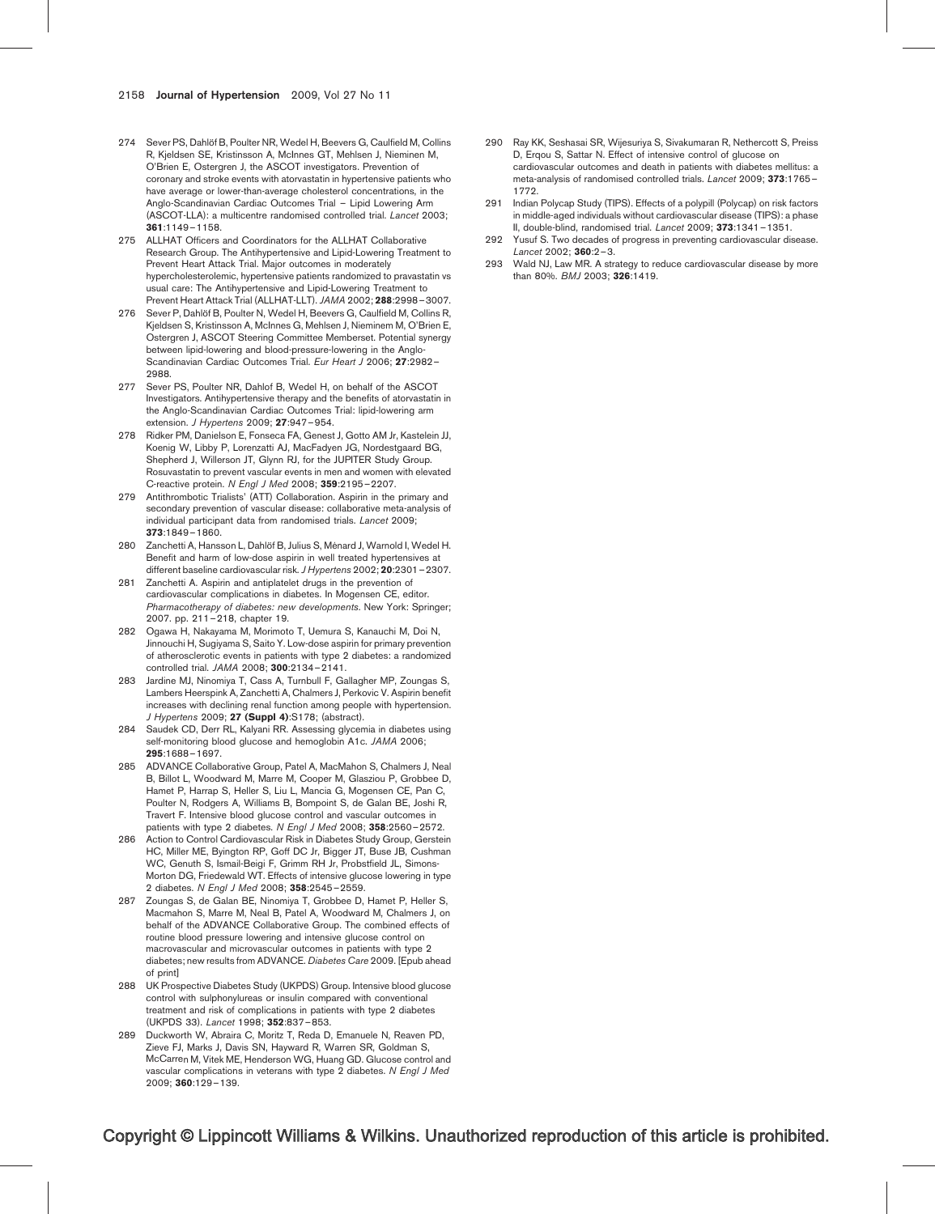274 Sever PS, Dahlöf B, Poulter NR, Wedel H, Beevers G, Caulfield M, Collins R, Kjeldsen SE, Kristinsson A, McInnes GT, Mehlsen J, Nieminen M, O'Brien E, Ostergren J, the ASCOT investigators. Prevention of coronary and stroke events with atorvastatin in hypertensive patients who have average or lower-than-average cholesterol concentrations, in the Anglo-Scandinavian Cardiac Outcomes Trial – Lipid Lowering Arm (ASCOT-LLA): a multicentre randomised controlled trial. *Lancet* 2003; **361**:1149–1158.

275 ALLHAT Officers and Coordinators for the ALLHAT Collaborative Research Group. The Antihypertensive and Lipid-Lowering Treatment to Prevent Heart Attack Trial. Major outcomes in moderately hypercholesterolemic, hypertensive patients randomized to pravastatin vs usual care: The Antihypertensive and Lipid-Lowering Treatment to Prevent Heart Attack Trial (ALLHAT-LLT). *JAMA* 2002; **288**:2998–3007.

276 Sever P, Dahlöf B, Poulter N, Wedel H, Beevers G, Caulfield M, Collins R, Kjeldsen S, Kristinsson A, McInnes G, Mehlsen J, Nieminem M, O'Brien E, Ostergren J, ASCOT Steering Committee Memberset. Potential synergy between lipid-lowering and blood-pressure-lowering in the Anglo-Scandinavian Cardiac Outcomes Trial. *Eur Heart J* 2006; **27**:2982–2988.

277 Sever PS, Poulter NR, Dahlof B, Wedel H, on behalf of the ASCOT Investigators. Antihypertensive therapy and the benefits of atorvastatin in the Anglo-Scandinavian Cardiac Outcomes Trial: lipid-lowering arm extension. *J Hypertens* 2009; **27**:947–954.

278 Ridker PM, Danielson E, Fonseca FA, Genest J, Gotto AM Jr, Kastelein JJ, Koenig W, Libby P, Lorenzatti AJ, MacFadyen JG, Nordestgaard BG, Shepherd J, Willerson JT, Glynn RJ, for the JUPITER Study Group. Rosuvastatin to prevent vascular events in men and women with elevated C-reactive protein. *N Engl J Med* 2008; **359**:2195–2207.

279 Antithrombotic Trialists' (ATT) Collaboration. Aspirin in the primary and secondary prevention of vascular disease: collaborative meta-analysis of individual participant data from randomised trials. *Lancet* 2009; **373**:1849–1860.

280 Zanchetti A, Hansson L, Dahlöf B, Julius S, Ménard J, Warnold I, Wedel H. Benefit and harm of low-dose aspirin in well treated hypertensives at different baseline cardiovascular risk. *J Hypertens* 2002; **20**:2301–2307.

281 Zanchetti A. Aspirin and antiplatelet drugs in the prevention of cardiovascular complications in diabetes. In Mogensen CE, editor. *Pharmacotherapy of diabetes: new developments*. New York: Springer; 2007. pp. 211–218, chapter 19.

282 Ogawa H, Nakayama M, Morimoto T, Uemura S, Kanauchi M, Doi N, Jinnouchi H, Sugiyama S, Saito Y. Low-dose aspirin for primary prevention of atherosclerotic events in patients with type 2 diabetes: a randomized controlled trial. *JAMA* 2008; **300**:2134–2141.

283 Jardine MJ, Ninomiya T, Cass A, Turnbull F, Gallagher MP, Zoungas S, Lambers Heerspink A, Zanchetti A, Chalmers J, Perkovic V. Aspirin benefit increases with declining renal function among people with hypertension. *J Hypertens* 2009; **27 (Suppl 4)**:S178; (abstract).

284 Saudek CD, Derr RL, Kalyani RR. Assessing glycemia in diabetes using self-monitoring blood glucose and hemoglobin A1c. *JAMA* 2006; **295**:1688–1697.

285 ADVANCE Collaborative Group, Patel A, MacMahon S, Chalmers J, Neal B, Billot L, Woodward M, Marre M, Cooper M, Glasziou P, Grobbee D, Hamet P, Harrap S, Heller S, Liu L, Mancia G, Mogensen CE, Pan C, Poulter N, Rodgers A, Williams B, Bompoint S, de Galan BE, Joshi R, Travert F. Intensive blood glucose control and vascular outcomes in patients with type 2 diabetes. *N Engl J Med* 2008; **358**:2560–2572.

286 Action to Control Cardiovascular Risk in Diabetes Study Group, Gerstein HC, Miller ME, Byington RP, Goff DC Jr, Bigger JT, Buse JB, Cushman WC, Genuth S, Ismail-Beigi F, Grimm RH Jr, Probstfield JL, Simons-Morton DG, Friedewald WT. Effects of intensive glucose lowering in type 2 diabetes. *N Engl J Med* 2008; **358**:2545–2559.

287 Zoungas S, de Galan BE, Ninomiya T, Grobbee D, Hamet P, Heller S, Macmahon S, Marre M, Neal B, Patel A, Woodward M, Chalmers J, on behalf of the ADVANCE Collaborative Group. The combined effects of routine blood pressure lowering and intensive glucose control on macrovascular and microvascular outcomes in patients with type 2 diabetes; new results from ADVANCE. *Diabetes Care* 2009. [Epub ahead of print]

288 UK Prospective Diabetes Study (UKPDS) Group. Intensive blood glucose control with sulphonylureas or insulin compared with conventional treatment and risk of complications in patients with type 2 diabetes (UKPDS 33). *Lancet* 1998; **352**:837–853.

289 Duckworth W, Abraira C, Moritz T, Reda D, Emanuele N, Reaven PD, Zieve FJ, Marks J, Davis SN, Hayward R, Warren SR, Goldman S, McCarren M, Vitek ME, Henderson WG, Huang GD. Glucose control and vascular complications in veterans with type 2 diabetes. *N Engl J Med* 2009; **360**:129–139.

290 Ray KK, Seshasai SR, Wijesuriya S, Sivakumaran R, Nethercott S, Preiss D, Erqou S, Sattar N. Effect of intensive control of glucose on cardiovascular outcomes and death in patients with diabetes mellitus: a meta-analysis of randomised controlled trials. *Lancet* 2009; **373**:1765–1772.

291 Indian Polycap Study (TIPS). Effects of a polypill (Polycap) on risk factors in middle-aged individuals without cardiovascular disease (TIPS): a phase II, double-blind, randomised trial. *Lancet* 2009; **373**:1341–1351.

292 Yusuf S. Two decades of progress in preventing cardiovascular disease. *Lancet* 2002; **360**:2–3.

293 Wald NJ, Law MR. A strategy to reduce cardiovascular disease by more than 80%. *BMJ* 2003; **326**:1419.